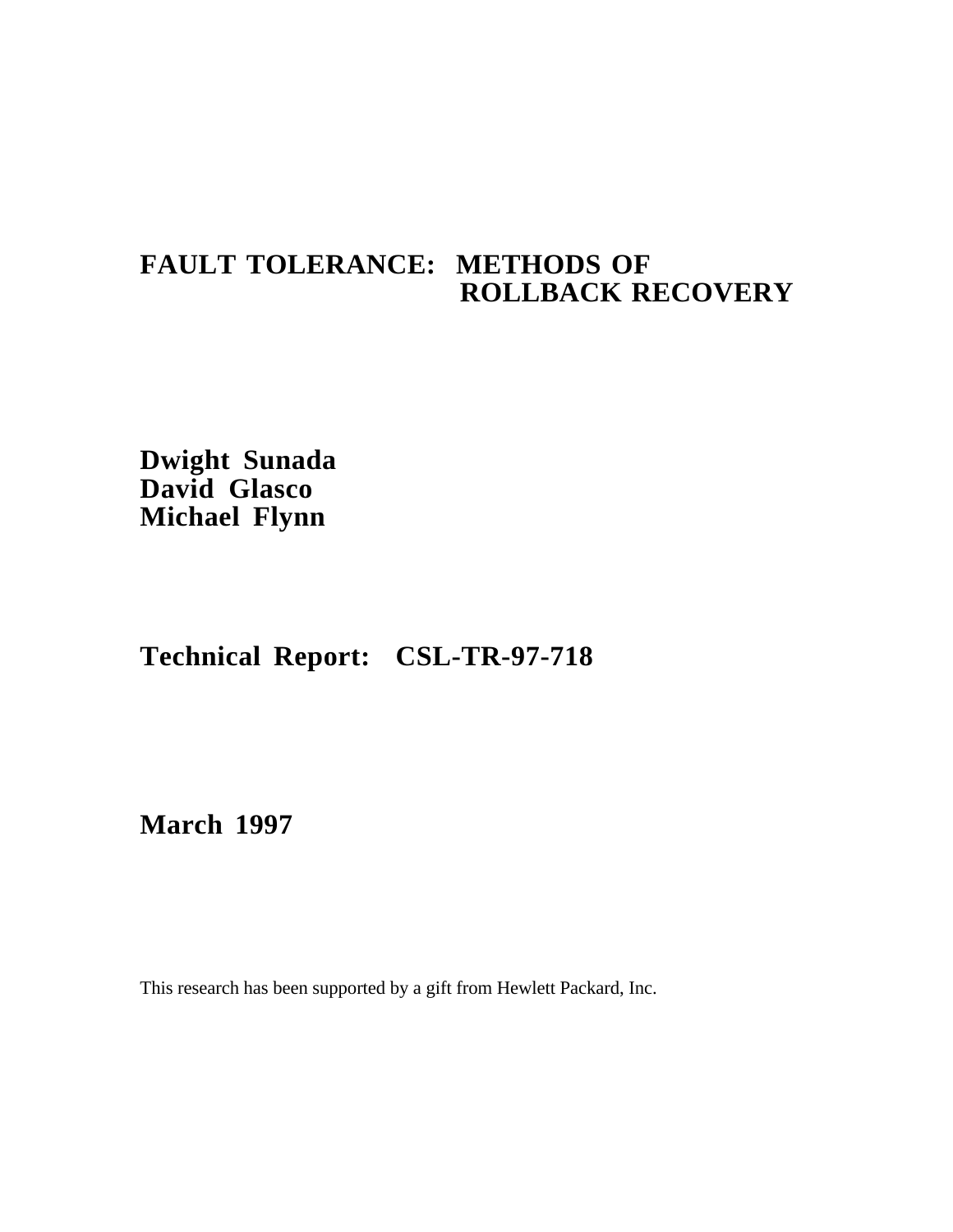# FAULT TOLERANCE: METHODS OF ROLLBACK RECOVERY

**Dwight Sunada**
**David Glasco**
**Michael Flynn**

**Technical Report: CSL-TR-97-718**

**March 1997**

This research has been supported by a gift from Hewlett Packard, Inc.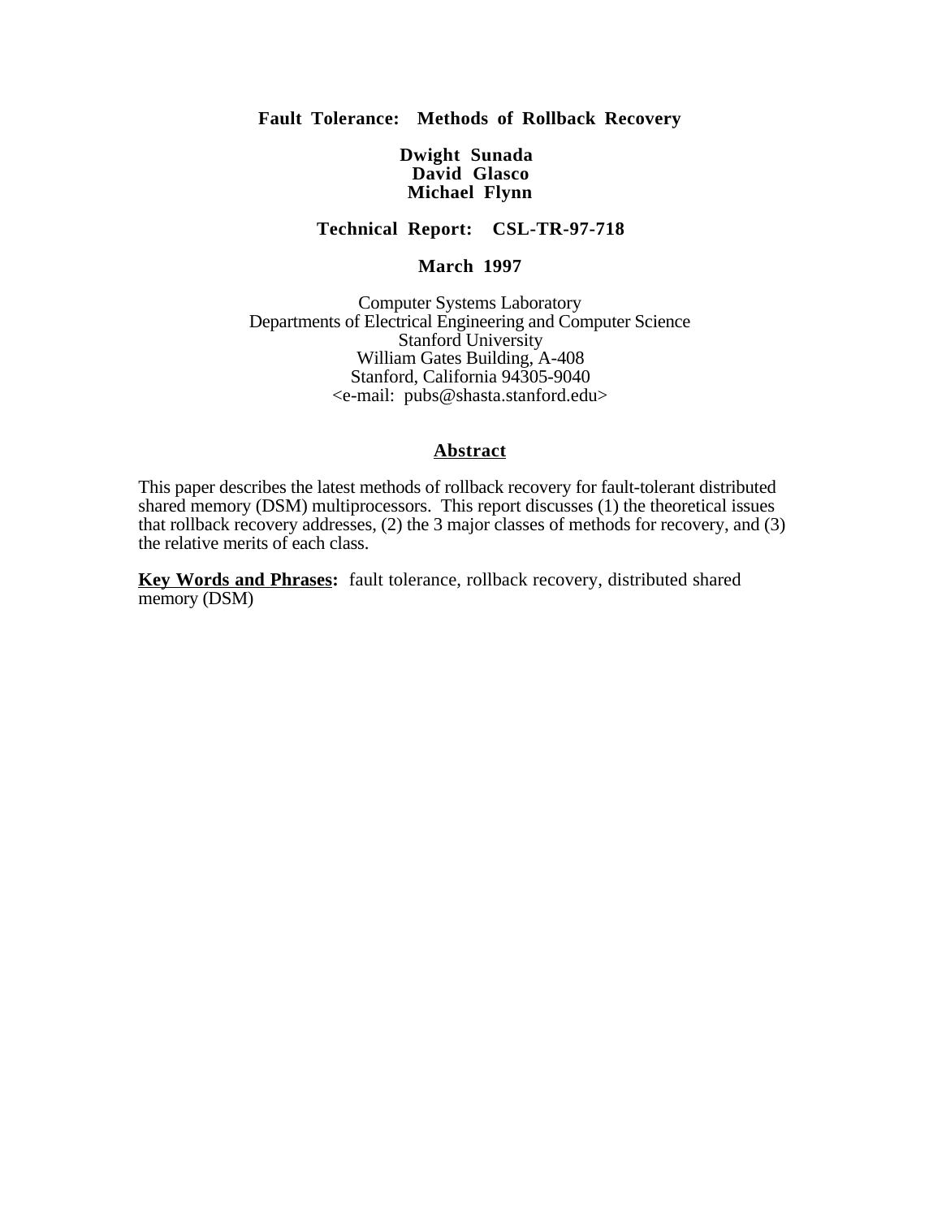# Fault Tolerance: Methods of Rollback Recovery

**Dwight Sunada**
**David Glasco**
**Michael Flynn**

**Technical Report: CSL-TR-97-718**

**March 1997**

Computer Systems Laboratory
Departments of Electrical Engineering and Computer Science
Stanford University
William Gates Building, A-408
Stanford, California 94305-9040
<e-mail: pubs@shasta.stanford.edu>

## Abstract

This paper describes the latest methods of rollback recovery for fault-tolerant distributed shared memory (DSM) multiprocessors. This report discusses (1) the theoretical issues that rollback recovery addresses, (2) the 3 major classes of methods for recovery, and (3) the relative merits of each class.

**Key Words and Phrases:** fault tolerance, rollback recovery, distributed shared memory (DSM)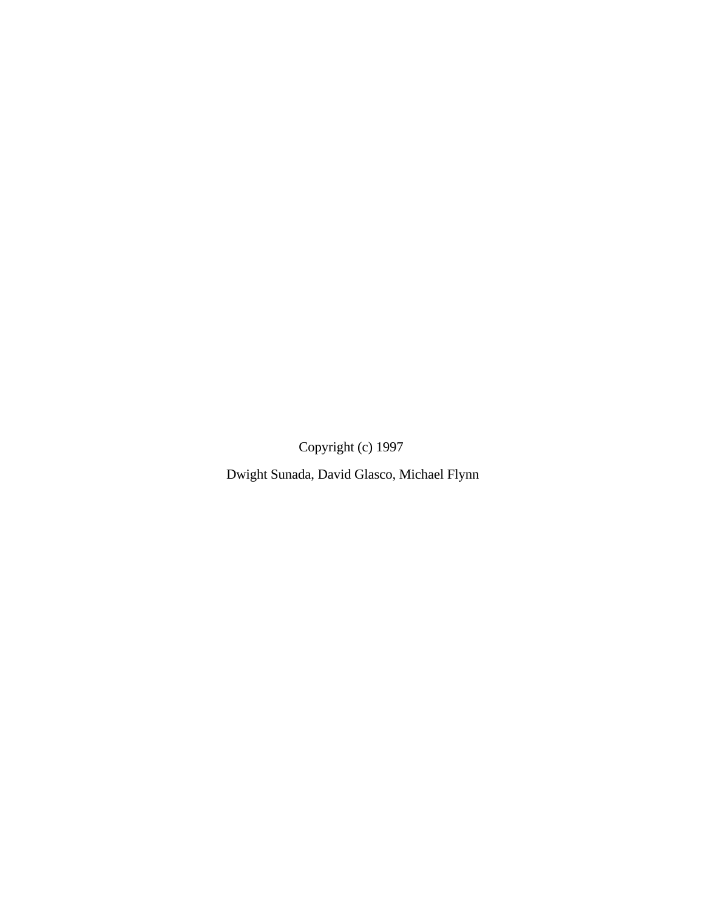Copyright (c) 1997

Dwight Sunada, David Glasco, Michael Flynn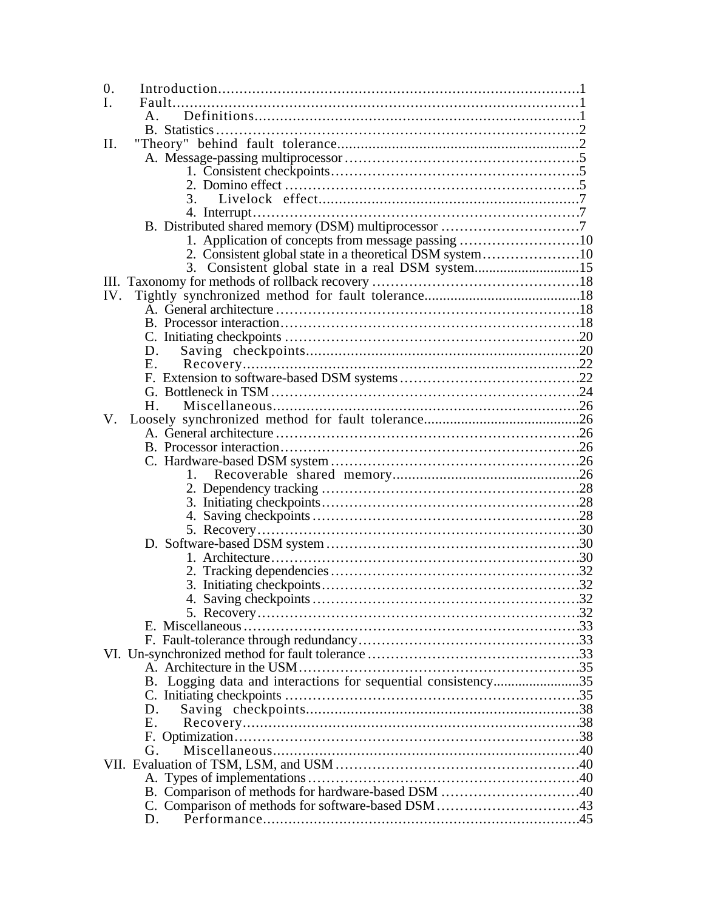0. Introduction.......................................................................................1

I. Fault.....................................................................................................1

A. Definitions......................................................................................1

B. Statistics .........................................................................................2

II. "Theory" behind fault tolerance..........................................................2

A. Message-passing multiprocessor ....................................................5

1. Consistent checkpoints.............................................................5

2. Domino effect ...........................................................................5

3. Livelock effect..........................................................................7

4. Interrupt....................................................................................7

B. Distributed shared memory (DSM) multiprocessor ..........................7

1. Application of concepts from message passing .........................10

2. Consistent global state in a theoretical DSM system.................10

3. Consistent global state in a real DSM system...........................15

III. Taxonomy for methods of rollback recovery ......................................18

IV. Tightly synchronized method for fault tolerance..................................18

A. General architecture ......................................................................18

B. Processor interaction......................................................................18

C. Initiating checkpoints .....................................................................20

D. Saving checkpoints.........................................................................20

E. Recovery........................................................................................22

F. Extension to software-based DSM systems .....................................22

G. Bottleneck in TSM .........................................................................24

H. Miscellaneous.................................................................................26

V. Loosely synchronized method for fault tolerance..................................26

A. General architecture .......................................................................26

B. Processor interaction.......................................................................26

C. Hardware-based DSM system .........................................................26

1. Recoverable shared memory.......................................................26

2. Dependency tracking .................................................................28

3. Initiating checkpoints.................................................................28

4. Saving checkpoints ....................................................................28

5. Recovery....................................................................................30

D. Software-based DSM system ...........................................................30

1. Architecture...............................................................................30

2. Tracking dependencies ...............................................................32

3. Initiating checkpoints.................................................................32

4. Saving checkpoints ....................................................................32

5. Recovery....................................................................................32

E. Miscellaneous....................................................................................33

F. Fault-tolerance through redundancy...................................................33

VI. Un-synchronized method for fault tolerance .........................................33

A. Architecture in the USM..................................................................35

B. Logging data and interactions for sequential consistency....................35

C. Initiating checkpoints ......................................................................35

D. Saving checkpoints..........................................................................38

E. Recovery.........................................................................................38

F. Optimization....................................................................................38

G. Miscellaneous..................................................................................40

VII. Evaluation of TSM, LSM, and USM ...................................................40

A. Types of implementations................................................................40

B. Comparison of methods for hardware-based DSM ............................40

C. Comparison of methods for software-based DSM..............................43

D. Performance.....................................................................................45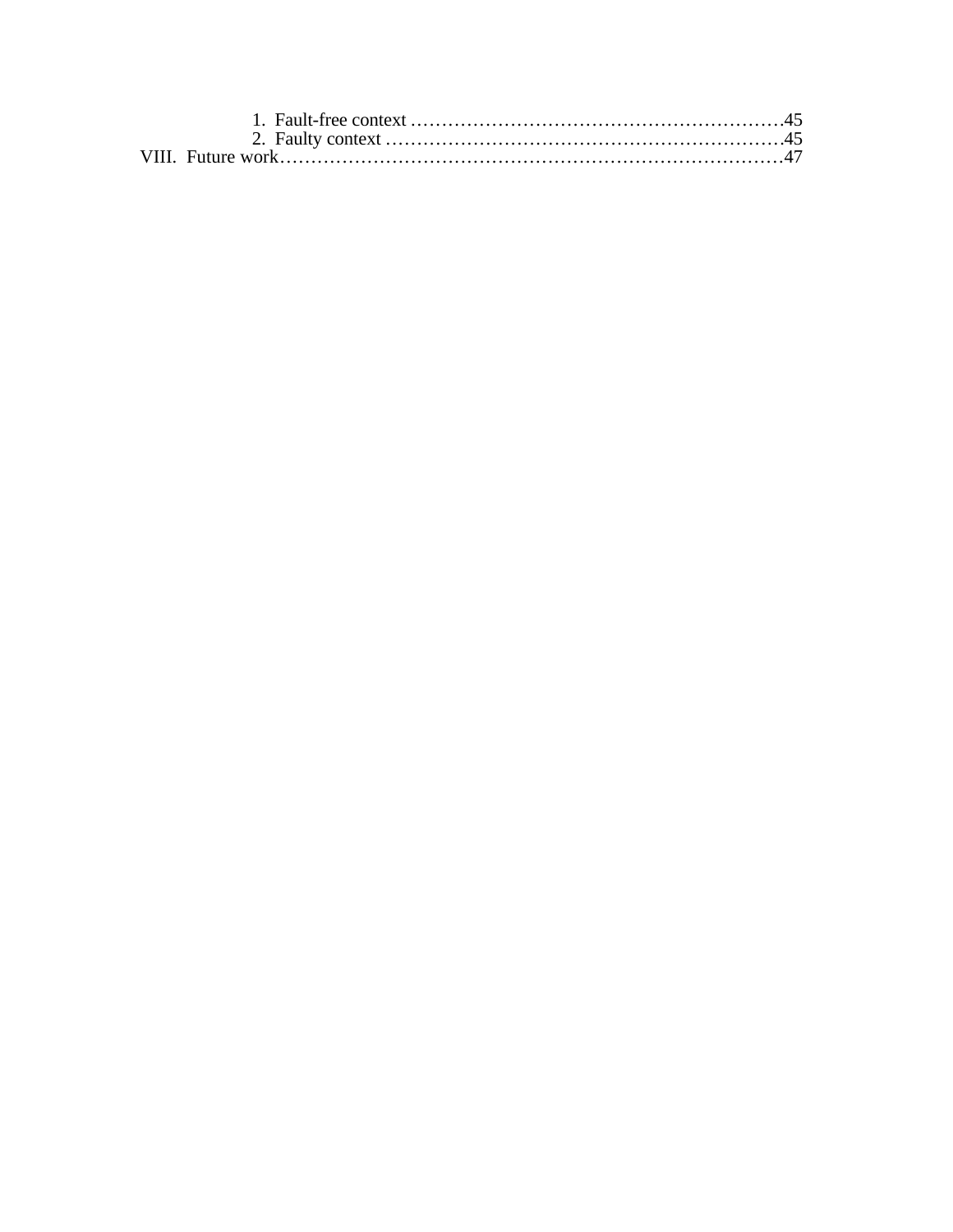1. Fault-free context ……………………………………………………45
2. Faulty context …………………………………………………………45

VIII. Future work……………………………………………………………………47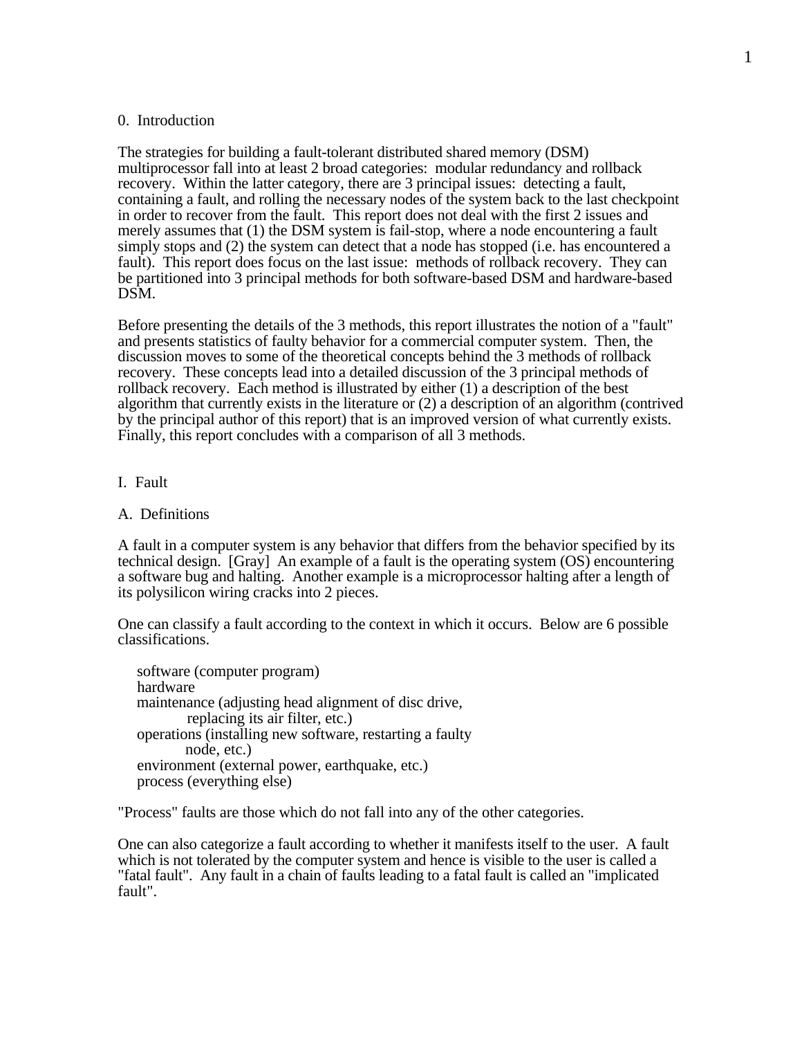## 0. Introduction

The strategies for building a fault-tolerant distributed shared memory (DSM) multiprocessor fall into at least 2 broad categories: modular redundancy and rollback recovery. Within the latter category, there are 3 principal issues: detecting a fault, containing a fault, and rolling the necessary nodes of the system back to the last checkpoint in order to recover from the fault. This report does not deal with the first 2 issues and merely assumes that (1) the DSM system is fail-stop, where a node encountering a fault simply stops and (2) the system can detect that a node has stopped (i.e. has encountered a fault). This report does focus on the last issue: methods of rollback recovery. They can be partitioned into 3 principal methods for both software-based DSM and hardware-based DSM.

Before presenting the details of the 3 methods, this report illustrates the notion of a "fault" and presents statistics of faulty behavior for a commercial computer system. Then, the discussion moves to some of the theoretical concepts behind the 3 methods of rollback recovery. These concepts lead into a detailed discussion of the 3 principal methods of rollback recovery. Each method is illustrated by either (1) a description of the best algorithm that currently exists in the literature or (2) a description of an algorithm (contrived by the principal author of this report) that is an improved version of what currently exists. Finally, this report concludes with a comparison of all 3 methods.

## I. Fault

### A. Definitions

A fault in a computer system is any behavior that differs from the behavior specified by its technical design. [Gray] An example of a fault is the operating system (OS) encountering a software bug and halting. Another example is a microprocessor halting after a length of its polysilicon wiring cracks into 2 pieces.

One can classify a fault according to the context in which it occurs. Below are 6 possible classifications.

- software (computer program)
- hardware
- maintenance (adjusting head alignment of disc drive, replacing its air filter, etc.)
- operations (installing new software, restarting a faulty node, etc.)
- environment (external power, earthquake, etc.)
- process (everything else)

"Process" faults are those which do not fall into any of the other categories.

One can also categorize a fault according to whether it manifests itself to the user. A fault which is not tolerated by the computer system and hence is visible to the user is called a "fatal fault". Any fault in a chain of faults leading to a fatal fault is called an "implicated fault".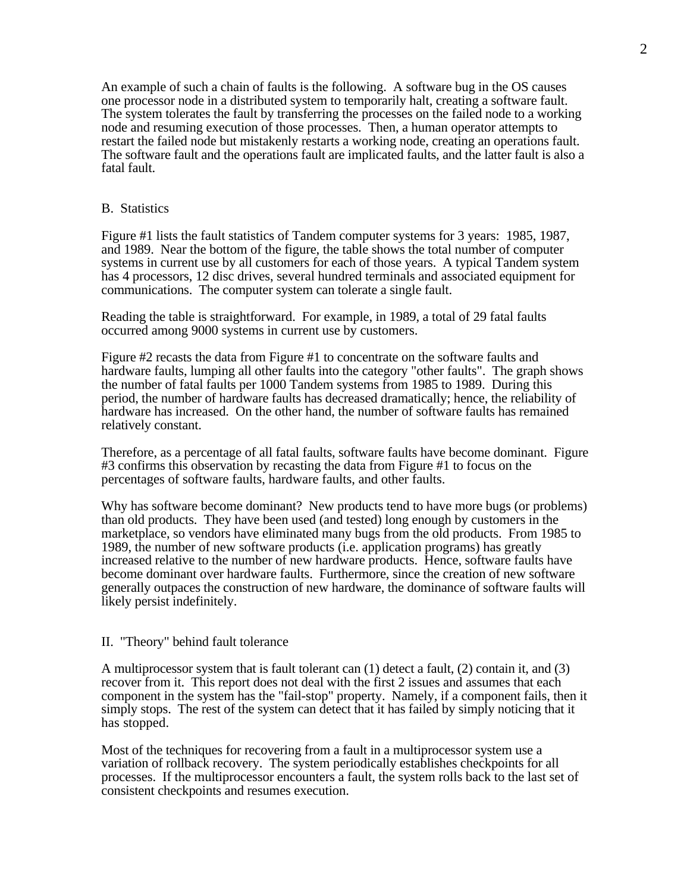An example of such a chain of faults is the following. A software bug in the OS causes one processor node in a distributed system to temporarily halt, creating a software fault. The system tolerates the fault by transferring the processes on the failed node to a working node and resuming execution of those processes. Then, a human operator attempts to restart the failed node but mistakenly restarts a working node, creating an operations fault. The software fault and the operations fault are implicated faults, and the latter fault is also a fatal fault.

### B. Statistics

Figure #1 lists the fault statistics of Tandem computer systems for 3 years: 1985, 1987, and 1989. Near the bottom of the figure, the table shows the total number of computer systems in current use by all customers for each of those years. A typical Tandem system has 4 processors, 12 disc drives, several hundred terminals and associated equipment for communications. The computer system can tolerate a single fault.

Reading the table is straightforward. For example, in 1989, a total of 29 fatal faults occurred among 9000 systems in current use by customers.

Figure #2 recasts the data from Figure #1 to concentrate on the software faults and hardware faults, lumping all other faults into the category "other faults". The graph shows the number of fatal faults per 1000 Tandem systems from 1985 to 1989. During this period, the number of hardware faults has decreased dramatically; hence, the reliability of hardware has increased. On the other hand, the number of software faults has remained relatively constant.

Therefore, as a percentage of all fatal faults, software faults have become dominant. Figure #3 confirms this observation by recasting the data from Figure #1 to focus on the percentages of software faults, hardware faults, and other faults.

Why has software become dominant? New products tend to have more bugs (or problems) than old products. They have been used (and tested) long enough by customers in the marketplace, so vendors have eliminated many bugs from the old products. From 1985 to 1989, the number of new software products (i.e. application programs) has greatly increased relative to the number of new hardware products. Hence, software faults have become dominant over hardware faults. Furthermore, since the creation of new software generally outpaces the construction of new hardware, the dominance of software faults will likely persist indefinitely.

## II. "Theory" behind fault tolerance

A multiprocessor system that is fault tolerant can (1) detect a fault, (2) contain it, and (3) recover from it. This report does not deal with the first 2 issues and assumes that each component in the system has the "fail-stop" property. Namely, if a component fails, then it simply stops. The rest of the system can detect that it has failed by simply noticing that it has stopped.

Most of the techniques for recovering from a fault in a multiprocessor system use a variation of rollback recovery. The system periodically establishes checkpoints for all processes. If the multiprocessor encounters a fault, the system rolls back to the last set of consistent checkpoints and resumes execution.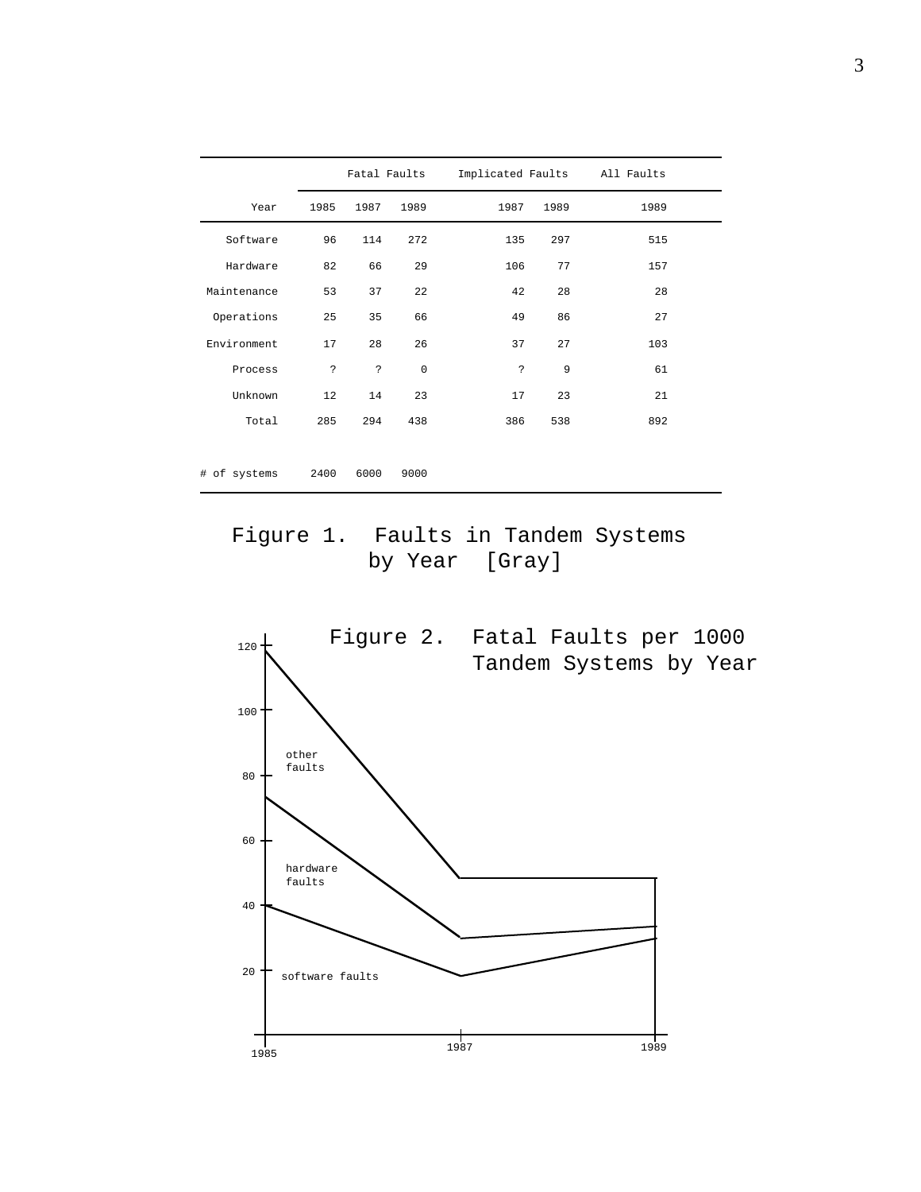| | Fatal Faults | | | Implicated Faults | | All Faults |
|---|---|---|---|---|---|---|
| Year | 1985 | 1987 | 1989 | 1987 | 1989 | 1989 |
| Software | 96 | 114 | 272 | 135 | 297 | 515 |
| Hardware | 82 | 66 | 29 | 106 | 77 | 157 |
| Maintenance | 53 | 37 | 22 | 42 | 28 | 28 |
| Operations | 25 | 35 | 66 | 49 | 86 | 27 |
| Environment | 17 | 28 | 26 | 37 | 27 | 103 |
| Process | ? | ? | 0 | ? | 9 | 61 |
| Unknown | 12 | 14 | 23 | 17 | 23 | 21 |
| Total | 285 | 294 | 438 | 386 | 538 | 892 |
| # of systems | 2400 | 6000 | 9000 | | | |

Figure 1. Faults in Tandem Systems by Year [Gray]

Figure 2. Fatal Faults per 1000 Tandem Systems by Year

120
100
80
60
40
20
other faults
hardware faults
software faults
1985
1987
1989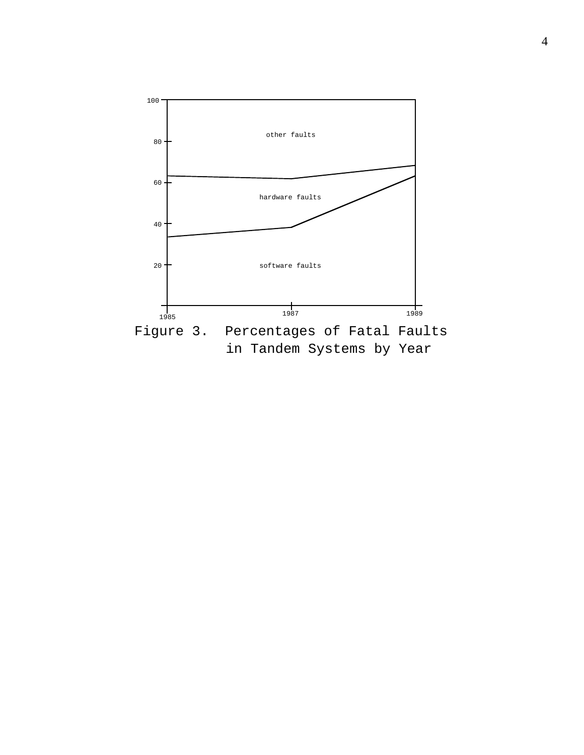100

80

60

40

20

other faults

hardware faults

software faults

1985

1987

1989

Figure 3. Percentages of Fatal Faults in Tandem Systems by Year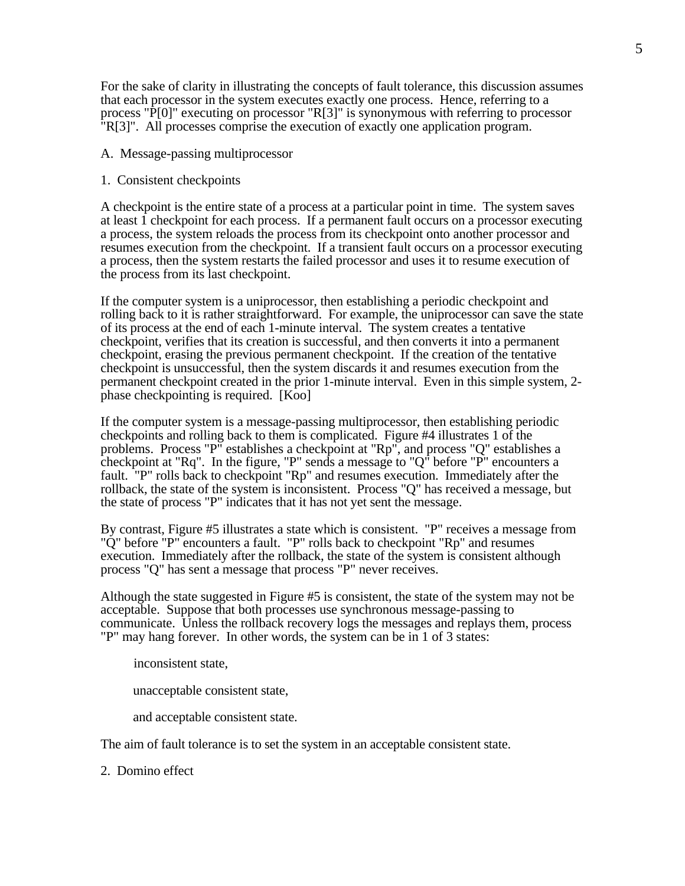For the sake of clarity in illustrating the concepts of fault tolerance, this discussion assumes that each processor in the system executes exactly one process. Hence, referring to a process "P[0]" executing on processor "R[3]" is synonymous with referring to processor "R[3]". All processes comprise the execution of exactly one application program.

## A. Message-passing multiprocessor

### 1. Consistent checkpoints

A checkpoint is the entire state of a process at a particular point in time. The system saves at least 1 checkpoint for each process. If a permanent fault occurs on a processor executing a process, the system reloads the process from its checkpoint onto another processor and resumes execution from the checkpoint. If a transient fault occurs on a processor executing a process, then the system restarts the failed processor and uses it to resume execution of the process from its last checkpoint.

If the computer system is a uniprocessor, then establishing a periodic checkpoint and rolling back to it is rather straightforward. For example, the uniprocessor can save the state of its process at the end of each 1-minute interval. The system creates a tentative checkpoint, verifies that its creation is successful, and then converts it into a permanent checkpoint, erasing the previous permanent checkpoint. If the creation of the tentative checkpoint is unsuccessful, then the system discards it and resumes execution from the permanent checkpoint created in the prior 1-minute interval. Even in this simple system, 2-phase checkpointing is required. [Koo]

If the computer system is a message-passing multiprocessor, then establishing periodic checkpoints and rolling back to them is complicated. Figure #4 illustrates 1 of the problems. Process "P" establishes a checkpoint at "Rp", and process "Q" establishes a checkpoint at "Rq". In the figure, "P" sends a message to "Q" before "P" encounters a fault. "P" rolls back to checkpoint "Rp" and resumes execution. Immediately after the rollback, the state of the system is inconsistent. Process "Q" has received a message, but the state of process "P" indicates that it has not yet sent the message.

By contrast, Figure #5 illustrates a state which is consistent. "P" receives a message from "Q" before "P" encounters a fault. "P" rolls back to checkpoint "Rp" and resumes execution. Immediately after the rollback, the state of the system is consistent although process "Q" has sent a message that process "P" never receives.

Although the state suggested in Figure #5 is consistent, the state of the system may not be acceptable. Suppose that both processes use synchronous message-passing to communicate. Unless the rollback recovery logs the messages and replays them, process "P" may hang forever. In other words, the system can be in 1 of 3 states:

> inconsistent state,
>
> unacceptable consistent state,
>
> and acceptable consistent state.

The aim of fault tolerance is to set the system in an acceptable consistent state.

### 2. Domino effect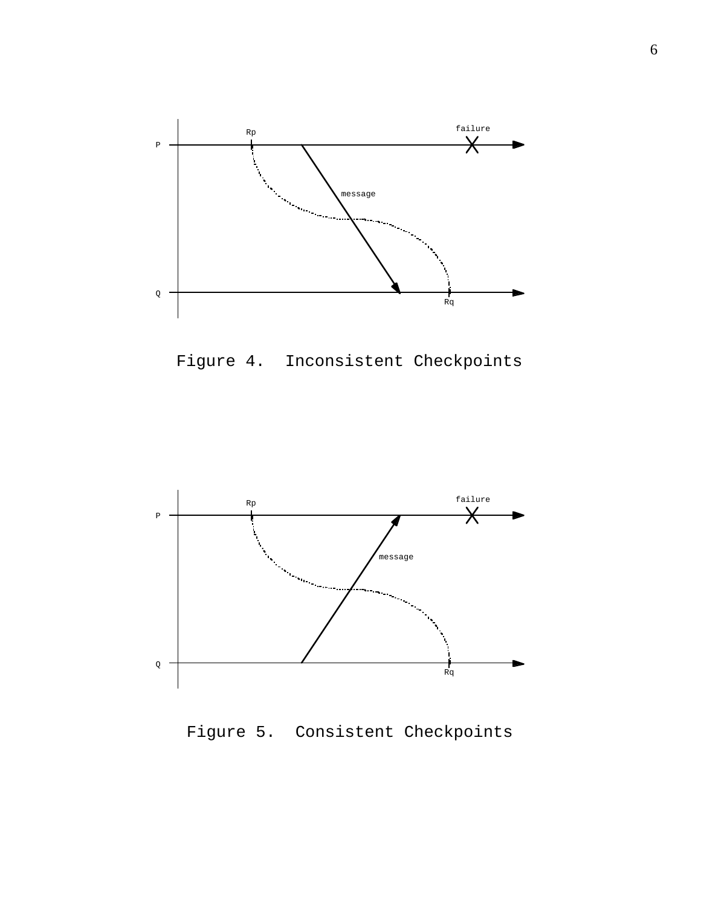Rp

failure

P

message

Q

Rq

Figure 4. Inconsistent Checkpoints

Rp

failure

P

message

Q

Rq

Figure 5. Consistent Checkpoints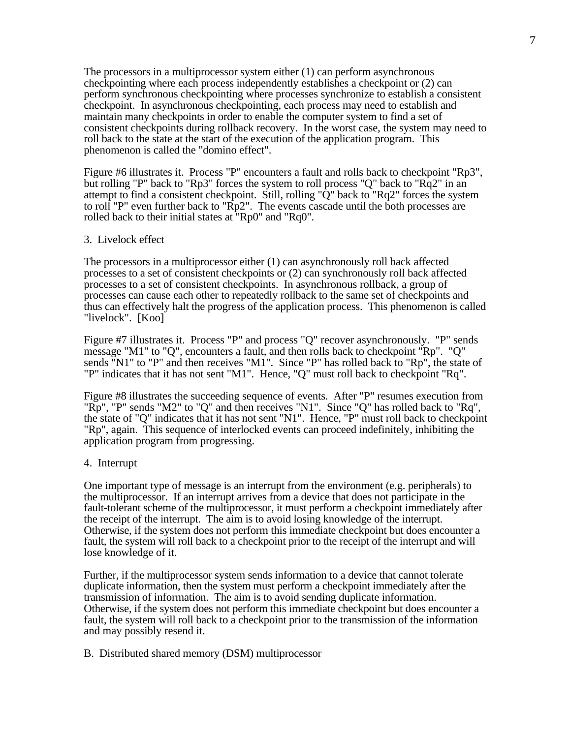The processors in a multiprocessor system either (1) can perform asynchronous checkpointing where each process independently establishes a checkpoint or (2) can perform synchronous checkpointing where processes synchronize to establish a consistent checkpoint. In asynchronous checkpointing, each process may need to establish and maintain many checkpoints in order to enable the computer system to find a set of consistent checkpoints during rollback recovery. In the worst case, the system may need to roll back to the state at the start of the execution of the application program. This phenomenon is called the "domino effect".

Figure #6 illustrates it. Process "P" encounters a fault and rolls back to checkpoint "Rp3", but rolling "P" back to "Rp3" forces the system to roll process "Q" back to "Rq2" in an attempt to find a consistent checkpoint. Still, rolling "Q" back to "Rq2" forces the system to roll "P" even further back to "Rp2". The events cascade until the both processes are rolled back to their initial states at "Rp0" and "Rq0".

3. Livelock effect

The processors in a multiprocessor either (1) can asynchronously roll back affected processes to a set of consistent checkpoints or (2) can synchronously roll back affected processes to a set of consistent checkpoints. In asynchronous rollback, a group of processes can cause each other to repeatedly rollback to the same set of checkpoints and thus can effectively halt the progress of the application process. This phenomenon is called "livelock". [Koo]

Figure #7 illustrates it. Process "P" and process "Q" recover asynchronously. "P" sends message "M1" to "Q", encounters a fault, and then rolls back to checkpoint "Rp". "Q" sends "N1" to "P" and then receives "M1". Since "P" has rolled back to "Rp", the state of "P" indicates that it has not sent "M1". Hence, "Q" must roll back to checkpoint "Rq".

Figure #8 illustrates the succeeding sequence of events. After "P" resumes execution from "Rp", "P" sends "M2" to "Q" and then receives "N1". Since "Q" has rolled back to "Rq", the state of "Q" indicates that it has not sent "N1". Hence, "P" must roll back to checkpoint "Rp", again. This sequence of interlocked events can proceed indefinitely, inhibiting the application program from progressing.

4. Interrupt

One important type of message is an interrupt from the environment (e.g. peripherals) to the multiprocessor. If an interrupt arrives from a device that does not participate in the fault-tolerant scheme of the multiprocessor, it must perform a checkpoint immediately after the receipt of the interrupt. The aim is to avoid losing knowledge of the interrupt. Otherwise, if the system does not perform this immediate checkpoint but does encounter a fault, the system will roll back to a checkpoint prior to the receipt of the interrupt and will lose knowledge of it.

Further, if the multiprocessor system sends information to a device that cannot tolerate duplicate information, then the system must perform a checkpoint immediately after the transmission of information. The aim is to avoid sending duplicate information. Otherwise, if the system does not perform this immediate checkpoint but does encounter a fault, the system will roll back to a checkpoint prior to the transmission of the information and may possibly resend it.

B. Distributed shared memory (DSM) multiprocessor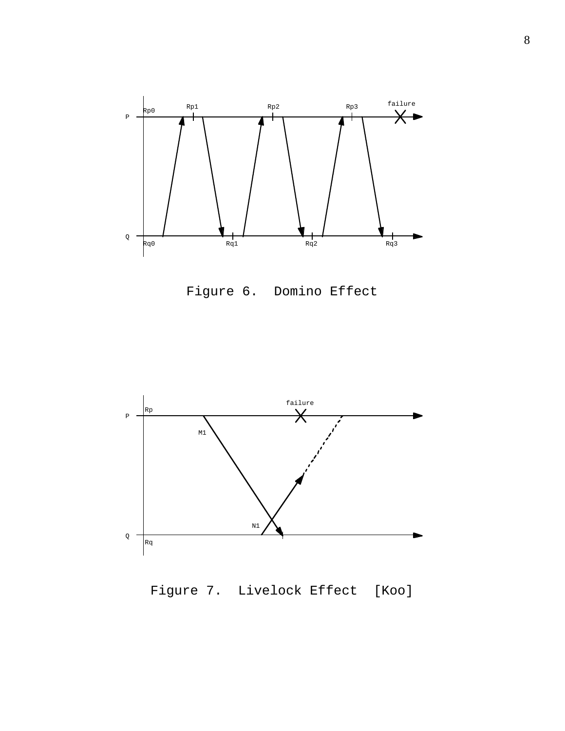P

Q

Rp0

Rp1

Rp2

Rp3

failure

Rq0

Rq1

Rq2

Rq3

Figure 6. Domino Effect

P

Q

Rp

Rq

failure

M1

N1

Figure 7. Livelock Effect [Koo]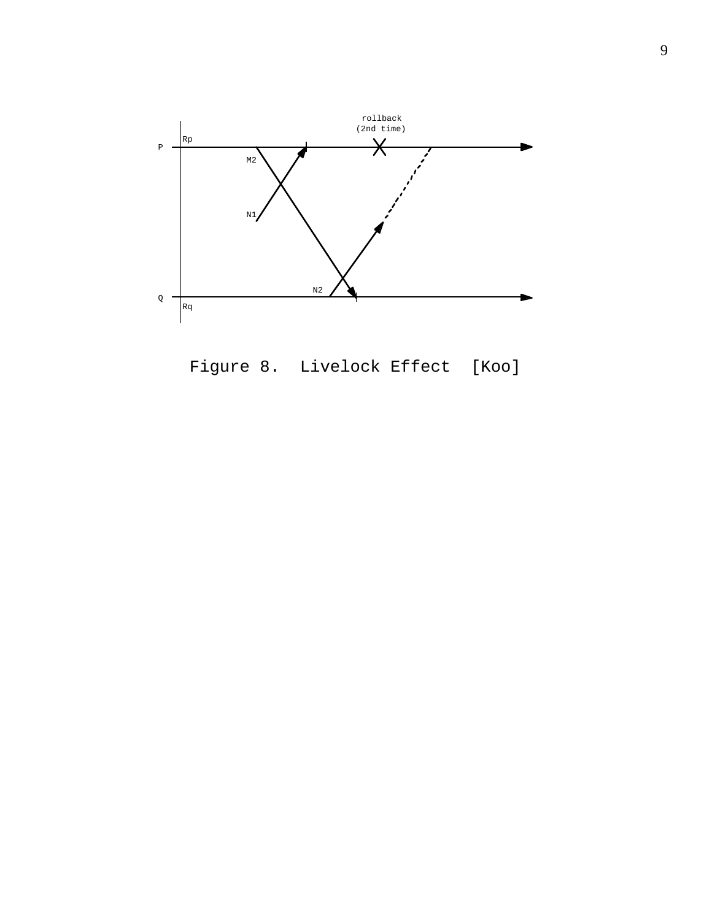rollback
(2nd time)

Rp

P

M2

N1

N2

Q

Rq

Figure 8. Livelock Effect [Koo]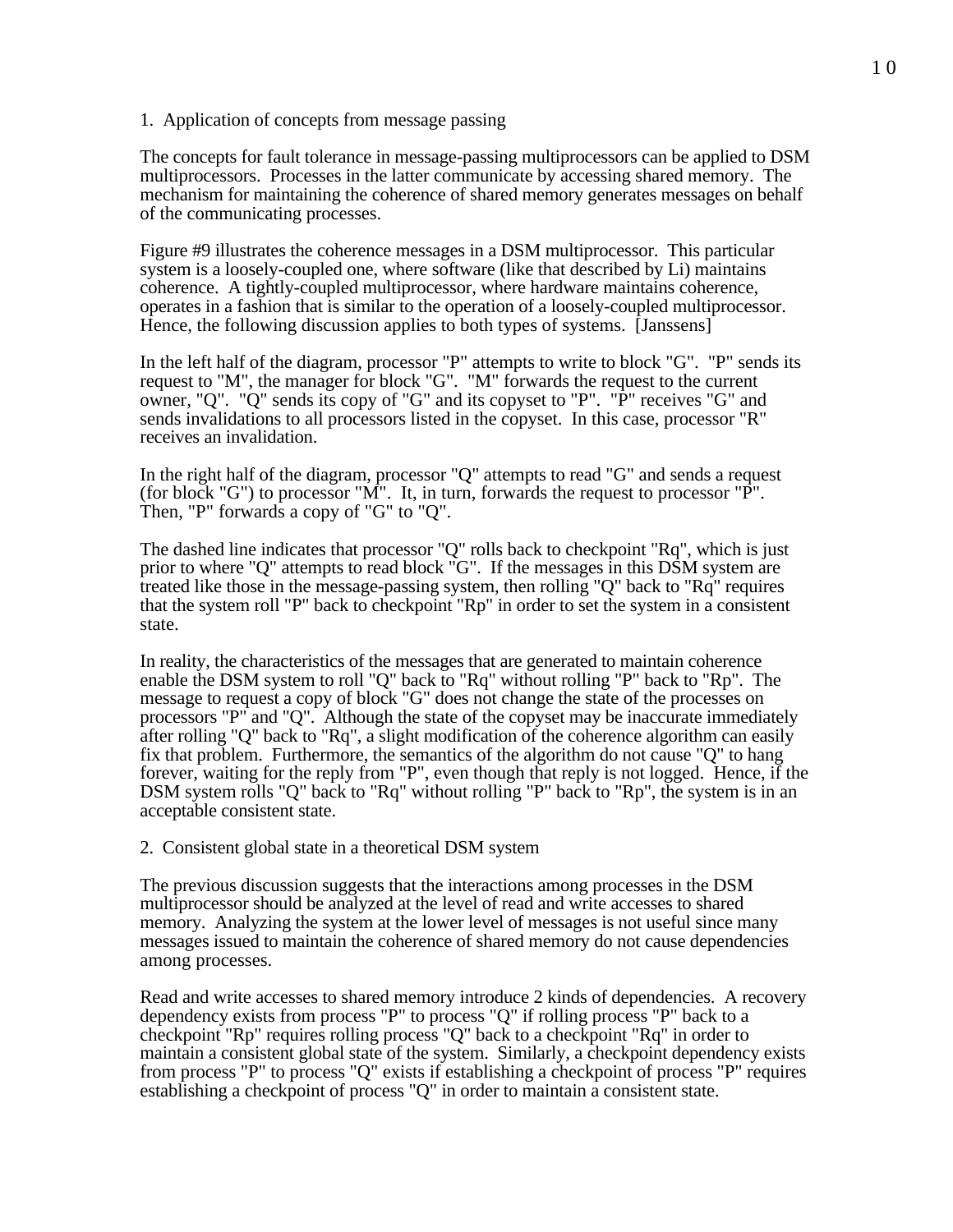1. Application of concepts from message passing

The concepts for fault tolerance in message-passing multiprocessors can be applied to DSM multiprocessors. Processes in the latter communicate by accessing shared memory. The mechanism for maintaining the coherence of shared memory generates messages on behalf of the communicating processes.

Figure #9 illustrates the coherence messages in a DSM multiprocessor. This particular system is a loosely-coupled one, where software (like that described by Li) maintains coherence. A tightly-coupled multiprocessor, where hardware maintains coherence, operates in a fashion that is similar to the operation of a loosely-coupled multiprocessor. Hence, the following discussion applies to both types of systems. [Janssens]

In the left half of the diagram, processor "P" attempts to write to block "G". "P" sends its request to "M", the manager for block "G". "M" forwards the request to the current owner, "Q". "Q" sends its copy of "G" and its copyset to "P". "P" receives "G" and sends invalidations to all processors listed in the copyset. In this case, processor "R" receives an invalidation.

In the right half of the diagram, processor "Q" attempts to read "G" and sends a request (for block "G") to processor "M". It, in turn, forwards the request to processor "P". Then, "P" forwards a copy of "G" to "Q".

The dashed line indicates that processor "Q" rolls back to checkpoint "Rq", which is just prior to where "Q" attempts to read block "G". If the messages in this DSM system are treated like those in the message-passing system, then rolling "Q" back to "Rq" requires that the system roll "P" back to checkpoint "Rp" in order to set the system in a consistent state.

In reality, the characteristics of the messages that are generated to maintain coherence enable the DSM system to roll "Q" back to "Rq" without rolling "P" back to "Rp". The message to request a copy of block "G" does not change the state of the processes on processors "P" and "Q". Although the state of the copyset may be inaccurate immediately after rolling "Q" back to "Rq", a slight modification of the coherence algorithm can easily fix that problem. Furthermore, the semantics of the algorithm do not cause "Q" to hang forever, waiting for the reply from "P", even though that reply is not logged. Hence, if the DSM system rolls "Q" back to "Rq" without rolling "P" back to "Rp", the system is in an acceptable consistent state.

2. Consistent global state in a theoretical DSM system

The previous discussion suggests that the interactions among processes in the DSM multiprocessor should be analyzed at the level of read and write accesses to shared memory. Analyzing the system at the lower level of messages is not useful since many messages issued to maintain the coherence of shared memory do not cause dependencies among processes.

Read and write accesses to shared memory introduce 2 kinds of dependencies. A recovery dependency exists from process "P" to process "Q" if rolling process "P" back to a checkpoint "Rp" requires rolling process "Q" back to a checkpoint "Rq" in order to maintain a consistent global state of the system. Similarly, a checkpoint dependency exists from process "P" to process "Q" exists if establishing a checkpoint of process "P" requires establishing a checkpoint of process "Q" in order to maintain a consistent state.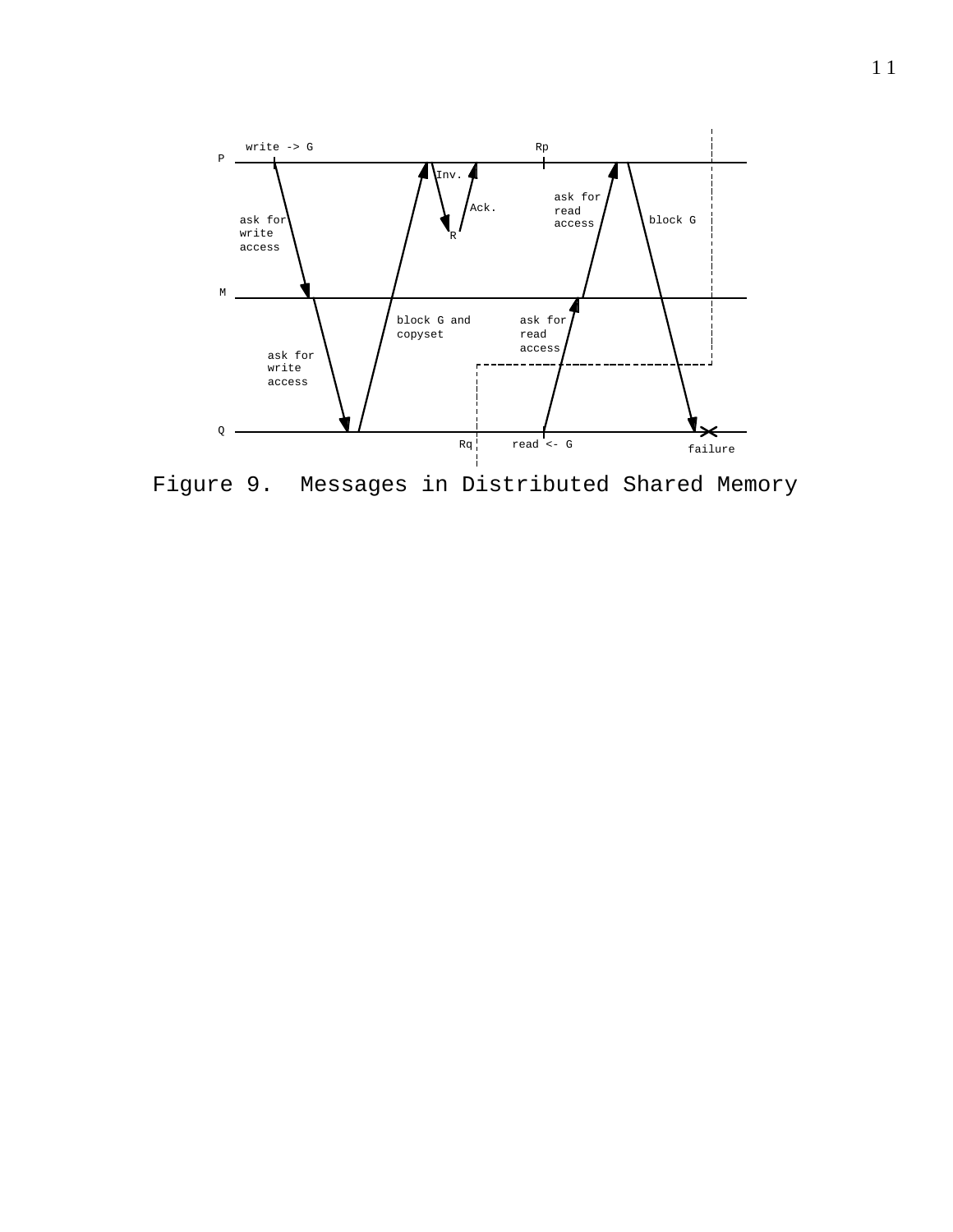write -> G

Rp

P

Inv.

Ack.

ask for
read
access

block G

ask for
write
access

R

M

block G and
copyset

ask for
read
access

ask for
write
access

Q

Rq

read <- G

failure

Figure 9. Messages in Distributed Shared Memory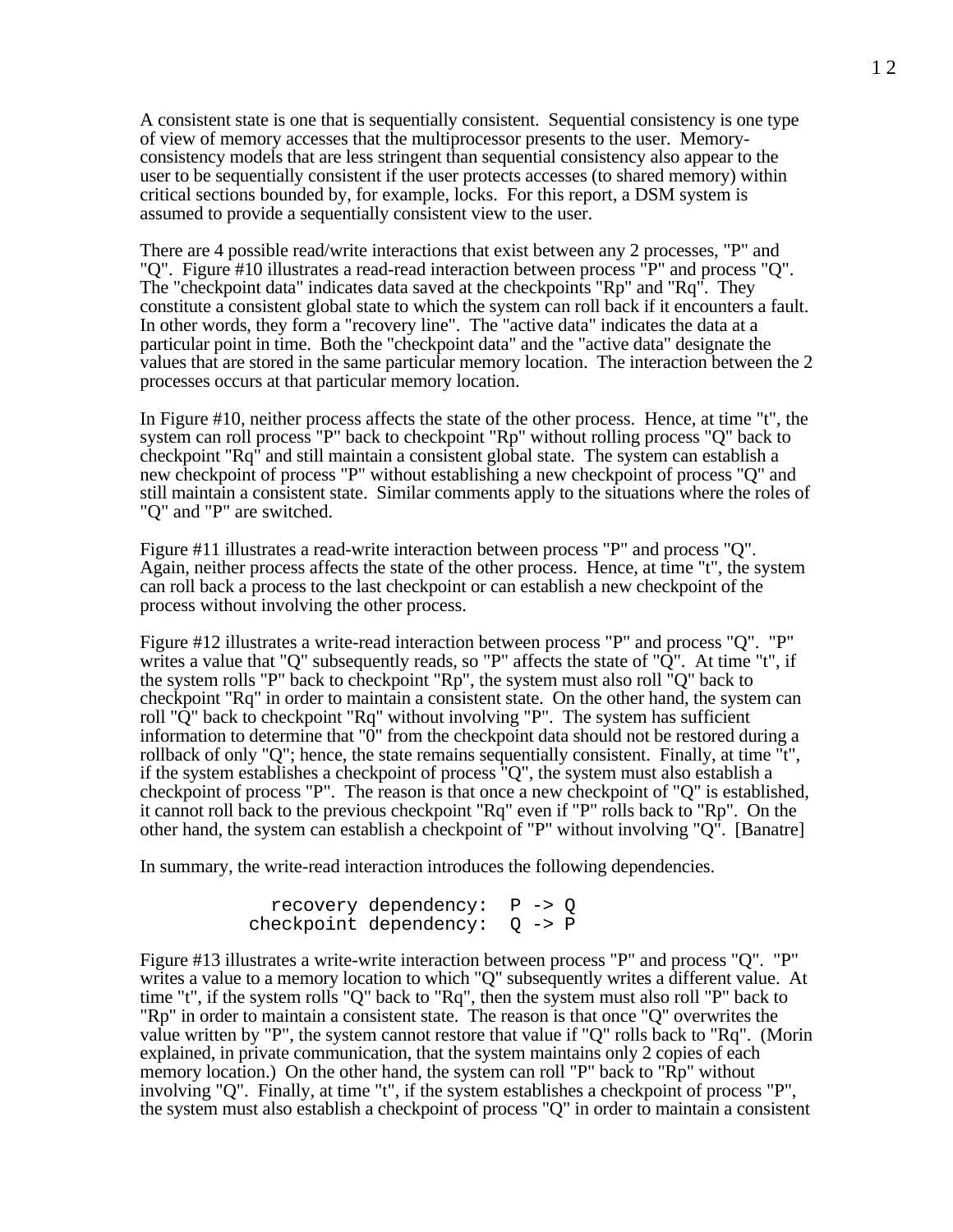A consistent state is one that is sequentially consistent. Sequential consistency is one type of view of memory accesses that the multiprocessor presents to the user. Memory-consistency models that are less stringent than sequential consistency also appear to the user to be sequentially consistent if the user protects accesses (to shared memory) within critical sections bounded by, for example, locks. For this report, a DSM system is assumed to provide a sequentially consistent view to the user.

There are 4 possible read/write interactions that exist between any 2 processes, "P" and "Q". Figure #10 illustrates a read-read interaction between process "P" and process "Q". The "checkpoint data" indicates data saved at the checkpoints "Rp" and "Rq". They constitute a consistent global state to which the system can roll back if it encounters a fault. In other words, they form a "recovery line". The "active data" indicates the data at a particular point in time. Both the "checkpoint data" and the "active data" designate the values that are stored in the same particular memory location. The interaction between the 2 processes occurs at that particular memory location.

In Figure #10, neither process affects the state of the other process. Hence, at time "t", the system can roll process "P" back to checkpoint "Rp" without rolling process "Q" back to checkpoint "Rq" and still maintain a consistent global state. The system can establish a new checkpoint of process "P" without establishing a new checkpoint of process "Q" and still maintain a consistent state. Similar comments apply to the situations where the roles of "Q" and "P" are switched.

Figure #11 illustrates a read-write interaction between process "P" and process "Q". Again, neither process affects the state of the other process. Hence, at time "t", the system can roll back a process to the last checkpoint or can establish a new checkpoint of the process without involving the other process.

Figure #12 illustrates a write-read interaction between process "P" and process "Q". "P" writes a value that "Q" subsequently reads, so "P" affects the state of "Q". At time "t", if the system rolls "P" back to checkpoint "Rp", the system must also roll "Q" back to checkpoint "Rq" in order to maintain a consistent state. On the other hand, the system can roll "Q" back to checkpoint "Rq" without involving "P". The system has sufficient information to determine that "0" from the checkpoint data should not be restored during a rollback of only "Q"; hence, the state remains sequentially consistent. Finally, at time "t", if the system establishes a checkpoint of process "Q", the system must also establish a checkpoint of process "P". The reason is that once a new checkpoint of "Q" is established, it cannot roll back to the previous checkpoint "Rq" even if "P" rolls back to "Rp". On the other hand, the system can establish a checkpoint of "P" without involving "Q". [Banatre]

In summary, the write-read interaction introduces the following dependencies.

```
  recovery dependency:  P -> Q
checkpoint dependency:  Q -> P
```

Figure #13 illustrates a write-write interaction between process "P" and process "Q". "P" writes a value to a memory location to which "Q" subsequently writes a different value. At time "t", if the system rolls "Q" back to "Rq", then the system must also roll "P" back to "Rp" in order to maintain a consistent state. The reason is that once "Q" overwrites the value written by "P", the system cannot restore that value if "Q" rolls back to "Rq". (Morin explained, in private communication, that the system maintains only 2 copies of each memory location.) On the other hand, the system can roll "P" back to "Rp" without involving "Q". Finally, at time "t", if the system establishes a checkpoint of process "P", the system must also establish a checkpoint of process "Q" in order to maintain a consistent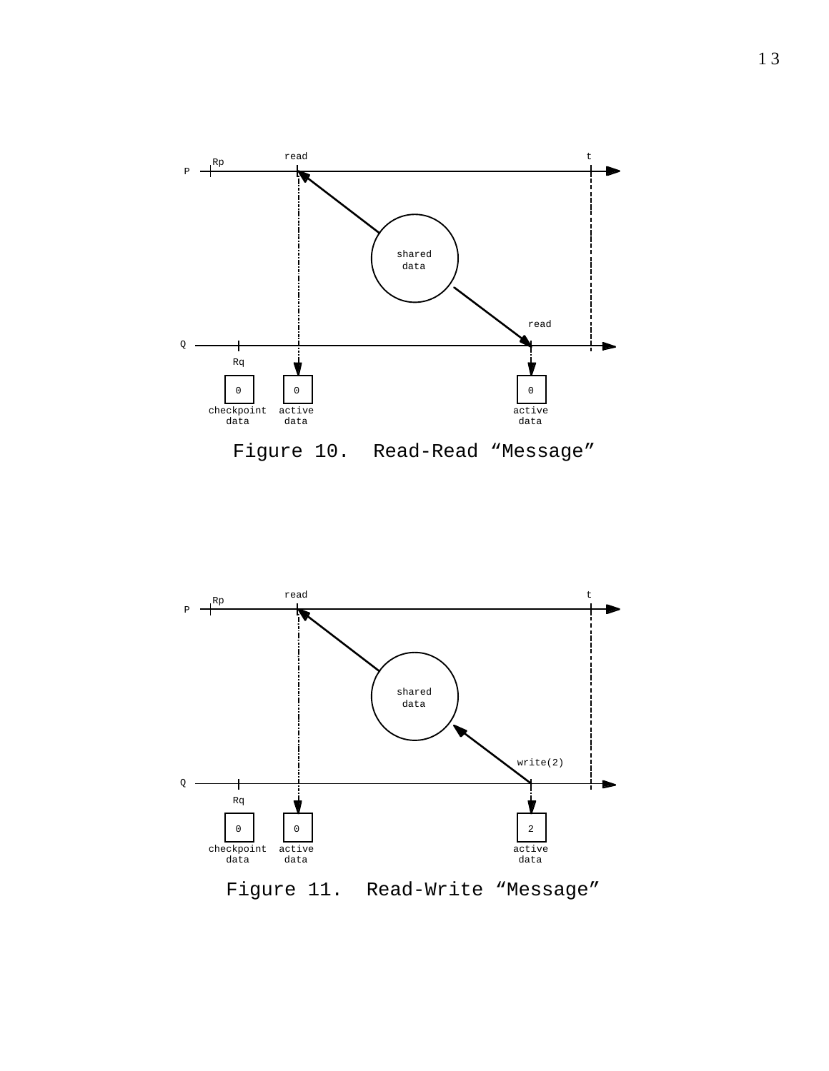Figure 10. Read-Read “Message”

Figure 11. Read-Write “Message”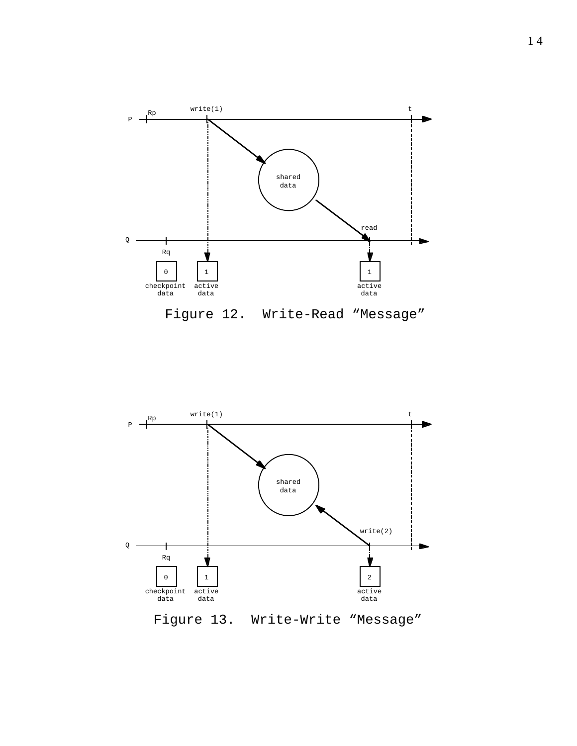write(1)

t

Rp

P

shared data

read

Q

Rq

0

checkpoint data

1

active data

1

active data

Figure 12. Write-Read “Message”

write(1)

t

Rp

P

shared data

write(2)

Q

Rq

0

checkpoint data

1

active data

2

active data

Figure 13. Write-Write “Message”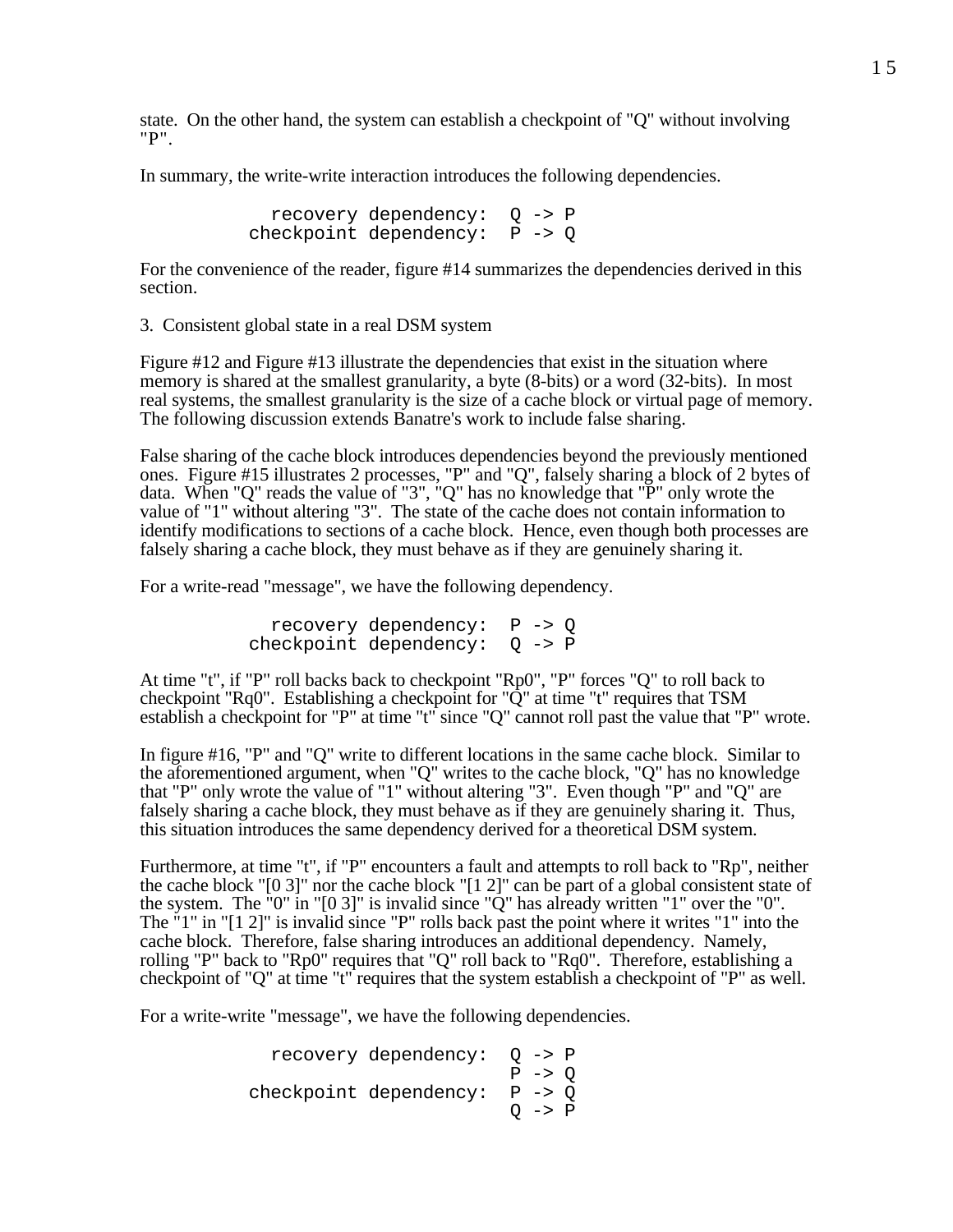state. On the other hand, the system can establish a checkpoint of "Q" without involving "P".

In summary, the write-write interaction introduces the following dependencies.

```
  recovery dependency:  Q -> P
checkpoint dependency:  P -> Q
```

For the convenience of the reader, figure #14 summarizes the dependencies derived in this section.

## 3. Consistent global state in a real DSM system

Figure #12 and Figure #13 illustrate the dependencies that exist in the situation where memory is shared at the smallest granularity, a byte (8-bits) or a word (32-bits). In most real systems, the smallest granularity is the size of a cache block or virtual page of memory. The following discussion extends Banatre's work to include false sharing.

False sharing of the cache block introduces dependencies beyond the previously mentioned ones. Figure #15 illustrates 2 processes, "P" and "Q", falsely sharing a block of 2 bytes of data. When "Q" reads the value of "3", "Q" has no knowledge that "P" only wrote the value of "1" without altering "3". The state of the cache does not contain information to identify modifications to sections of a cache block. Hence, even though both processes are falsely sharing a cache block, they must behave as if they are genuinely sharing it.

For a write-read "message", we have the following dependency.

```
  recovery dependency:  P -> Q
checkpoint dependency:  Q -> P
```

At time "t", if "P" roll backs back to checkpoint "Rp0", "P" forces "Q" to roll back to checkpoint "Rq0". Establishing a checkpoint for "Q" at time "t" requires that TSM establish a checkpoint for "P" at time "t" since "Q" cannot roll past the value that "P" wrote.

In figure #16, "P" and "Q" write to different locations in the same cache block. Similar to the aforementioned argument, when "Q" writes to the cache block, "Q" has no knowledge that "P" only wrote the value of "1" without altering "3". Even though "P" and "Q" are falsely sharing a cache block, they must behave as if they are genuinely sharing it. Thus, this situation introduces the same dependency derived for a theoretical DSM system.

Furthermore, at time "t", if "P" encounters a fault and attempts to roll back to "Rp", neither the cache block "[0 3]" nor the cache block "[1 2]" can be part of a global consistent state of the system. The "0" in "[0 3]" is invalid since "Q" has already written "1" over the "0". The "1" in "[1 2]" is invalid since "P" rolls back past the point where it writes "1" into the cache block. Therefore, false sharing introduces an additional dependency. Namely, rolling "P" back to "Rp0" requires that "Q" roll back to "Rq0". Therefore, establishing a checkpoint of "Q" at time "t" requires that the system establish a checkpoint of "P" as well.

For a write-write "message", we have the following dependencies.

```
  recovery dependency:  Q -> P
                        P -> Q
checkpoint dependency:  P -> Q
                        Q -> P
```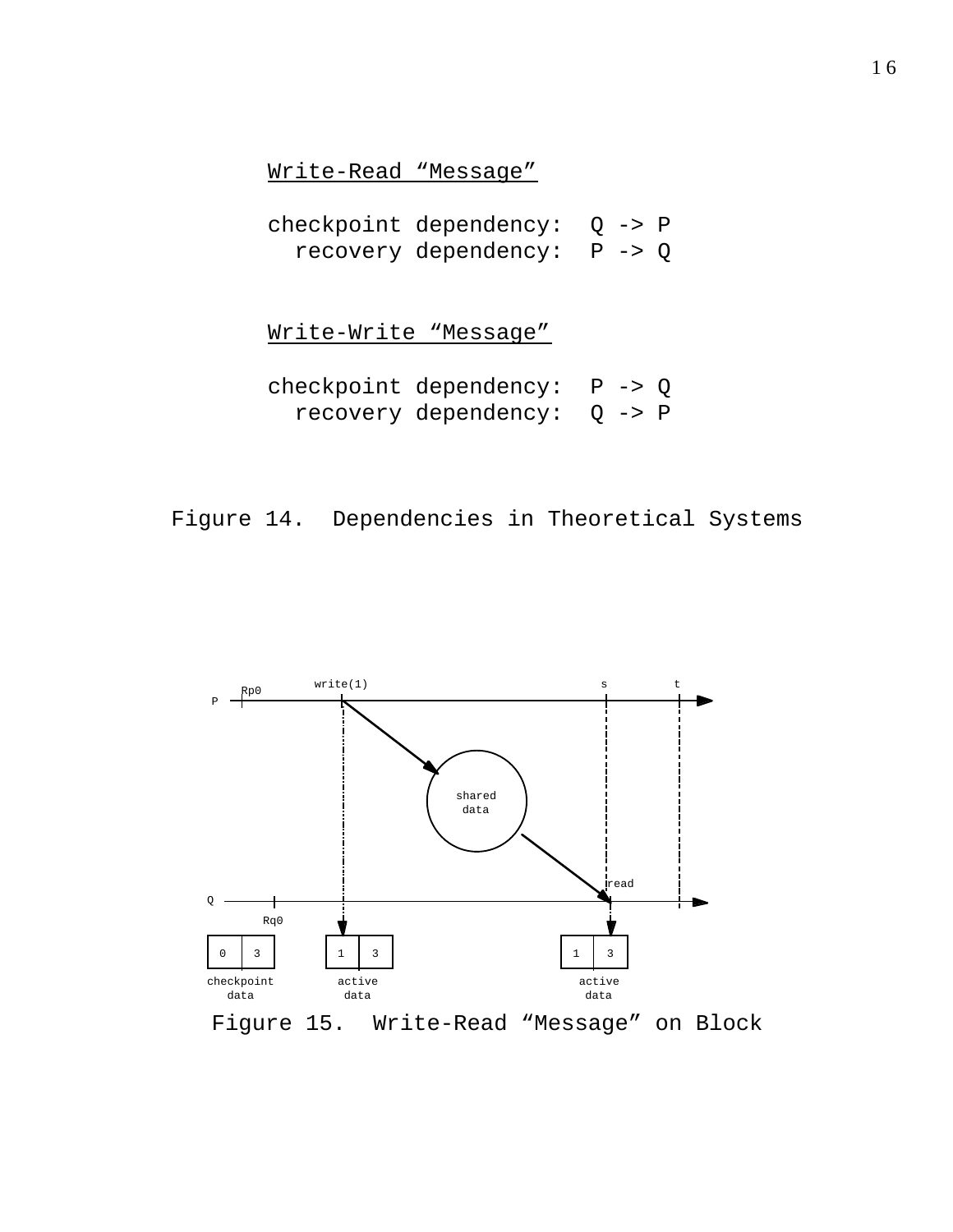Write-Read "Message"

checkpoint dependency: Q -> P
recovery dependency: P -> Q

Write-Write "Message"

checkpoint dependency: P -> Q
recovery dependency: Q -> P

Figure 14. Dependencies in Theoretical Systems

write(1)
s
t
Rp0
P
shared data
read
Q
Rq0
0 3
checkpoint data
1 3
active data
1 3
active data

Figure 15. Write-Read "Message" on Block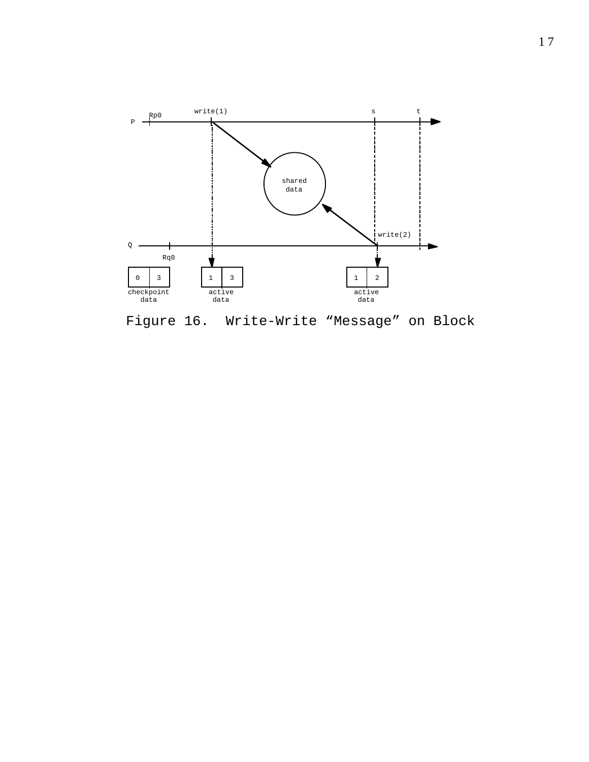write(1)

s

t

Rp0

P

shared data

write(2)

Q

Rq0

0 3

checkpoint data

1 3

active data

1 2

active data

Figure 16. Write-Write “Message” on Block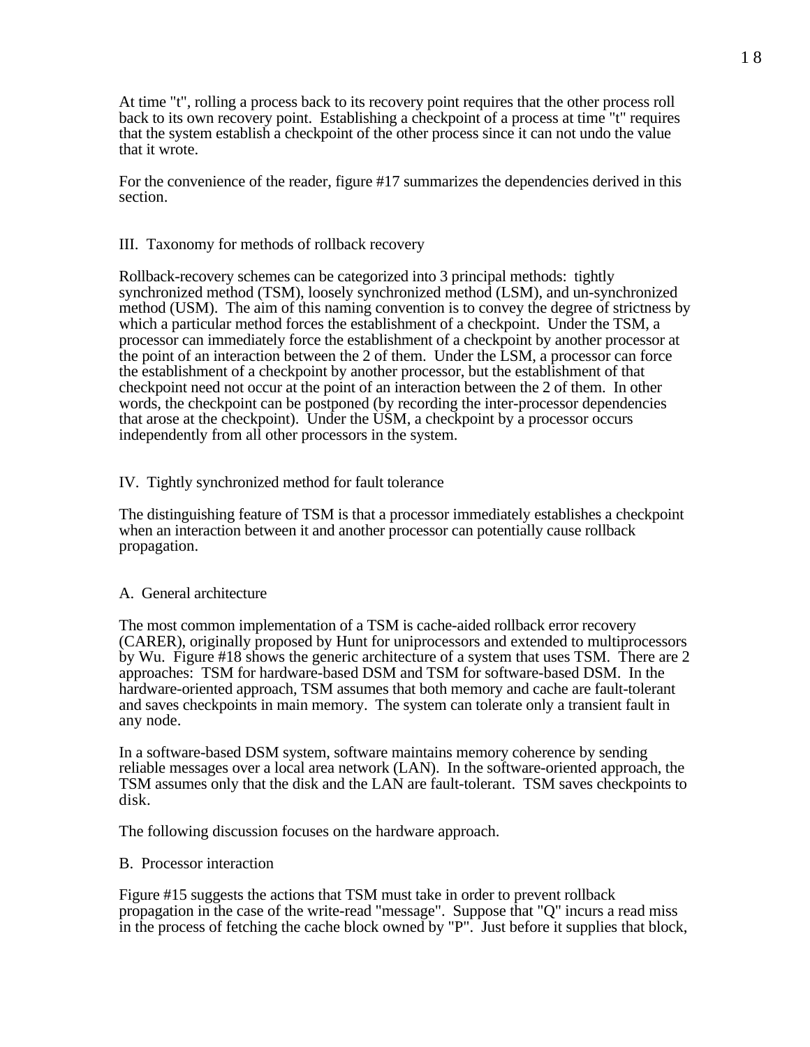At time "t", rolling a process back to its recovery point requires that the other process roll back to its own recovery point. Establishing a checkpoint of a process at time "t" requires that the system establish a checkpoint of the other process since it can not undo the value that it wrote.

For the convenience of the reader, figure #17 summarizes the dependencies derived in this section.

## III. Taxonomy for methods of rollback recovery

Rollback-recovery schemes can be categorized into 3 principal methods: tightly synchronized method (TSM), loosely synchronized method (LSM), and un-synchronized method (USM). The aim of this naming convention is to convey the degree of strictness by which a particular method forces the establishment of a checkpoint. Under the TSM, a processor can immediately force the establishment of a checkpoint by another processor at the point of an interaction between the 2 of them. Under the LSM, a processor can force the establishment of a checkpoint by another processor, but the establishment of that checkpoint need not occur at the point of an interaction between the 2 of them. In other words, the checkpoint can be postponed (by recording the inter-processor dependencies that arose at the checkpoint). Under the USM, a checkpoint by a processor occurs independently from all other processors in the system.

## IV. Tightly synchronized method for fault tolerance

The distinguishing feature of TSM is that a processor immediately establishes a checkpoint when an interaction between it and another processor can potentially cause rollback propagation.

### A. General architecture

The most common implementation of a TSM is cache-aided rollback error recovery (CARER), originally proposed by Hunt for uniprocessors and extended to multiprocessors by Wu. Figure #18 shows the generic architecture of a system that uses TSM. There are 2 approaches: TSM for hardware-based DSM and TSM for software-based DSM. In the hardware-oriented approach, TSM assumes that both memory and cache are fault-tolerant and saves checkpoints in main memory. The system can tolerate only a transient fault in any node.

In a software-based DSM system, software maintains memory coherence by sending reliable messages over a local area network (LAN). In the software-oriented approach, the TSM assumes only that the disk and the LAN are fault-tolerant. TSM saves checkpoints to disk.

The following discussion focuses on the hardware approach.

### B. Processor interaction

Figure #15 suggests the actions that TSM must take in order to prevent rollback propagation in the case of the write-read "message". Suppose that "Q" incurs a read miss in the process of fetching the cache block owned by "P". Just before it supplies that block,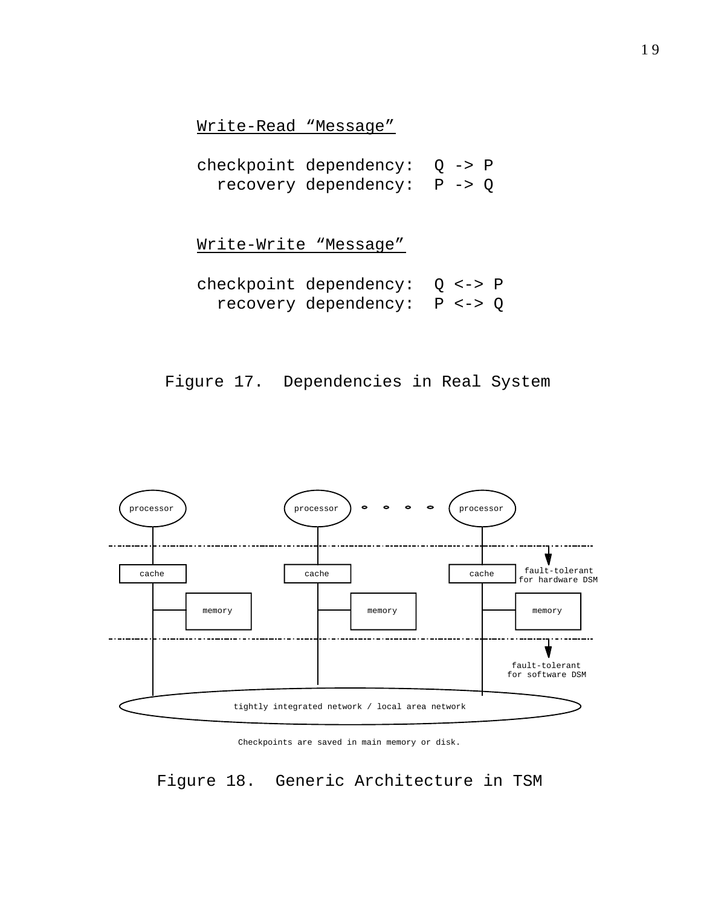<u>Write-Read "Message"</u>

```
checkpoint dependency:  Q -> P
  recovery dependency:  P -> Q
```

<u>Write-Write "Message"</u>

```
checkpoint dependency:  Q <-> P
  recovery dependency:  P <-> Q
```

Figure 17. Dependencies in Real System

processor

processor

processor

cache

cache

cache

fault-tolerant for hardware DSM

memory

memory

memory

fault-tolerant for software DSM

tightly integrated network / local area network

Checkpoints are saved in main memory or disk.

Figure 18. Generic Architecture in TSM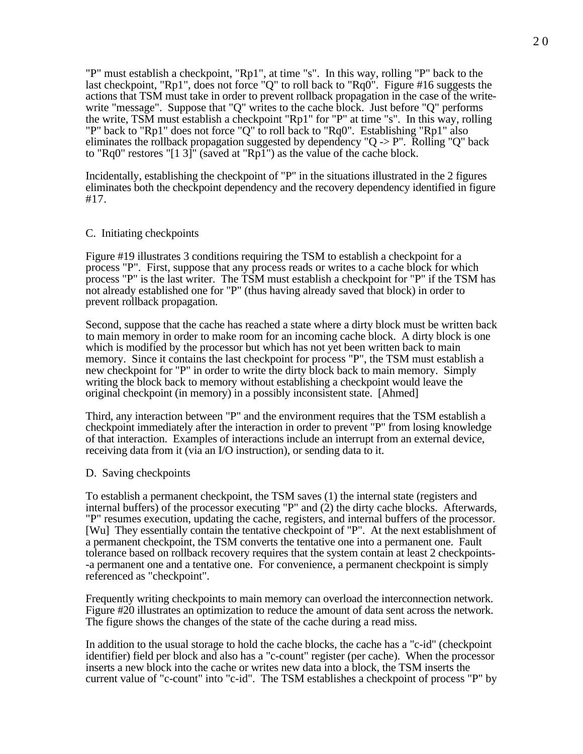"P" must establish a checkpoint, "Rp1", at time "s". In this way, rolling "P" back to the last checkpoint, "Rp1", does not force "Q" to roll back to "Rq0". Figure #16 suggests the actions that TSM must take in order to prevent rollback propagation in the case of the write-write "message". Suppose that "Q" writes to the cache block. Just before "Q" performs the write, TSM must establish a checkpoint "Rp1" for "P" at time "s". In this way, rolling "P" back to "Rp1" does not force "Q" to roll back to "Rq0". Establishing "Rp1" also eliminates the rollback propagation suggested by dependency "Q -> P". Rolling "Q" back to "Rq0" restores "[1 3]" (saved at "Rp1") as the value of the cache block.

Incidentally, establishing the checkpoint of "P" in the situations illustrated in the 2 figures eliminates both the checkpoint dependency and the recovery dependency identified in figure #17.

C. Initiating checkpoints

Figure #19 illustrates 3 conditions requiring the TSM to establish a checkpoint for a process "P". First, suppose that any process reads or writes to a cache block for which process "P" is the last writer. The TSM must establish a checkpoint for "P" if the TSM has not already established one for "P" (thus having already saved that block) in order to prevent rollback propagation.

Second, suppose that the cache has reached a state where a dirty block must be written back to main memory in order to make room for an incoming cache block. A dirty block is one which is modified by the processor but which has not yet been written back to main memory. Since it contains the last checkpoint for process "P", the TSM must establish a new checkpoint for "P" in order to write the dirty block back to main memory. Simply writing the block back to memory without establishing a checkpoint would leave the original checkpoint (in memory) in a possibly inconsistent state. [Ahmed]

Third, any interaction between "P" and the environment requires that the TSM establish a checkpoint immediately after the interaction in order to prevent "P" from losing knowledge of that interaction. Examples of interactions include an interrupt from an external device, receiving data from it (via an I/O instruction), or sending data to it.

D. Saving checkpoints

To establish a permanent checkpoint, the TSM saves (1) the internal state (registers and internal buffers) of the processor executing "P" and (2) the dirty cache blocks. Afterwards, "P" resumes execution, updating the cache, registers, and internal buffers of the processor. [Wu] They essentially contain the tentative checkpoint of "P". At the next establishment of a permanent checkpoint, the TSM converts the tentative one into a permanent one. Fault tolerance based on rollback recovery requires that the system contain at least 2 checkpoints--a permanent one and a tentative one. For convenience, a permanent checkpoint is simply referenced as "checkpoint".

Frequently writing checkpoints to main memory can overload the interconnection network. Figure #20 illustrates an optimization to reduce the amount of data sent across the network. The figure shows the changes of the state of the cache during a read miss.

In addition to the usual storage to hold the cache blocks, the cache has a "c-id" (checkpoint identifier) field per block and also has a "c-count" register (per cache). When the processor inserts a new block into the cache or writes new data into a block, the TSM inserts the current value of "c-count" into "c-id". The TSM establishes a checkpoint of process "P" by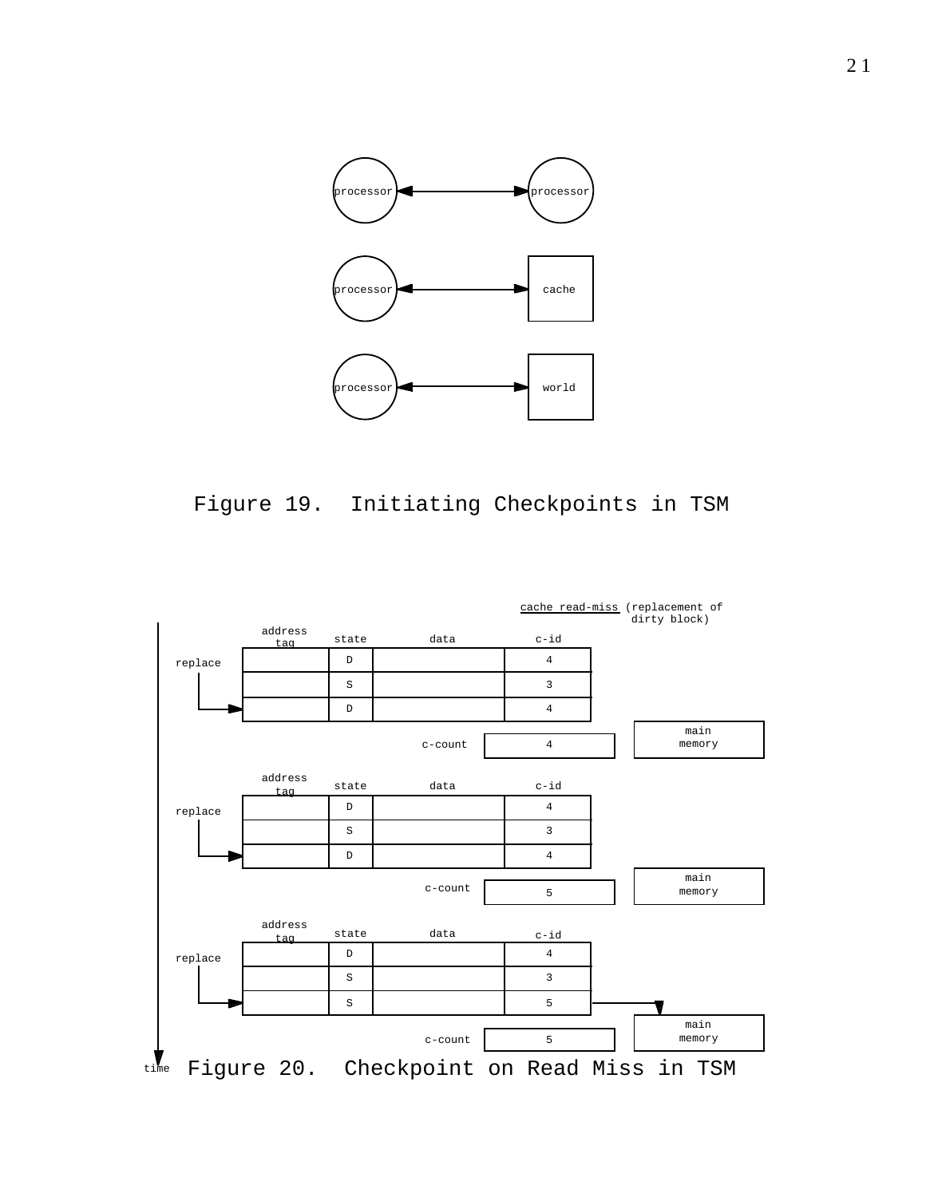processor
processor

processor
cache

processor
world

Figure 19. Initiating Checkpoints in TSM

cache read-miss (replacement of dirty block)

address tag
state
data
c-id
replace
D
4
S
3
D
4
c-count
4
main memory

address tag
state
data
c-id
replace
D
4
S
3
D
4
c-count
5
main memory

address tag
state
data
c-id
replace
D
4
S
3
S
5
c-count
5
main memory

time

Figure 20. Checkpoint on Read Miss in TSM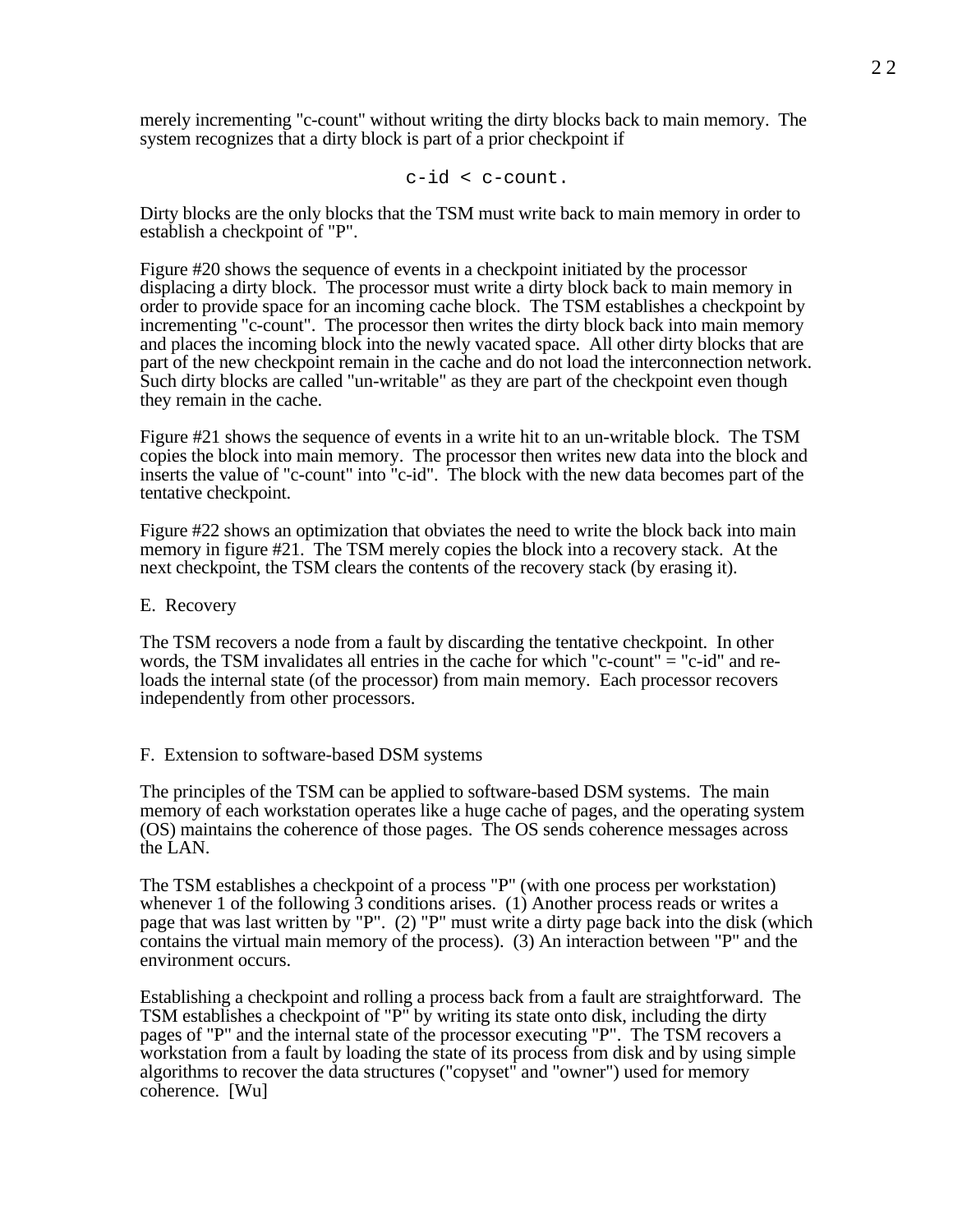merely incrementing "c-count" without writing the dirty blocks back to main memory. The system recognizes that a dirty block is part of a prior checkpoint if

```
c-id < c-count.
```

Dirty blocks are the only blocks that the TSM must write back to main memory in order to establish a checkpoint of "P".

Figure #20 shows the sequence of events in a checkpoint initiated by the processor displacing a dirty block. The processor must write a dirty block back to main memory in order to provide space for an incoming cache block. The TSM establishes a checkpoint by incrementing "c-count". The processor then writes the dirty block back into main memory and places the incoming block into the newly vacated space. All other dirty blocks that are part of the new checkpoint remain in the cache and do not load the interconnection network. Such dirty blocks are called "un-writable" as they are part of the checkpoint even though they remain in the cache.

Figure #21 shows the sequence of events in a write hit to an un-writable block. The TSM copies the block into main memory. The processor then writes new data into the block and inserts the value of "c-count" into "c-id". The block with the new data becomes part of the tentative checkpoint.

Figure #22 shows an optimization that obviates the need to write the block back into main memory in figure #21. The TSM merely copies the block into a recovery stack. At the next checkpoint, the TSM clears the contents of the recovery stack (by erasing it).

## E. Recovery

The TSM recovers a node from a fault by discarding the tentative checkpoint. In other words, the TSM invalidates all entries in the cache for which "c-count" = "c-id" and re-loads the internal state (of the processor) from main memory. Each processor recovers independently from other processors.

## F. Extension to software-based DSM systems

The principles of the TSM can be applied to software-based DSM systems. The main memory of each workstation operates like a huge cache of pages, and the operating system (OS) maintains the coherence of those pages. The OS sends coherence messages across the LAN.

The TSM establishes a checkpoint of a process "P" (with one process per workstation) whenever 1 of the following 3 conditions arises. (1) Another process reads or writes a page that was last written by "P". (2) "P" must write a dirty page back into the disk (which contains the virtual main memory of the process). (3) An interaction between "P" and the environment occurs.

Establishing a checkpoint and rolling a process back from a fault are straightforward. The TSM establishes a checkpoint of "P" by writing its state onto disk, including the dirty pages of "P" and the internal state of the processor executing "P". The TSM recovers a workstation from a fault by loading the state of its process from disk and by using simple algorithms to recover the data structures ("copyset" and "owner") used for memory coherence. [Wu]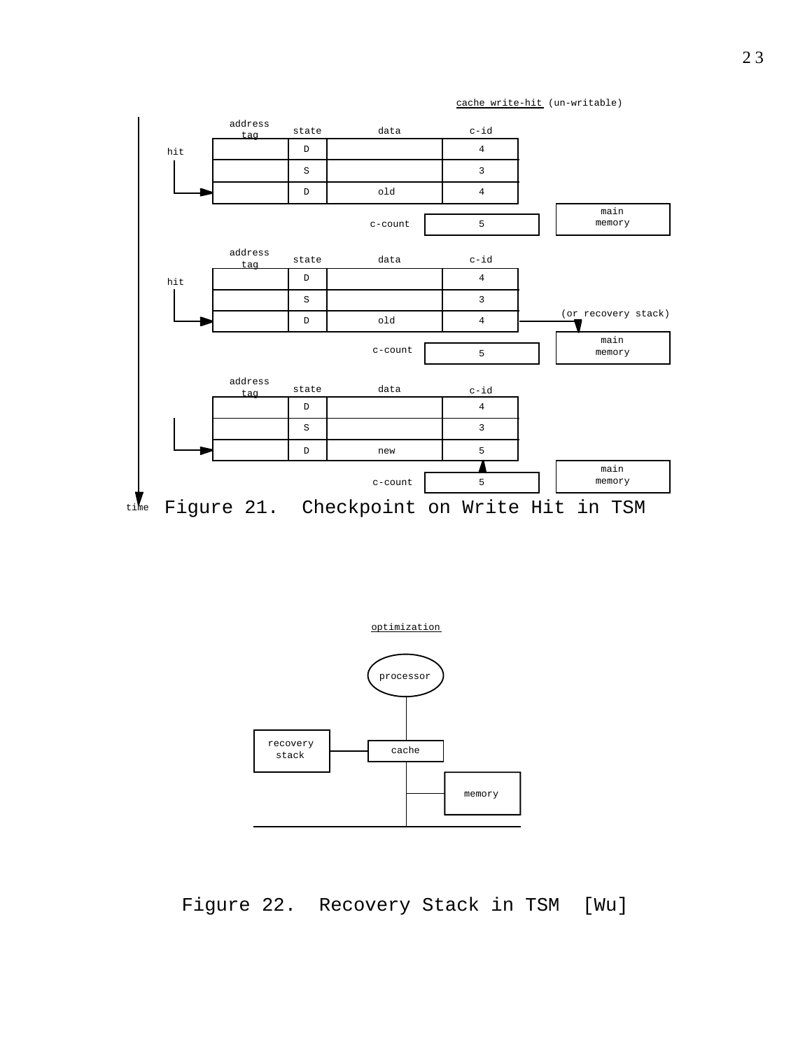cache write-hit (un-writable)

address tag
state
data
c-id
hit
D
4
S
3
D
old
4
main memory
c-count
5

address tag
state
data
c-id
hit
D
4
S
3
D
old
4
(or recovery stack)
main memory
c-count
5

address tag
state
data
c-id
D
4
S
3
D
new
5
main memory
c-count
5
time

Figure 21. Checkpoint on Write Hit in TSM

optimization

processor
recovery stack
cache
memory

Figure 22. Recovery Stack in TSM [Wu]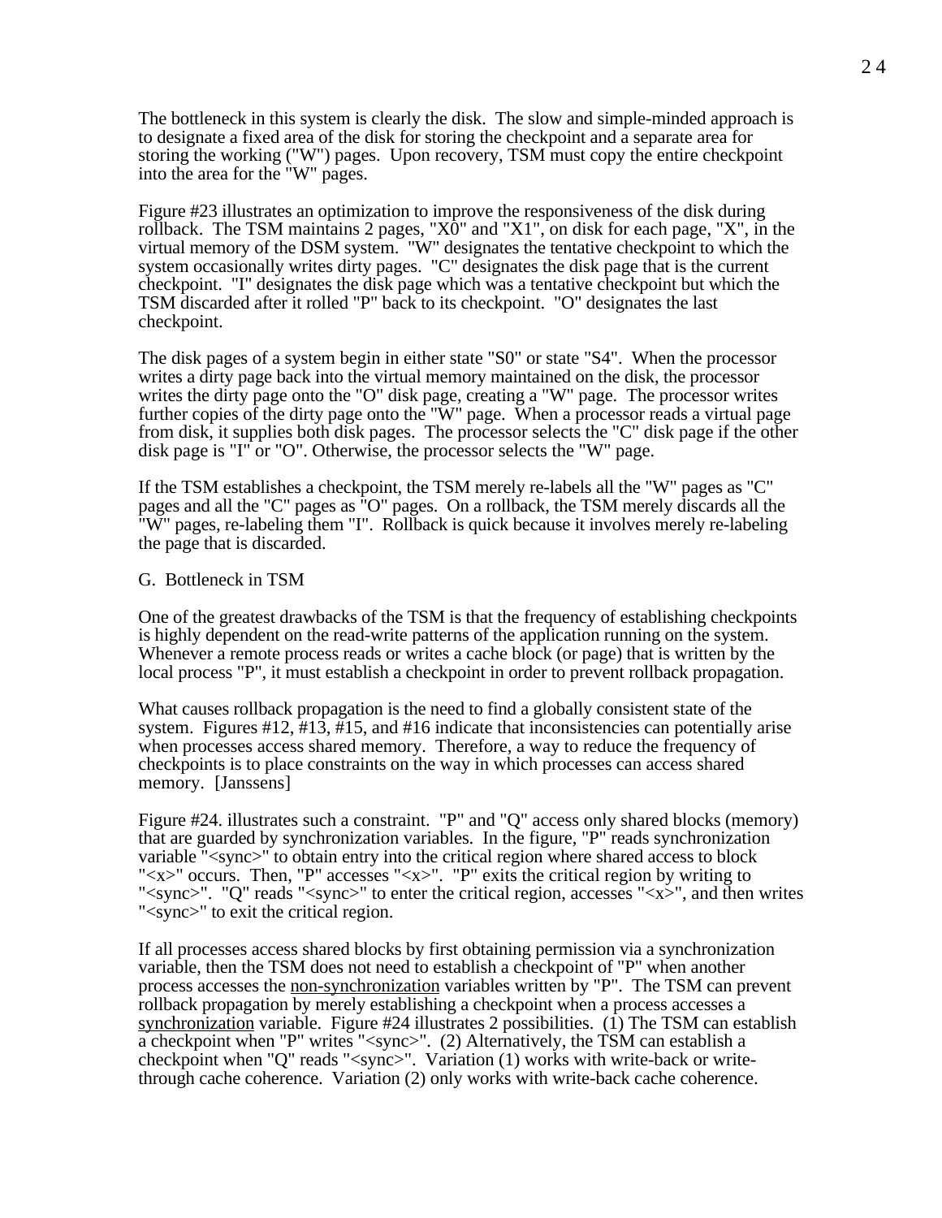The bottleneck in this system is clearly the disk. The slow and simple-minded approach is to designate a fixed area of the disk for storing the checkpoint and a separate area for storing the working ("W") pages. Upon recovery, TSM must copy the entire checkpoint into the area for the "W" pages.

Figure #23 illustrates an optimization to improve the responsiveness of the disk during rollback. The TSM maintains 2 pages, "X0" and "X1", on disk for each page, "X", in the virtual memory of the DSM system. "W" designates the tentative checkpoint to which the system occasionally writes dirty pages. "C" designates the disk page that is the current checkpoint. "I" designates the disk page which was a tentative checkpoint but which the TSM discarded after it rolled "P" back to its checkpoint. "O" designates the last checkpoint.

The disk pages of a system begin in either state "S0" or state "S4". When the processor writes a dirty page back into the virtual memory maintained on the disk, the processor writes the dirty page onto the "O" disk page, creating a "W" page. The processor writes further copies of the dirty page onto the "W" page. When a processor reads a virtual page from disk, it supplies both disk pages. The processor selects the "C" disk page if the other disk page is "I" or "O". Otherwise, the processor selects the "W" page.

If the TSM establishes a checkpoint, the TSM merely re-labels all the "W" pages as "C" pages and all the "C" pages as "O" pages. On a rollback, the TSM merely discards all the "W" pages, re-labeling them "I". Rollback is quick because it involves merely re-labeling the page that is discarded.

G. Bottleneck in TSM

One of the greatest drawbacks of the TSM is that the frequency of establishing checkpoints is highly dependent on the read-write patterns of the application running on the system. Whenever a remote process reads or writes a cache block (or page) that is written by the local process "P", it must establish a checkpoint in order to prevent rollback propagation.

What causes rollback propagation is the need to find a globally consistent state of the system. Figures #12, #13, #15, and #16 indicate that inconsistencies can potentially arise when processes access shared memory. Therefore, a way to reduce the frequency of checkpoints is to place constraints on the way in which processes can access shared memory. [Janssens]

Figure #24. illustrates such a constraint. "P" and "Q" access only shared blocks (memory) that are guarded by synchronization variables. In the figure, "P" reads synchronization variable "<sync>" to obtain entry into the critical region where shared access to block "<x>" occurs. Then, "P" accesses "<x>". "P" exits the critical region by writing to "<sync>". "Q" reads "<sync>" to enter the critical region, accesses "<x>", and then writes "<sync>" to exit the critical region.

If all processes access shared blocks by first obtaining permission via a synchronization variable, then the TSM does not need to establish a checkpoint of "P" when another process accesses the <u>non-synchronization</u> variables written by "P". The TSM can prevent rollback propagation by merely establishing a checkpoint when a process accesses a <u>synchronization</u> variable. Figure #24 illustrates 2 possibilities. (1) The TSM can establish a checkpoint when "P" writes "<sync>". (2) Alternatively, the TSM can establish a checkpoint when "Q" reads "<sync>". Variation (1) works with write-back or write-through cache coherence. Variation (2) only works with write-back cache coherence.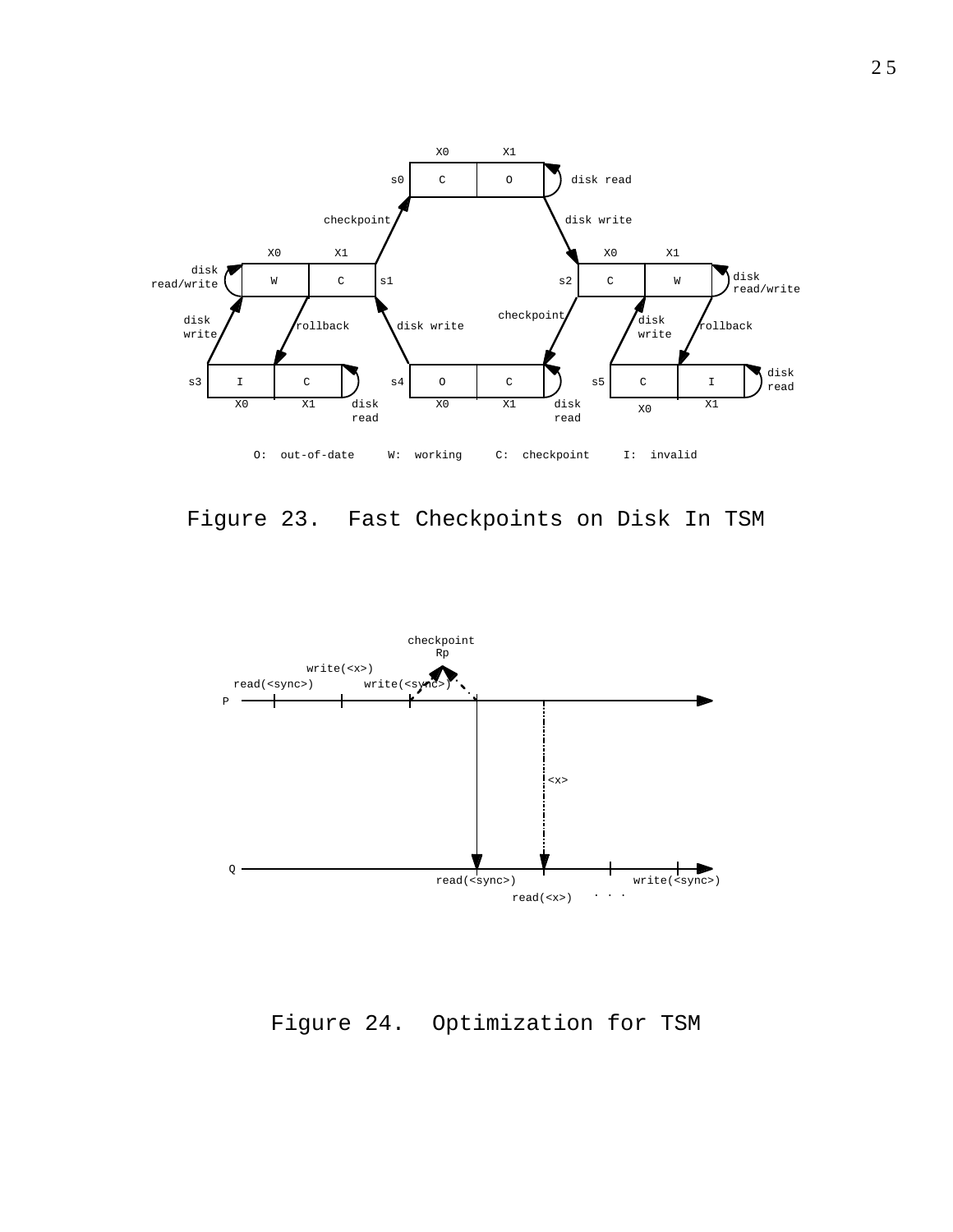X0 X1

s0 C O

disk read

checkpoint

disk write

X0 X1

disk read/write

W C s1

s2 C W

X0 X1

disk read/write

disk write

rollback

disk write

checkpoint

disk write

rollback

s3 I C

s4 O C

s5 C I

disk read

X0 X1 disk read

X0 X1 disk read

X0 X1

O: out-of-date W: working C: checkpoint I: invalid

Figure 23. Fast Checkpoints on Disk In TSM

checkpoint
Rp

write(<x>)

read(<sync>) write(<sync>)

P

<x>

Q

read(<sync>) write(<sync>)

read(<x>) . . .

Figure 24. Optimization for TSM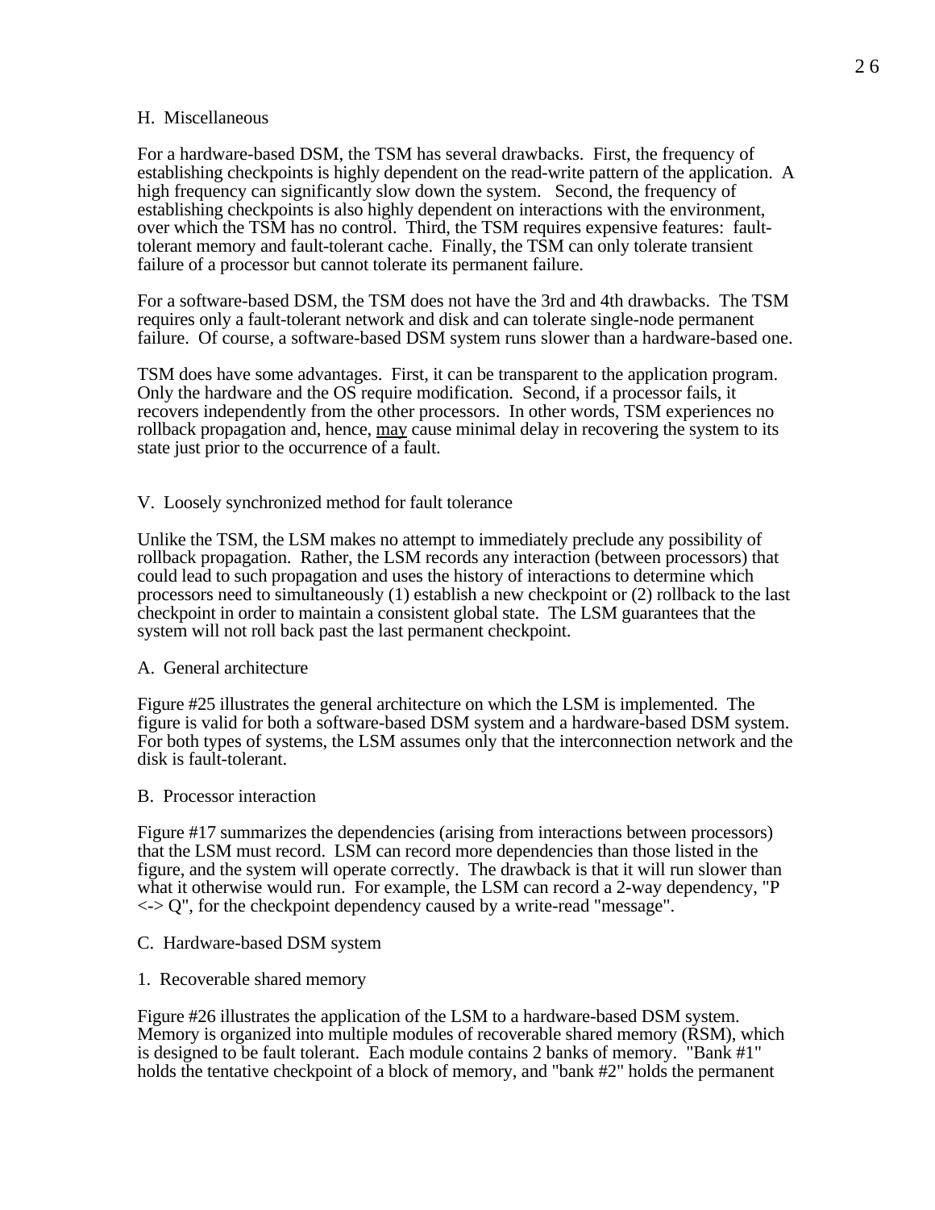### H. Miscellaneous

For a hardware-based DSM, the TSM has several drawbacks. First, the frequency of establishing checkpoints is highly dependent on the read-write pattern of the application. A high frequency can significantly slow down the system. Second, the frequency of establishing checkpoints is also highly dependent on interactions with the environment, over which the TSM has no control. Third, the TSM requires expensive features: fault-tolerant memory and fault-tolerant cache. Finally, the TSM can only tolerate transient failure of a processor but cannot tolerate its permanent failure.

For a software-based DSM, the TSM does not have the 3rd and 4th drawbacks. The TSM requires only a fault-tolerant network and disk and can tolerate single-node permanent failure. Of course, a software-based DSM system runs slower than a hardware-based one.

TSM does have some advantages. First, it can be transparent to the application program. Only the hardware and the OS require modification. Second, if a processor fails, it recovers independently from the other processors. In other words, TSM experiences no rollback propagation and, hence, <u>may</u> cause minimal delay in recovering the system to its state just prior to the occurrence of a fault.

## V. Loosely synchronized method for fault tolerance

Unlike the TSM, the LSM makes no attempt to immediately preclude any possibility of rollback propagation. Rather, the LSM records any interaction (between processors) that could lead to such propagation and uses the history of interactions to determine which processors need to simultaneously (1) establish a new checkpoint or (2) rollback to the last checkpoint in order to maintain a consistent global state. The LSM guarantees that the system will not roll back past the last permanent checkpoint.

### A. General architecture

Figure #25 illustrates the general architecture on which the LSM is implemented. The figure is valid for both a software-based DSM system and a hardware-based DSM system. For both types of systems, the LSM assumes only that the interconnection network and the disk is fault-tolerant.

### B. Processor interaction

Figure #17 summarizes the dependencies (arising from interactions between processors) that the LSM must record. LSM can record more dependencies than those listed in the figure, and the system will operate correctly. The drawback is that it will run slower than what it otherwise would run. For example, the LSM can record a 2-way dependency, "P <-> Q", for the checkpoint dependency caused by a write-read "message".

### C. Hardware-based DSM system

#### 1. Recoverable shared memory

Figure #26 illustrates the application of the LSM to a hardware-based DSM system. Memory is organized into multiple modules of recoverable shared memory (RSM), which is designed to be fault tolerant. Each module contains 2 banks of memory. "Bank #1" holds the tentative checkpoint of a block of memory, and "bank #2" holds the permanent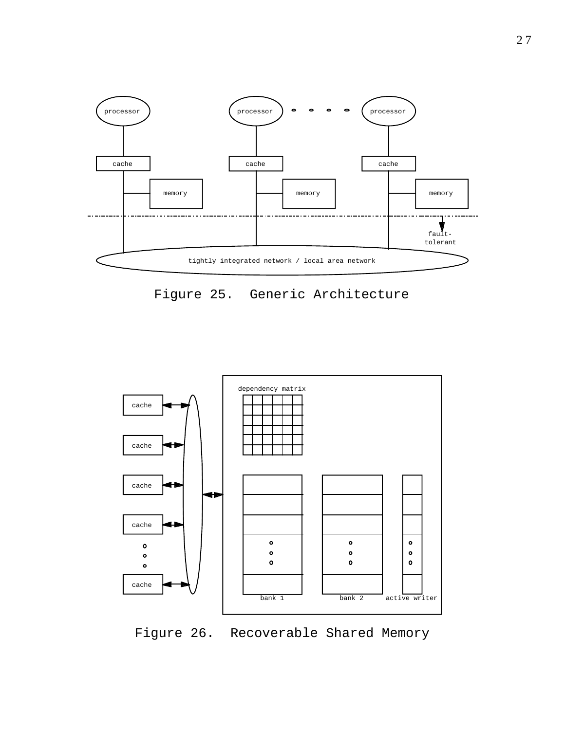processor

processor

processor

cache

cache

cache

memory

memory

memory

fault-
tolerant

tightly integrated network / local area network

Figure 25. Generic Architecture

dependency matrix

cache

cache

cache

cache

cache

bank 1

bank 2

active writer

Figure 26. Recoverable Shared Memory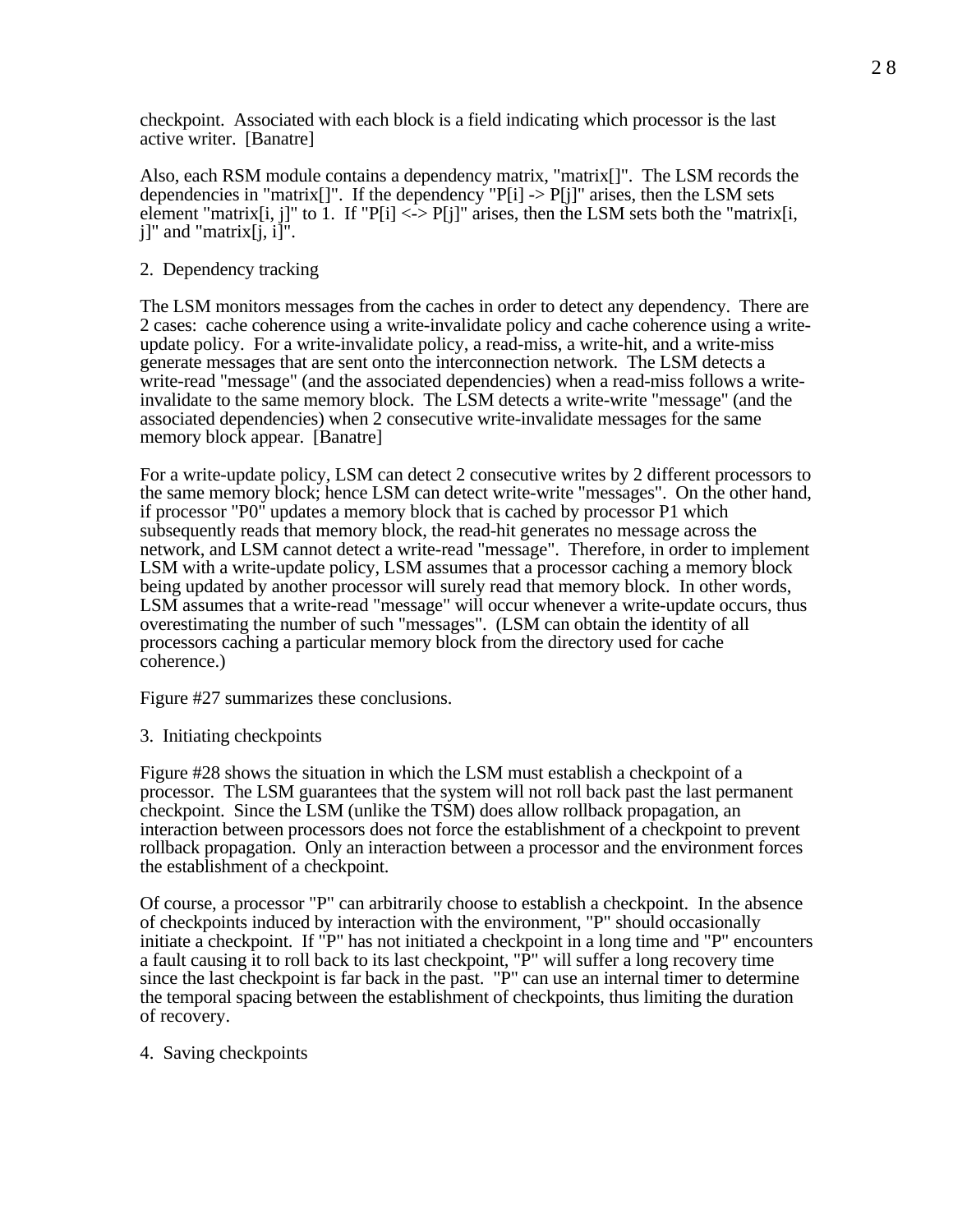checkpoint. Associated with each block is a field indicating which processor is the last active writer. [Banatre]

Also, each RSM module contains a dependency matrix, "matrix[]". The LSM records the dependencies in "matrix[]". If the dependency "P[i] -> P[j]" arises, then the LSM sets element "matrix[i, j]" to 1. If "P[i] <-> P[j]" arises, then the LSM sets both the "matrix[i, j]" and "matrix[j, i]".

2. Dependency tracking

The LSM monitors messages from the caches in order to detect any dependency. There are 2 cases: cache coherence using a write-invalidate policy and cache coherence using a write-update policy. For a write-invalidate policy, a read-miss, a write-hit, and a write-miss generate messages that are sent onto the interconnection network. The LSM detects a write-read "message" (and the associated dependencies) when a read-miss follows a write-invalidate to the same memory block. The LSM detects a write-write "message" (and the associated dependencies) when 2 consecutive write-invalidate messages for the same memory block appear. [Banatre]

For a write-update policy, LSM can detect 2 consecutive writes by 2 different processors to the same memory block; hence LSM can detect write-write "messages". On the other hand, if processor "P0" updates a memory block that is cached by processor P1 which subsequently reads that memory block, the read-hit generates no message across the network, and LSM cannot detect a write-read "message". Therefore, in order to implement LSM with a write-update policy, LSM assumes that a processor caching a memory block being updated by another processor will surely read that memory block. In other words, LSM assumes that a write-read "message" will occur whenever a write-update occurs, thus overestimating the number of such "messages". (LSM can obtain the identity of all processors caching a particular memory block from the directory used for cache coherence.)

Figure #27 summarizes these conclusions.

3. Initiating checkpoints

Figure #28 shows the situation in which the LSM must establish a checkpoint of a processor. The LSM guarantees that the system will not roll back past the last permanent checkpoint. Since the LSM (unlike the TSM) does allow rollback propagation, an interaction between processors does not force the establishment of a checkpoint to prevent rollback propagation. Only an interaction between a processor and the environment forces the establishment of a checkpoint.

Of course, a processor "P" can arbitrarily choose to establish a checkpoint. In the absence of checkpoints induced by interaction with the environment, "P" should occasionally initiate a checkpoint. If "P" has not initiated a checkpoint in a long time and "P" encounters a fault causing it to roll back to its last checkpoint, "P" will suffer a long recovery time since the last checkpoint is far back in the past. "P" can use an internal timer to determine the temporal spacing between the establishment of checkpoints, thus limiting the duration of recovery.

4. Saving checkpoints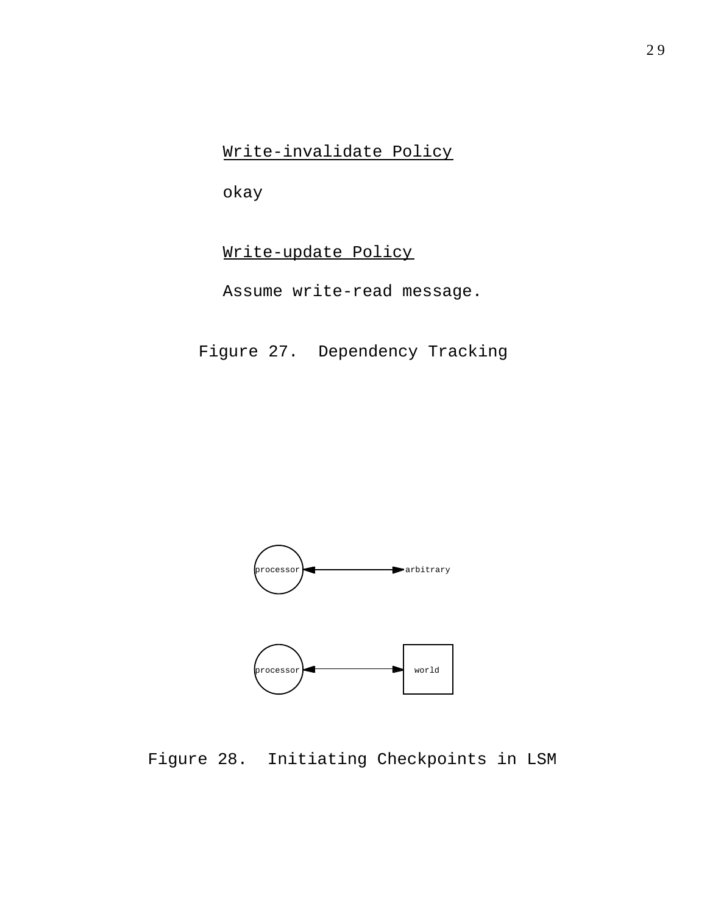Write-invalidate Policy

okay

Write-update Policy

Assume write-read message.

Figure 27. Dependency Tracking

processor ⟷ arbitrary

processor ⟷ world

Figure 28. Initiating Checkpoints in LSM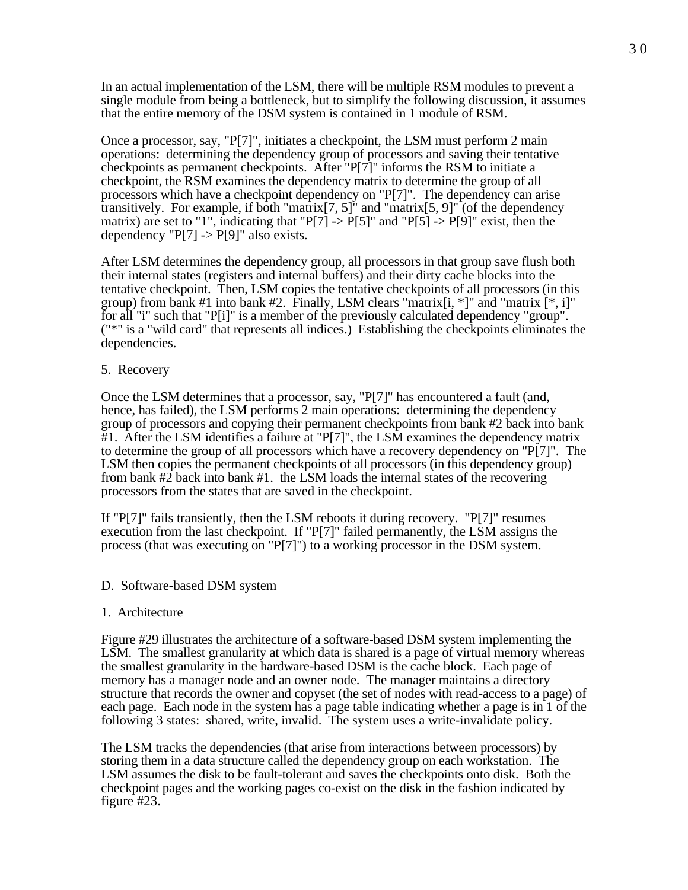In an actual implementation of the LSM, there will be multiple RSM modules to prevent a single module from being a bottleneck, but to simplify the following discussion, it assumes that the entire memory of the DSM system is contained in 1 module of RSM.

Once a processor, say, "P[7]", initiates a checkpoint, the LSM must perform 2 main operations: determining the dependency group of processors and saving their tentative checkpoints as permanent checkpoints. After "P[7]" informs the RSM to initiate a checkpoint, the RSM examines the dependency matrix to determine the group of all processors which have a checkpoint dependency on "P[7]". The dependency can arise transitively. For example, if both "matrix[7, 5]" and "matrix[5, 9]" (of the dependency matrix) are set to "1", indicating that "P[7] -> P[5]" and "P[5] -> P[9]" exist, then the dependency "P[7] -> P[9]" also exists.

After LSM determines the dependency group, all processors in that group save flush both their internal states (registers and internal buffers) and their dirty cache blocks into the tentative checkpoint. Then, LSM copies the tentative checkpoints of all processors (in this group) from bank #1 into bank #2. Finally, LSM clears "matrix[i, *]" and "matrix [*, i]" for all "i" such that "P[i]" is a member of the previously calculated dependency "group". ("*" is a "wild card" that represents all indices.) Establishing the checkpoints eliminates the dependencies.

5. Recovery

Once the LSM determines that a processor, say, "P[7]" has encountered a fault (and, hence, has failed), the LSM performs 2 main operations: determining the dependency group of processors and copying their permanent checkpoints from bank #2 back into bank #1. After the LSM identifies a failure at "P[7]", the LSM examines the dependency matrix to determine the group of all processors which have a recovery dependency on "P[7]". The LSM then copies the permanent checkpoints of all processors (in this dependency group) from bank #2 back into bank #1. the LSM loads the internal states of the recovering processors from the states that are saved in the checkpoint.

If "P[7]" fails transiently, then the LSM reboots it during recovery. "P[7]" resumes execution from the last checkpoint. If "P[7]" failed permanently, the LSM assigns the process (that was executing on "P[7]") to a working processor in the DSM system.

D. Software-based DSM system

1. Architecture

Figure #29 illustrates the architecture of a software-based DSM system implementing the LSM. The smallest granularity at which data is shared is a page of virtual memory whereas the smallest granularity in the hardware-based DSM is the cache block. Each page of memory has a manager node and an owner node. The manager maintains a directory structure that records the owner and copyset (the set of nodes with read-access to a page) of each page. Each node in the system has a page table indicating whether a page is in 1 of the following 3 states: shared, write, invalid. The system uses a write-invalidate policy.

The LSM tracks the dependencies (that arise from interactions between processors) by storing them in a data structure called the dependency group on each workstation. The LSM assumes the disk to be fault-tolerant and saves the checkpoints onto disk. Both the checkpoint pages and the working pages co-exist on the disk in the fashion indicated by figure #23.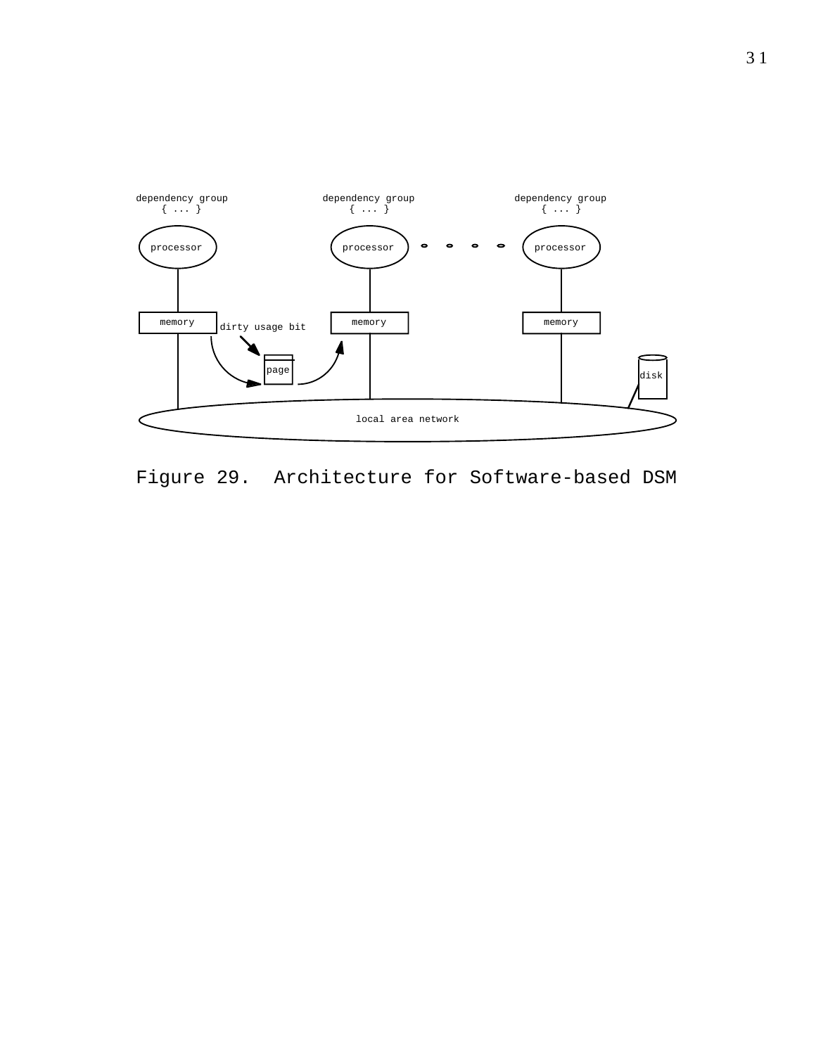dependency group
{ ... }

dependency group
{ ... }

dependency group
{ ... }

processor

processor

processor

memory

dirty usage bit

memory

memory

page

disk

local area network

Figure 29. Architecture for Software-based DSM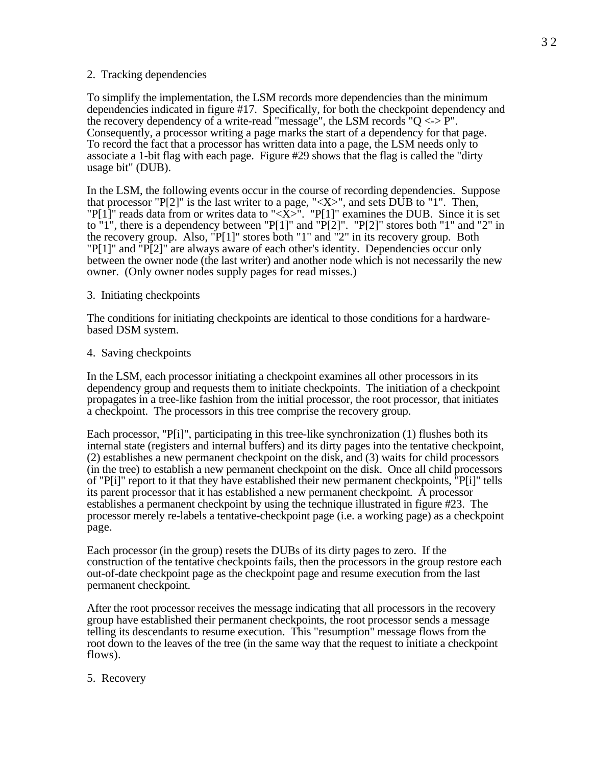2. Tracking dependencies

To simplify the implementation, the LSM records more dependencies than the minimum dependencies indicated in figure #17. Specifically, for both the checkpoint dependency and the recovery dependency of a write-read "message", the LSM records "Q <-> P". Consequently, a processor writing a page marks the start of a dependency for that page. To record the fact that a processor has written data into a page, the LSM needs only to associate a 1-bit flag with each page. Figure #29 shows that the flag is called the "dirty usage bit" (DUB).

In the LSM, the following events occur in the course of recording dependencies. Suppose that processor "P[2]" is the last writer to a page, "<X>", and sets DUB to "1". Then, "P[1]" reads data from or writes data to "<X>". "P[1]" examines the DUB. Since it is set to "1", there is a dependency between "P[1]" and "P[2]". "P[2]" stores both "1" and "2" in the recovery group. Also, "P[1]" stores both "1" and "2" in its recovery group. Both "P[1]" and "P[2]" are always aware of each other's identity. Dependencies occur only between the owner node (the last writer) and another node which is not necessarily the new owner. (Only owner nodes supply pages for read misses.)

3. Initiating checkpoints

The conditions for initiating checkpoints are identical to those conditions for a hardware-based DSM system.

4. Saving checkpoints

In the LSM, each processor initiating a checkpoint examines all other processors in its dependency group and requests them to initiate checkpoints. The initiation of a checkpoint propagates in a tree-like fashion from the initial processor, the root processor, that initiates a checkpoint. The processors in this tree comprise the recovery group.

Each processor, "P[i]", participating in this tree-like synchronization (1) flushes both its internal state (registers and internal buffers) and its dirty pages into the tentative checkpoint, (2) establishes a new permanent checkpoint on the disk, and (3) waits for child processors (in the tree) to establish a new permanent checkpoint on the disk. Once all child processors of "P[i]" report to it that they have established their new permanent checkpoints, "P[i]" tells its parent processor that it has established a new permanent checkpoint. A processor establishes a permanent checkpoint by using the technique illustrated in figure #23. The processor merely re-labels a tentative-checkpoint page (i.e. a working page) as a checkpoint page.

Each processor (in the group) resets the DUBs of its dirty pages to zero. If the construction of the tentative checkpoints fails, then the processors in the group restore each out-of-date checkpoint page as the checkpoint page and resume execution from the last permanent checkpoint.

After the root processor receives the message indicating that all processors in the recovery group have established their permanent checkpoints, the root processor sends a message telling its descendants to resume execution. This "resumption" message flows from the root down to the leaves of the tree (in the same way that the request to initiate a checkpoint flows).

5. Recovery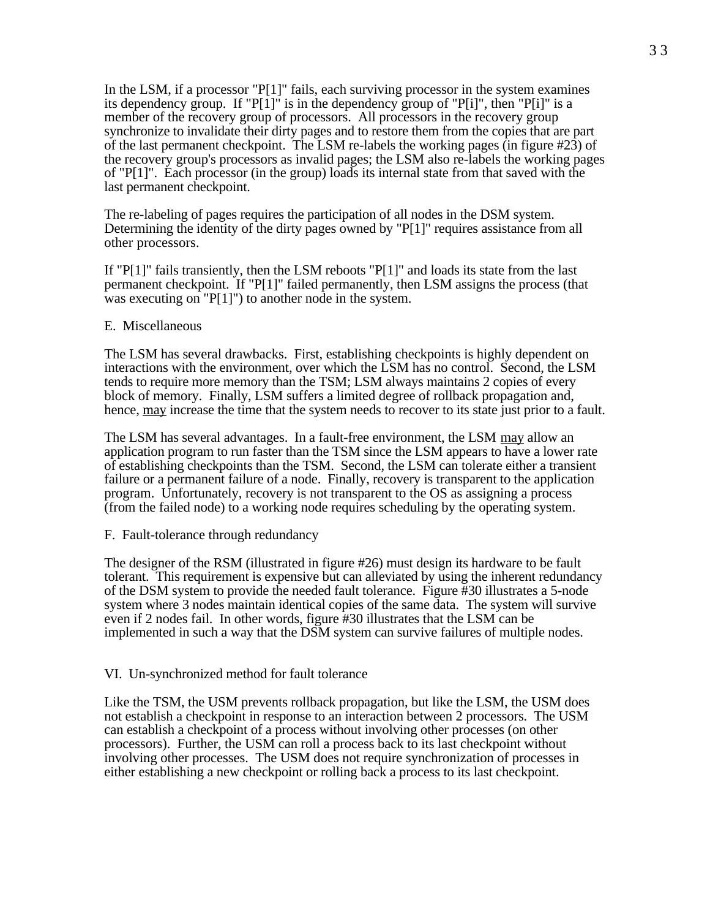In the LSM, if a processor "P[1]" fails, each surviving processor in the system examines its dependency group. If "P[1]" is in the dependency group of "P[i]", then "P[i]" is a member of the recovery group of processors. All processors in the recovery group synchronize to invalidate their dirty pages and to restore them from the copies that are part of the last permanent checkpoint. The LSM re-labels the working pages (in figure #23) of the recovery group's processors as invalid pages; the LSM also re-labels the working pages of "P[1]". Each processor (in the group) loads its internal state from that saved with the last permanent checkpoint.

The re-labeling of pages requires the participation of all nodes in the DSM system. Determining the identity of the dirty pages owned by "P[1]" requires assistance from all other processors.

If "P[1]" fails transiently, then the LSM reboots "P[1]" and loads its state from the last permanent checkpoint. If "P[1]" failed permanently, then LSM assigns the process (that was executing on "P[1]") to another node in the system.

E. Miscellaneous

The LSM has several drawbacks. First, establishing checkpoints is highly dependent on interactions with the environment, over which the LSM has no control. Second, the LSM tends to require more memory than the TSM; LSM always maintains 2 copies of every block of memory. Finally, LSM suffers a limited degree of rollback propagation and, hence, <u>may</u> increase the time that the system needs to recover to its state just prior to a fault.

The LSM has several advantages. In a fault-free environment, the LSM <u>may</u> allow an application program to run faster than the TSM since the LSM appears to have a lower rate of establishing checkpoints than the TSM. Second, the LSM can tolerate either a transient failure or a permanent failure of a node. Finally, recovery is transparent to the application program. Unfortunately, recovery is not transparent to the OS as assigning a process (from the failed node) to a working node requires scheduling by the operating system.

F. Fault-tolerance through redundancy

The designer of the RSM (illustrated in figure #26) must design its hardware to be fault tolerant. This requirement is expensive but can alleviated by using the inherent redundancy of the DSM system to provide the needed fault tolerance. Figure #30 illustrates a 5-node system where 3 nodes maintain identical copies of the same data. The system will survive even if 2 nodes fail. In other words, figure #30 illustrates that the LSM can be implemented in such a way that the DSM system can survive failures of multiple nodes.

VI. Un-synchronized method for fault tolerance

Like the TSM, the USM prevents rollback propagation, but like the LSM, the USM does not establish a checkpoint in response to an interaction between 2 processors. The USM can establish a checkpoint of a process without involving other processes (on other processors). Further, the USM can roll a process back to its last checkpoint without involving other processes. The USM does not require synchronization of processes in either establishing a new checkpoint or rolling back a process to its last checkpoint.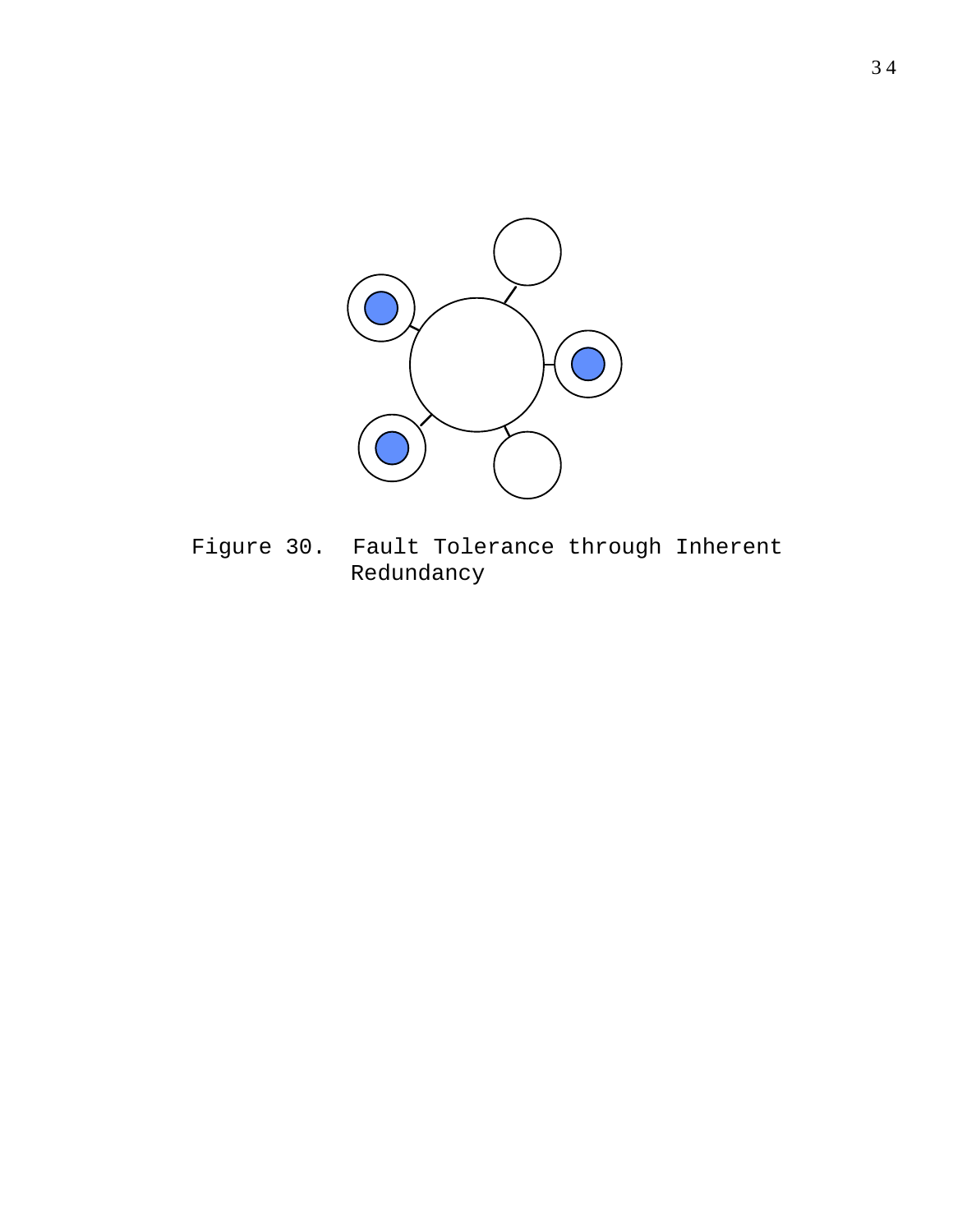Figure 30. Fault Tolerance through Inherent Redundancy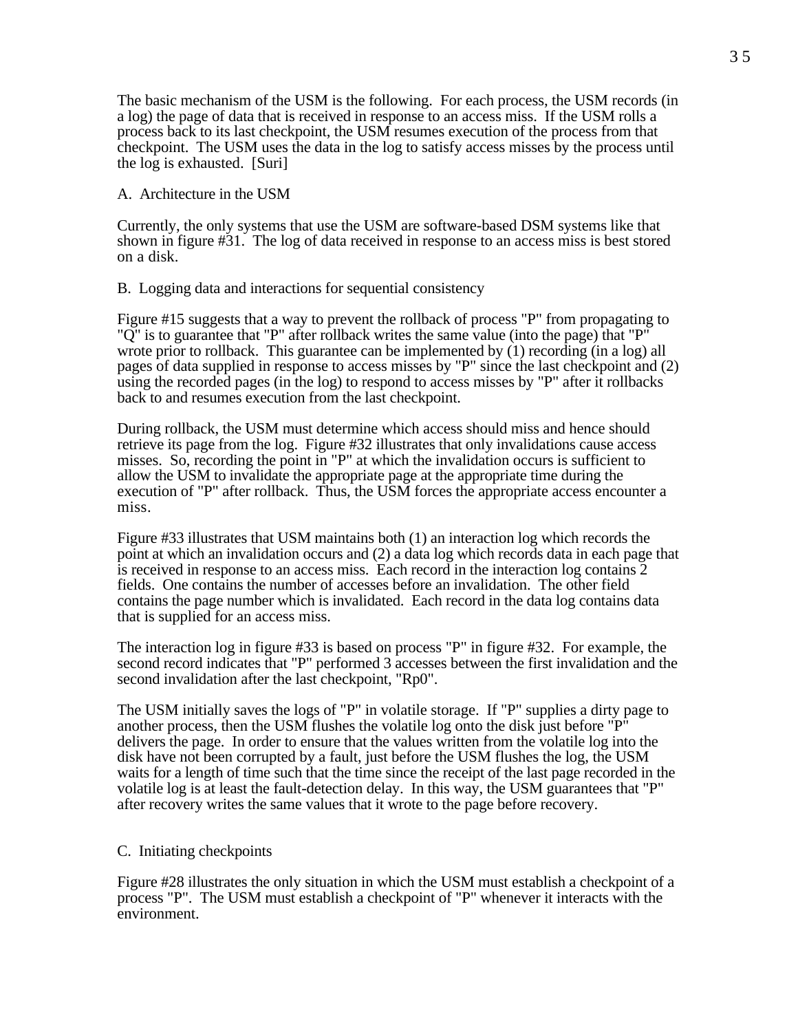The basic mechanism of the USM is the following. For each process, the USM records (in a log) the page of data that is received in response to an access miss. If the USM rolls a process back to its last checkpoint, the USM resumes execution of the process from that checkpoint. The USM uses the data in the log to satisfy access misses by the process until the log is exhausted. [Suri]

A. Architecture in the USM

Currently, the only systems that use the USM are software-based DSM systems like that shown in figure #31. The log of data received in response to an access miss is best stored on a disk.

B. Logging data and interactions for sequential consistency

Figure #15 suggests that a way to prevent the rollback of process "P" from propagating to "Q" is to guarantee that "P" after rollback writes the same value (into the page) that "P" wrote prior to rollback. This guarantee can be implemented by (1) recording (in a log) all pages of data supplied in response to access misses by "P" since the last checkpoint and (2) using the recorded pages (in the log) to respond to access misses by "P" after it rollbacks back to and resumes execution from the last checkpoint.

During rollback, the USM must determine which access should miss and hence should retrieve its page from the log. Figure #32 illustrates that only invalidations cause access misses. So, recording the point in "P" at which the invalidation occurs is sufficient to allow the USM to invalidate the appropriate page at the appropriate time during the execution of "P" after rollback. Thus, the USM forces the appropriate access encounter a miss.

Figure #33 illustrates that USM maintains both (1) an interaction log which records the point at which an invalidation occurs and (2) a data log which records data in each page that is received in response to an access miss. Each record in the interaction log contains 2 fields. One contains the number of accesses before an invalidation. The other field contains the page number which is invalidated. Each record in the data log contains data that is supplied for an access miss.

The interaction log in figure #33 is based on process "P" in figure #32. For example, the second record indicates that "P" performed 3 accesses between the first invalidation and the second invalidation after the last checkpoint, "Rp0".

The USM initially saves the logs of "P" in volatile storage. If "P" supplies a dirty page to another process, then the USM flushes the volatile log onto the disk just before "P" delivers the page. In order to ensure that the values written from the volatile log into the disk have not been corrupted by a fault, just before the USM flushes the log, the USM waits for a length of time such that the time since the receipt of the last page recorded in the volatile log is at least the fault-detection delay. In this way, the USM guarantees that "P" after recovery writes the same values that it wrote to the page before recovery.

C. Initiating checkpoints

Figure #28 illustrates the only situation in which the USM must establish a checkpoint of a process "P". The USM must establish a checkpoint of "P" whenever it interacts with the environment.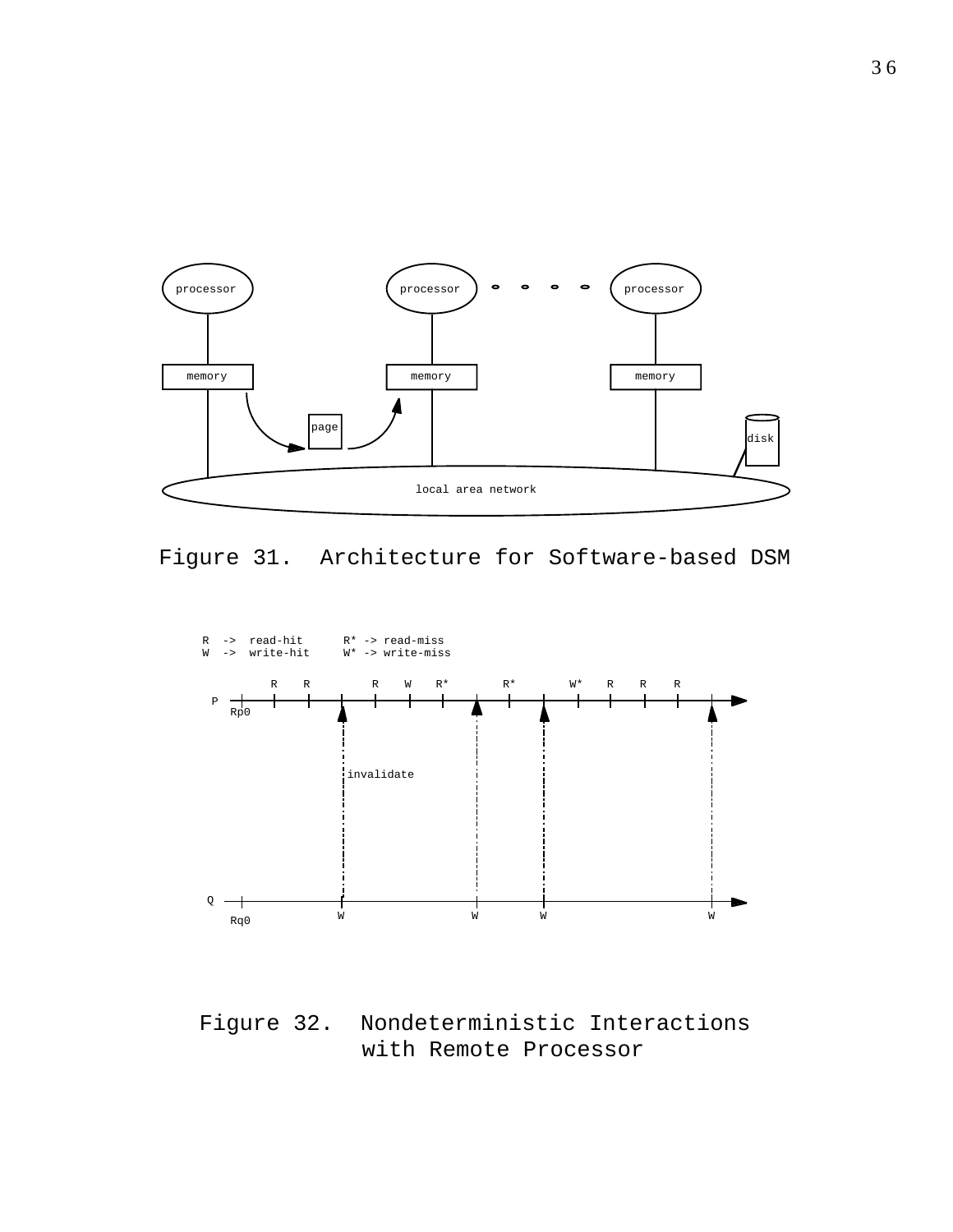processor

processor

processor

memory

memory

memory

page

disk

local area network

Figure 31. Architecture for Software-based DSM

R -> read-hit

W -> write-hit

R* -> read-miss

W* -> write-miss

R R R W R* R* W* R R R

P

Rp0

invalidate

Q

Rq0

W W W W

Figure 32. Nondeterministic Interactions with Remote Processor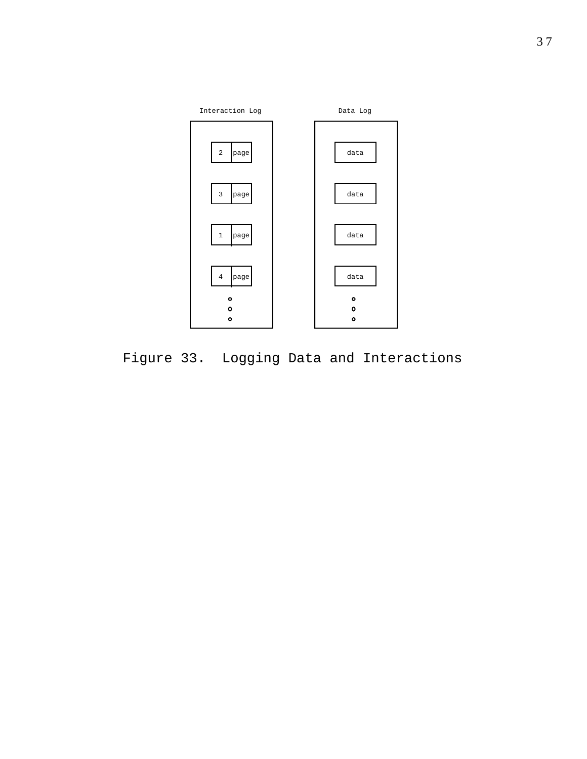Interaction Log

2 page

3 page

1 page

4 page

Data Log

data

data

data

data

Figure 33. Logging Data and Interactions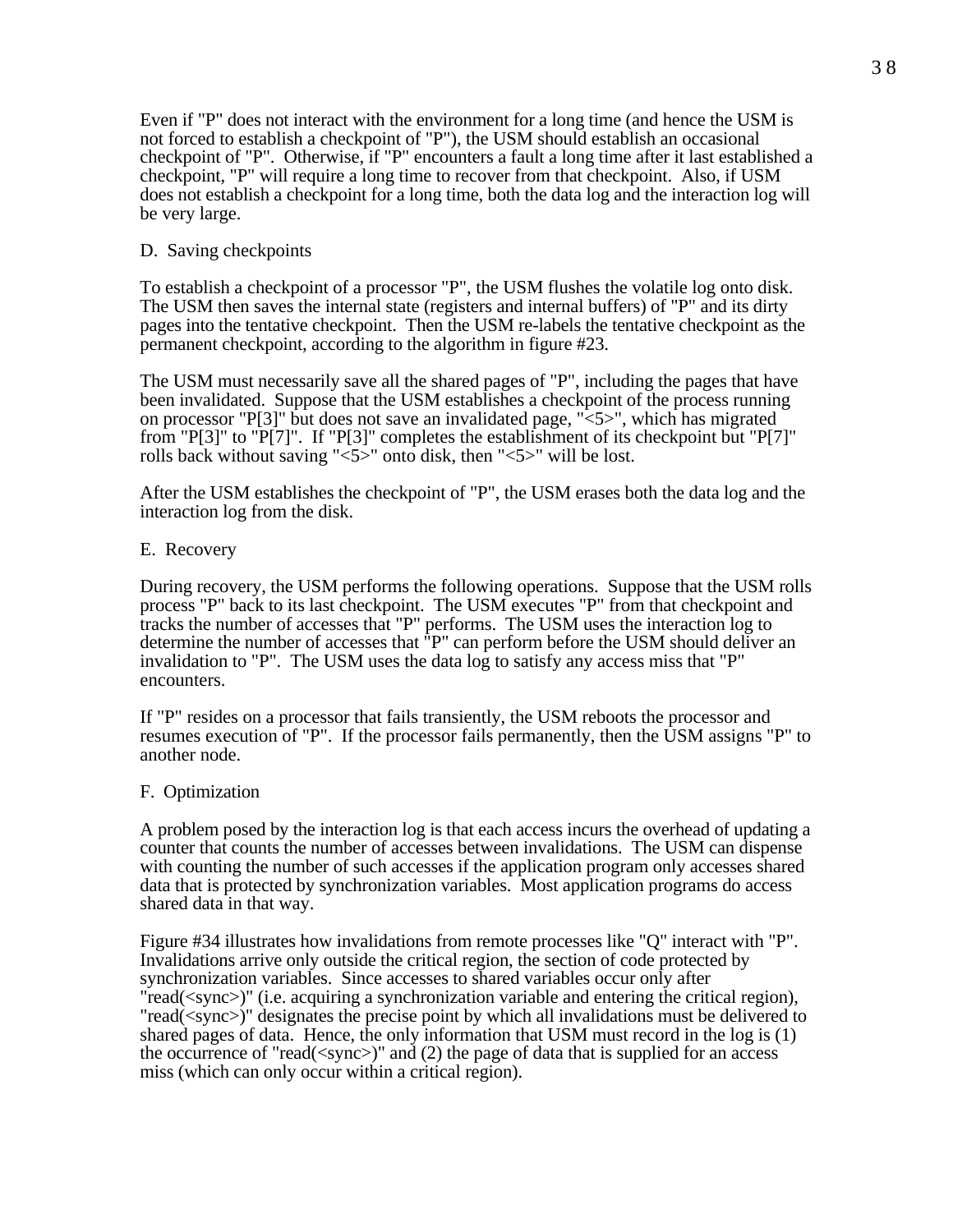Even if "P" does not interact with the environment for a long time (and hence the USM is not forced to establish a checkpoint of "P"), the USM should establish an occasional checkpoint of "P". Otherwise, if "P" encounters a fault a long time after it last established a checkpoint, "P" will require a long time to recover from that checkpoint. Also, if USM does not establish a checkpoint for a long time, both the data log and the interaction log will be very large.

D. Saving checkpoints

To establish a checkpoint of a processor "P", the USM flushes the volatile log onto disk. The USM then saves the internal state (registers and internal buffers) of "P" and its dirty pages into the tentative checkpoint. Then the USM re-labels the tentative checkpoint as the permanent checkpoint, according to the algorithm in figure #23.

The USM must necessarily save all the shared pages of "P", including the pages that have been invalidated. Suppose that the USM establishes a checkpoint of the process running on processor "P[3]" but does not save an invalidated page, "<5>", which has migrated from "P[3]" to "P[7]". If "P[3]" completes the establishment of its checkpoint but "P[7]" rolls back without saving "<5>" onto disk, then "<5>" will be lost.

After the USM establishes the checkpoint of "P", the USM erases both the data log and the interaction log from the disk.

E. Recovery

During recovery, the USM performs the following operations. Suppose that the USM rolls process "P" back to its last checkpoint. The USM executes "P" from that checkpoint and tracks the number of accesses that "P" performs. The USM uses the interaction log to determine the number of accesses that "P" can perform before the USM should deliver an invalidation to "P". The USM uses the data log to satisfy any access miss that "P" encounters.

If "P" resides on a processor that fails transiently, the USM reboots the processor and resumes execution of "P". If the processor fails permanently, then the USM assigns "P" to another node.

F. Optimization

A problem posed by the interaction log is that each access incurs the overhead of updating a counter that counts the number of accesses between invalidations. The USM can dispense with counting the number of such accesses if the application program only accesses shared data that is protected by synchronization variables. Most application programs do access shared data in that way.

Figure #34 illustrates how invalidations from remote processes like "Q" interact with "P". Invalidations arrive only outside the critical region, the section of code protected by synchronization variables. Since accesses to shared variables occur only after "read(<sync>)" (i.e. acquiring a synchronization variable and entering the critical region), "read(<sync>)" designates the precise point by which all invalidations must be delivered to shared pages of data. Hence, the only information that USM must record in the log is (1) the occurrence of "read(<sync>)" and (2) the page of data that is supplied for an access miss (which can only occur within a critical region).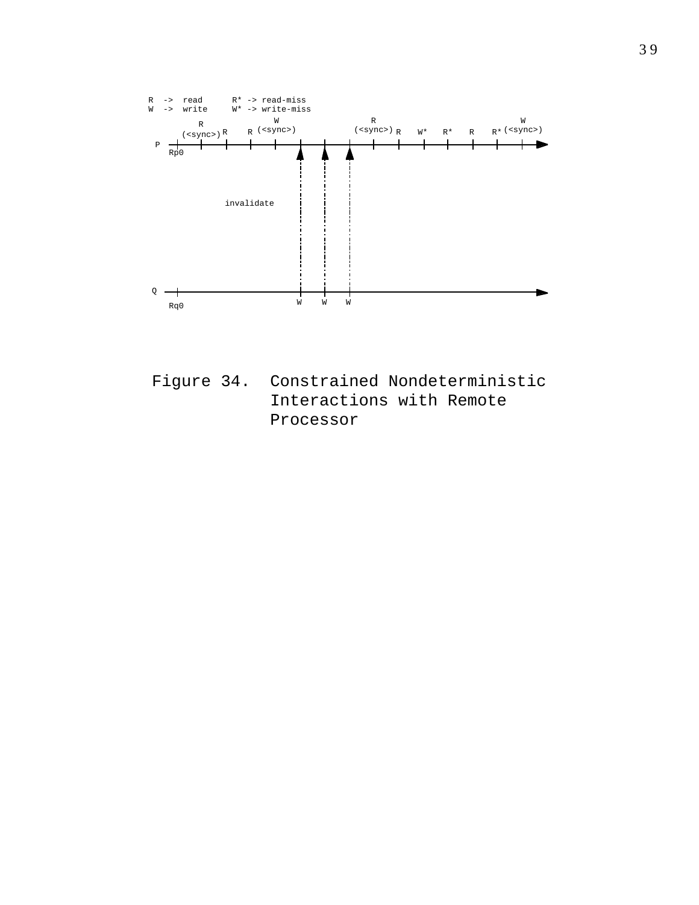R -> read R* -> read-miss

W -> write W* -> write-miss

R (<sync>) R R W (<sync>) R (<sync>) R W* R* R R* W (<sync>)

P

Rp0

invalidate

Q

Rq0

W W W

Figure 34. Constrained Nondeterministic Interactions with Remote Processor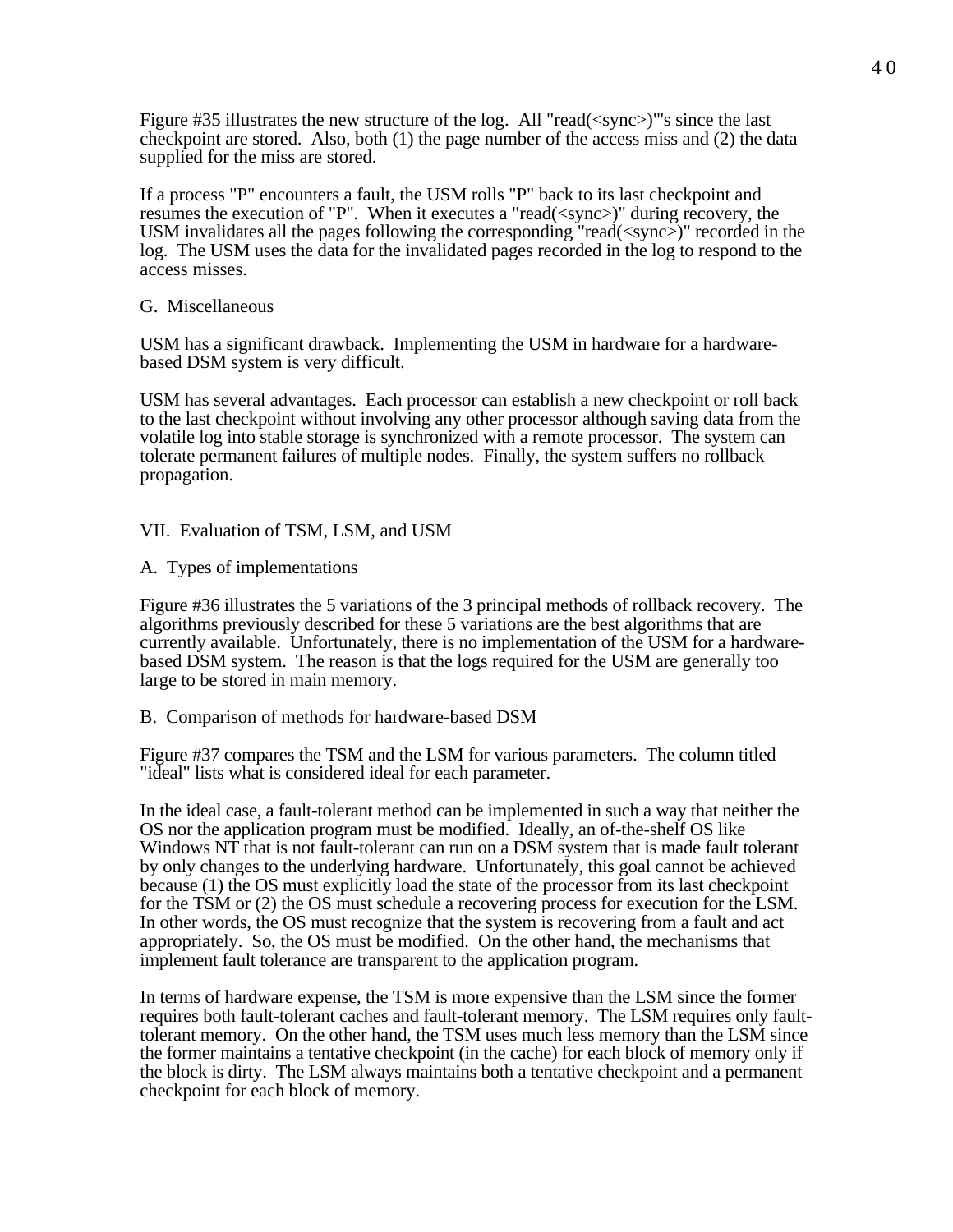Figure #35 illustrates the new structure of the log. All "read(<sync>)"'s since the last checkpoint are stored. Also, both (1) the page number of the access miss and (2) the data supplied for the miss are stored.

If a process "P" encounters a fault, the USM rolls "P" back to its last checkpoint and resumes the execution of "P". When it executes a "read(<sync>)" during recovery, the USM invalidates all the pages following the corresponding "read(<sync>)" recorded in the log. The USM uses the data for the invalidated pages recorded in the log to respond to the access misses.

G. Miscellaneous

USM has a significant drawback. Implementing the USM in hardware for a hardware-based DSM system is very difficult.

USM has several advantages. Each processor can establish a new checkpoint or roll back to the last checkpoint without involving any other processor although saving data from the volatile log into stable storage is synchronized with a remote processor. The system can tolerate permanent failures of multiple nodes. Finally, the system suffers no rollback propagation.

## VII. Evaluation of TSM, LSM, and USM

A. Types of implementations

Figure #36 illustrates the 5 variations of the 3 principal methods of rollback recovery. The algorithms previously described for these 5 variations are the best algorithms that are currently available. Unfortunately, there is no implementation of the USM for a hardware-based DSM system. The reason is that the logs required for the USM are generally too large to be stored in main memory.

B. Comparison of methods for hardware-based DSM

Figure #37 compares the TSM and the LSM for various parameters. The column titled "ideal" lists what is considered ideal for each parameter.

In the ideal case, a fault-tolerant method can be implemented in such a way that neither the OS nor the application program must be modified. Ideally, an of-the-shelf OS like Windows NT that is not fault-tolerant can run on a DSM system that is made fault tolerant by only changes to the underlying hardware. Unfortunately, this goal cannot be achieved because (1) the OS must explicitly load the state of the processor from its last checkpoint for the TSM or (2) the OS must schedule a recovering process for execution for the LSM. In other words, the OS must recognize that the system is recovering from a fault and act appropriately. So, the OS must be modified. On the other hand, the mechanisms that implement fault tolerance are transparent to the application program.

In terms of hardware expense, the TSM is more expensive than the LSM since the former requires both fault-tolerant caches and fault-tolerant memory. The LSM requires only fault-tolerant memory. On the other hand, the TSM uses much less memory than the LSM since the former maintains a tentative checkpoint (in the cache) for each block of memory only if the block is dirty. The LSM always maintains both a tentative checkpoint and a permanent checkpoint for each block of memory.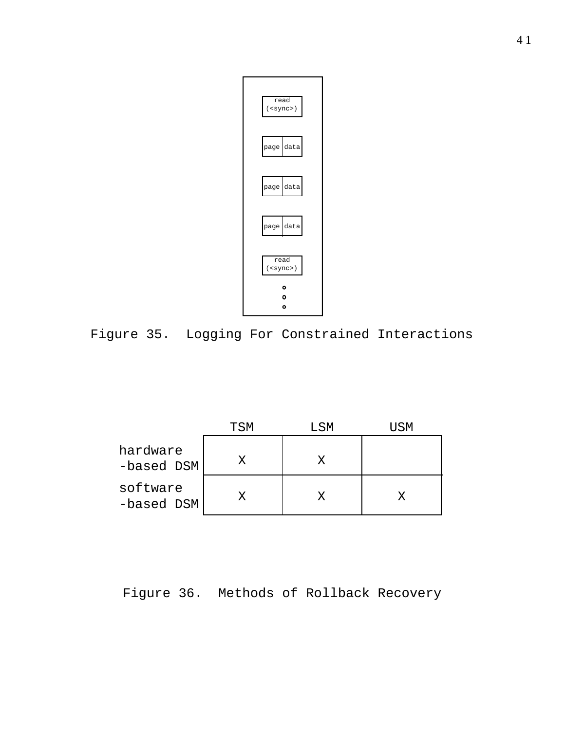read
(<sync>)

page | data

page | data

page | data

read
(<sync>)

o
o
o

Figure 35.  Logging For Constrained Interactions

| | TSM | LSM | USM |
|---|---|---|---|
| hardware -based DSM | X | X | |
| software -based DSM | X | X | X |

Figure 36.  Methods of Rollback Recovery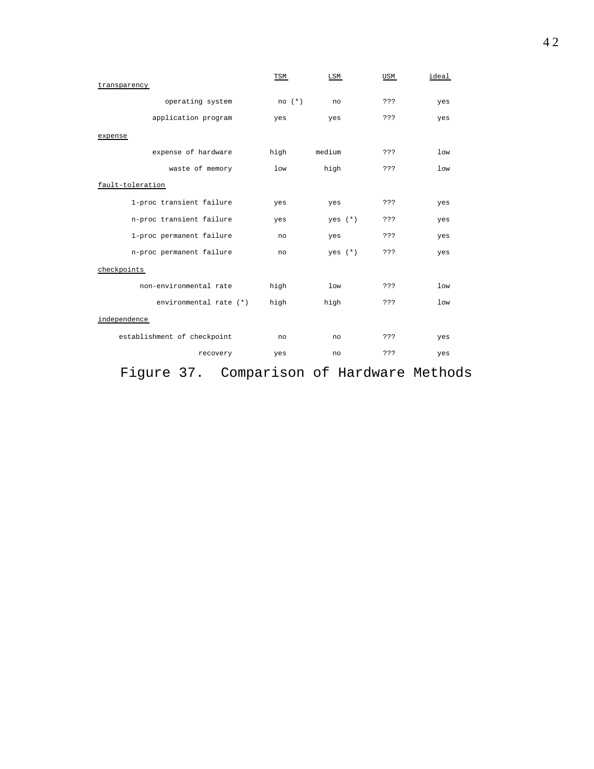| | TSM | LSM | USM | ideal |
|---|---|---|---|---|
| transparency | | | | |
| operating system | no (*) | no | ??? | yes |
| application program | yes | yes | ??? | yes |
| expense | | | | |
| expense of hardware | high | medium | ??? | low |
| waste of memory | low | high | ??? | low |
| fault-toleration | | | | |
| 1-proc transient failure | yes | yes | ??? | yes |
| n-proc transient failure | yes | yes (*) | ??? | yes |
| 1-proc permanent failure | no | yes | ??? | yes |
| n-proc permanent failure | no | yes (*) | ??? | yes |
| checkpoints | | | | |
| non-environmental rate | high | low | ??? | low |
| environmental rate (*) | high | high | ??? | low |
| independence | | | | |
| establishment of checkpoint | no | no | ??? | yes |
| recovery | yes | no | ??? | yes |

Figure 37. Comparison of Hardware Methods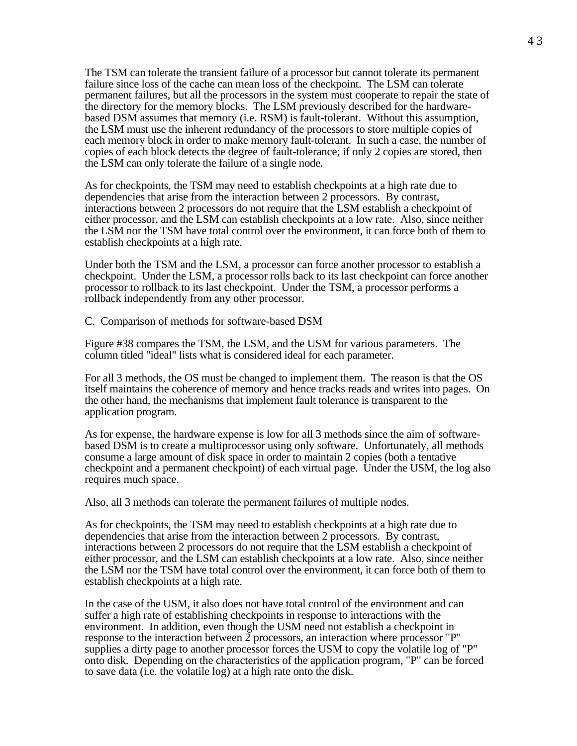The TSM can tolerate the transient failure of a processor but cannot tolerate its permanent failure since loss of the cache can mean loss of the checkpoint. The LSM can tolerate permanent failures, but all the processors in the system must cooperate to repair the state of the directory for the memory blocks. The LSM previously described for the hardware-based DSM assumes that memory (i.e. RSM) is fault-tolerant. Without this assumption, the LSM must use the inherent redundancy of the processors to store multiple copies of each memory block in order to make memory fault-tolerant. In such a case, the number of copies of each block detects the degree of fault-tolerance; if only 2 copies are stored, then the LSM can only tolerate the failure of a single node.

As for checkpoints, the TSM may need to establish checkpoints at a high rate due to dependencies that arise from the interaction between 2 processors. By contrast, interactions between 2 processors do not require that the LSM establish a checkpoint of either processor, and the LSM can establish checkpoints at a low rate. Also, since neither the LSM nor the TSM have total control over the environment, it can force both of them to establish checkpoints at a high rate.

Under both the TSM and the LSM, a processor can force another processor to establish a checkpoint. Under the LSM, a processor rolls back to its last checkpoint can force another processor to rollback to its last checkpoint. Under the TSM, a processor performs a rollback independently from any other processor.

C. Comparison of methods for software-based DSM

Figure #38 compares the TSM, the LSM, and the USM for various parameters. The column titled "ideal" lists what is considered ideal for each parameter.

For all 3 methods, the OS must be changed to implement them. The reason is that the OS itself maintains the coherence of memory and hence tracks reads and writes into pages. On the other hand, the mechanisms that implement fault tolerance is transparent to the application program.

As for expense, the hardware expense is low for all 3 methods since the aim of software-based DSM is to create a multiprocessor using only software. Unfortunately, all methods consume a large amount of disk space in order to maintain 2 copies (both a tentative checkpoint and a permanent checkpoint) of each virtual page. Under the USM, the log also requires much space.

Also, all 3 methods can tolerate the permanent failures of multiple nodes.

As for checkpoints, the TSM may need to establish checkpoints at a high rate due to dependencies that arise from the interaction between 2 processors. By contrast, interactions between 2 processors do not require that the LSM establish a checkpoint of either processor, and the LSM can establish checkpoints at a low rate. Also, since neither the LSM nor the TSM have total control over the environment, it can force both of them to establish checkpoints at a high rate.

In the case of the USM, it also does not have total control of the environment and can suffer a high rate of establishing checkpoints in response to interactions with the environment. In addition, even though the USM need not establish a checkpoint in response to the interaction between 2 processors, an interaction where processor "P" supplies a dirty page to another processor forces the USM to copy the volatile log of "P" onto disk. Depending on the characteristics of the application program, "P" can be forced to save data (i.e. the volatile log) at a high rate onto the disk.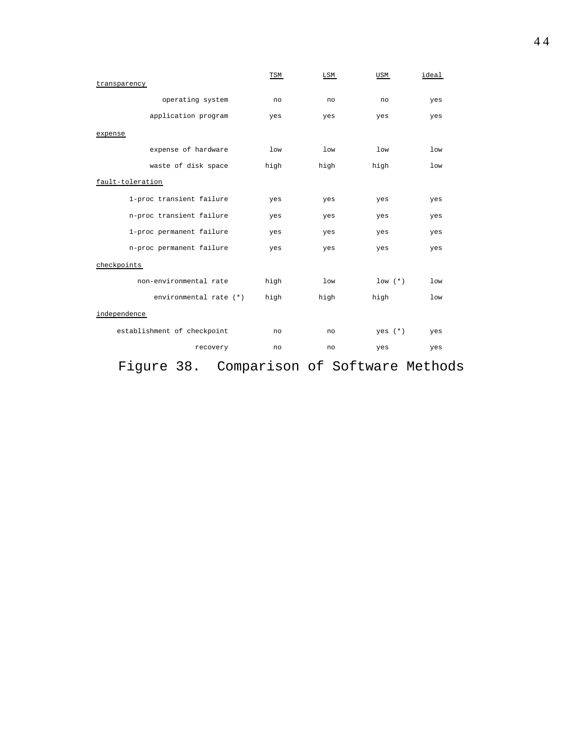| | TSM | LSM | USM | ideal |
|---|---|---|---|---|
| transparency | | | | |
| operating system | no | no | no | yes |
| application program | yes | yes | yes | yes |
| expense | | | | |
| expense of hardware | low | low | low | low |
| waste of disk space | high | high | high | low |
| fault-toleration | | | | |
| 1-proc transient failure | yes | yes | yes | yes |
| n-proc transient failure | yes | yes | yes | yes |
| 1-proc permanent failure | yes | yes | yes | yes |
| n-proc permanent failure | yes | yes | yes | yes |
| checkpoints | | | | |
| non-environmental rate | high | low | low (*) | low |
| environmental rate (*) | high | high | high | low |
| independence | | | | |
| establishment of checkpoint | no | no | yes (*) | yes |
| recovery | no | no | yes | yes |

Figure 38. Comparison of Software Methods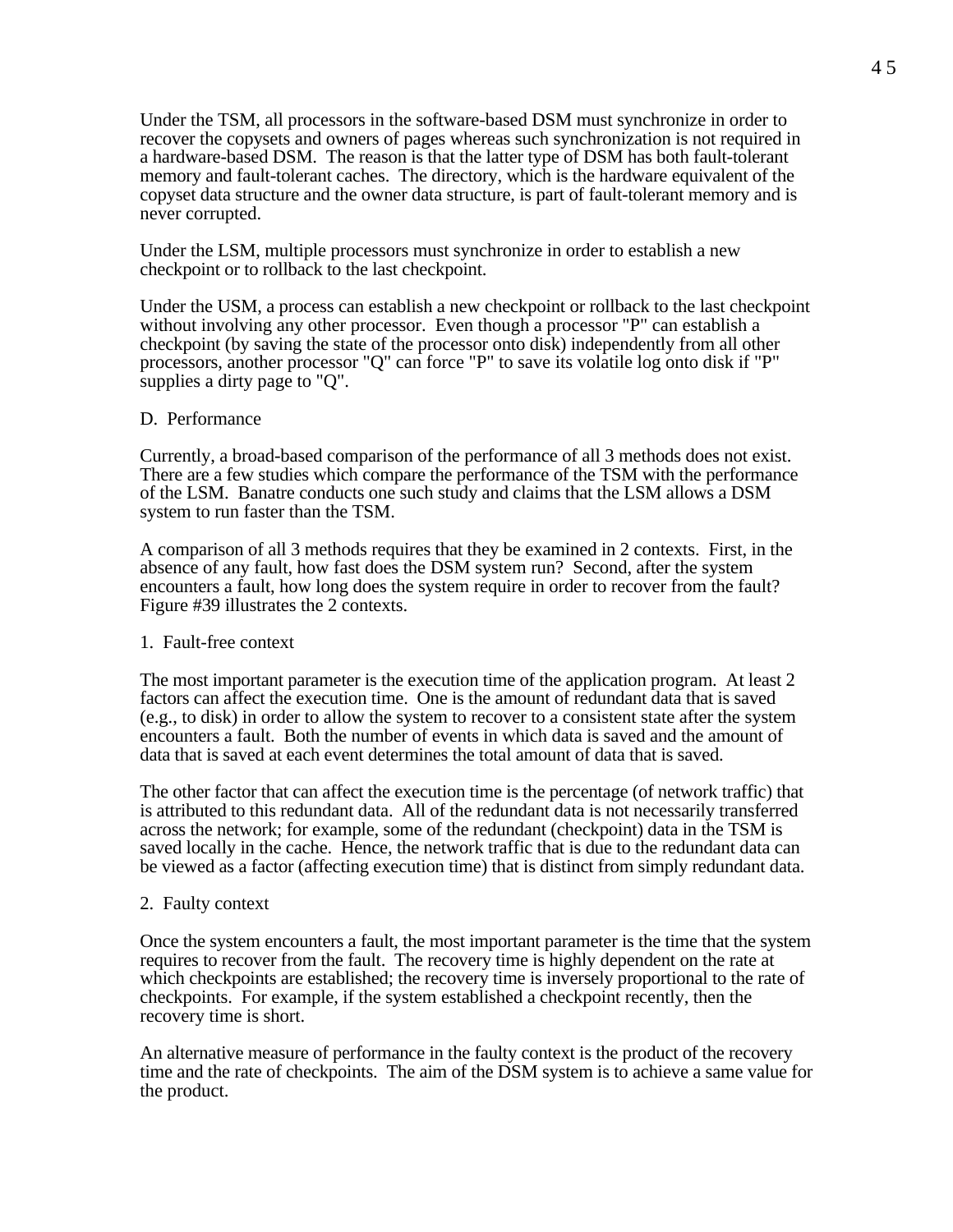Under the TSM, all processors in the software-based DSM must synchronize in order to recover the copysets and owners of pages whereas such synchronization is not required in a hardware-based DSM. The reason is that the latter type of DSM has both fault-tolerant memory and fault-tolerant caches. The directory, which is the hardware equivalent of the copyset data structure and the owner data structure, is part of fault-tolerant memory and is never corrupted.

Under the LSM, multiple processors must synchronize in order to establish a new checkpoint or to rollback to the last checkpoint.

Under the USM, a process can establish a new checkpoint or rollback to the last checkpoint without involving any other processor. Even though a processor "P" can establish a checkpoint (by saving the state of the processor onto disk) independently from all other processors, another processor "Q" can force "P" to save its volatile log onto disk if "P" supplies a dirty page to "Q".

D. Performance

Currently, a broad-based comparison of the performance of all 3 methods does not exist. There are a few studies which compare the performance of the TSM with the performance of the LSM. Banatre conducts one such study and claims that the LSM allows a DSM system to run faster than the TSM.

A comparison of all 3 methods requires that they be examined in 2 contexts. First, in the absence of any fault, how fast does the DSM system run? Second, after the system encounters a fault, how long does the system require in order to recover from the fault? Figure #39 illustrates the 2 contexts.

1. Fault-free context

The most important parameter is the execution time of the application program. At least 2 factors can affect the execution time. One is the amount of redundant data that is saved (e.g., to disk) in order to allow the system to recover to a consistent state after the system encounters a fault. Both the number of events in which data is saved and the amount of data that is saved at each event determines the total amount of data that is saved.

The other factor that can affect the execution time is the percentage (of network traffic) that is attributed to this redundant data. All of the redundant data is not necessarily transferred across the network; for example, some of the redundant (checkpoint) data in the TSM is saved locally in the cache. Hence, the network traffic that is due to the redundant data can be viewed as a factor (affecting execution time) that is distinct from simply redundant data.

2. Faulty context

Once the system encounters a fault, the most important parameter is the time that the system requires to recover from the fault. The recovery time is highly dependent on the rate at which checkpoints are established; the recovery time is inversely proportional to the rate of checkpoints. For example, if the system established a checkpoint recently, then the recovery time is short.

An alternative measure of performance in the faulty context is the product of the recovery time and the rate of checkpoints. The aim of the DSM system is to achieve a same value for the product.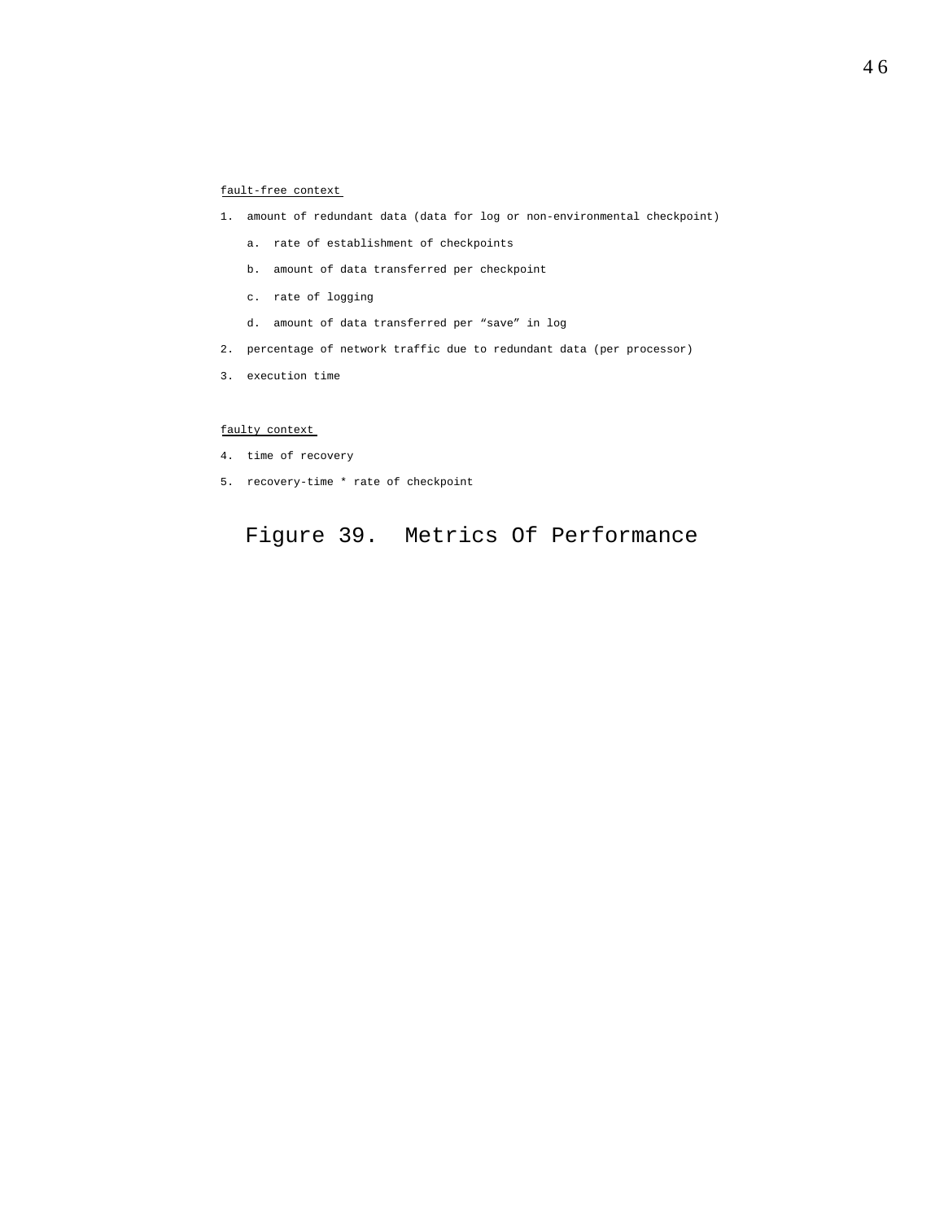<u>fault-free context</u>

1. amount of redundant data (data for log or non-environmental checkpoint)
    a. rate of establishment of checkpoints
    b. amount of data transferred per checkpoint
    c. rate of logging
    d. amount of data transferred per “save” in log
2. percentage of network traffic due to redundant data (per processor)
3. execution time

<u>faulty context</u>

4. time of recovery
5. recovery-time * rate of checkpoint

Figure 39. Metrics Of Performance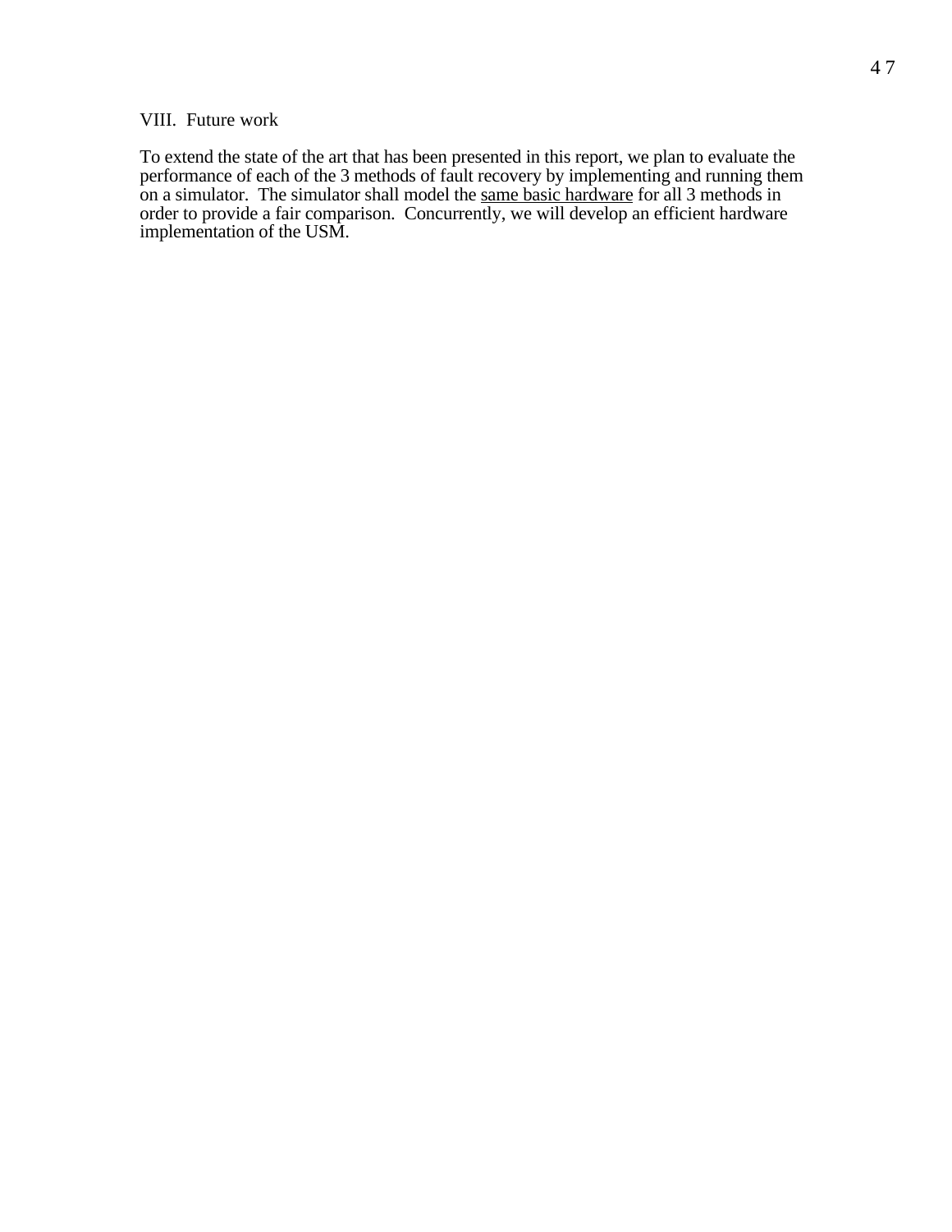## VIII. Future work

To extend the state of the art that has been presented in this report, we plan to evaluate the performance of each of the 3 methods of fault recovery by implementing and running them on a simulator. The simulator shall model the <u>same basic hardware</u> for all 3 methods in order to provide a fair comparison. Concurrently, we will develop an efficient hardware implementation of the USM.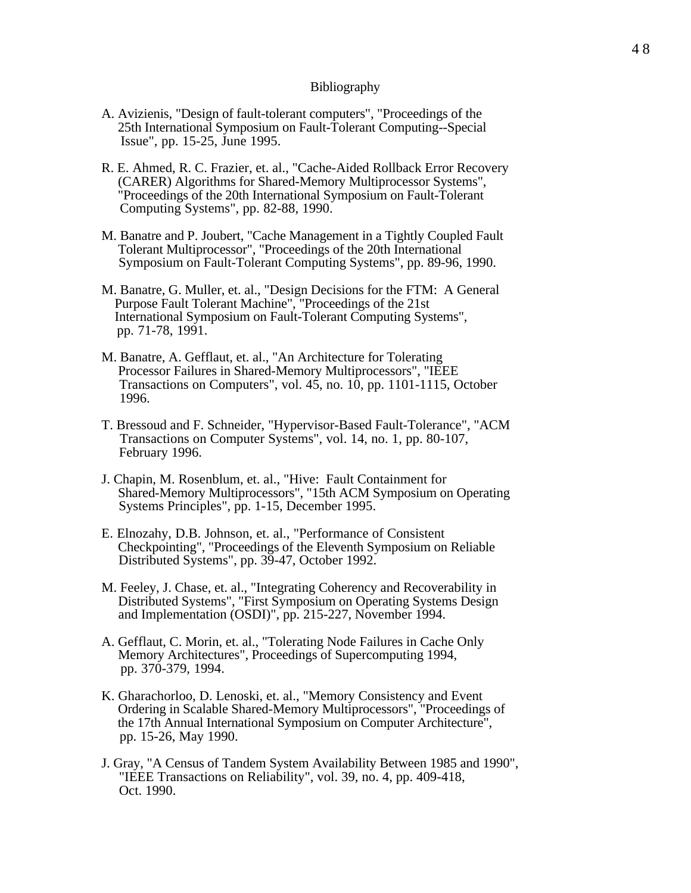# Bibliography

A. Avizienis, "Design of fault-tolerant computers", "Proceedings of the 25th International Symposium on Fault-Tolerant Computing--Special Issue", pp. 15-25, June 1995.

R. E. Ahmed, R. C. Frazier, et. al., "Cache-Aided Rollback Error Recovery (CARER) Algorithms for Shared-Memory Multiprocessor Systems", "Proceedings of the 20th International Symposium on Fault-Tolerant Computing Systems", pp. 82-88, 1990.

M. Banatre and P. Joubert, "Cache Management in a Tightly Coupled Fault Tolerant Multiprocessor", "Proceedings of the 20th International Symposium on Fault-Tolerant Computing Systems", pp. 89-96, 1990.

M. Banatre, G. Muller, et. al., "Design Decisions for the FTM: A General Purpose Fault Tolerant Machine", "Proceedings of the 21st International Symposium on Fault-Tolerant Computing Systems", pp. 71-78, 1991.

M. Banatre, A. Gefflaut, et. al., "An Architecture for Tolerating Processor Failures in Shared-Memory Multiprocessors", "IEEE Transactions on Computers", vol. 45, no. 10, pp. 1101-1115, October 1996.

T. Bressoud and F. Schneider, "Hypervisor-Based Fault-Tolerance", "ACM Transactions on Computer Systems", vol. 14, no. 1, pp. 80-107, February 1996.

J. Chapin, M. Rosenblum, et. al., "Hive: Fault Containment for Shared-Memory Multiprocessors", "15th ACM Symposium on Operating Systems Principles", pp. 1-15, December 1995.

E. Elnozahy, D.B. Johnson, et. al., "Performance of Consistent Checkpointing", "Proceedings of the Eleventh Symposium on Reliable Distributed Systems", pp. 39-47, October 1992.

M. Feeley, J. Chase, et. al., "Integrating Coherency and Recoverability in Distributed Systems", "First Symposium on Operating Systems Design and Implementation (OSDI)", pp. 215-227, November 1994.

A. Gefflaut, C. Morin, et. al., "Tolerating Node Failures in Cache Only Memory Architectures", Proceedings of Supercomputing 1994, pp. 370-379, 1994.

K. Gharachorloo, D. Lenoski, et. al., "Memory Consistency and Event Ordering in Scalable Shared-Memory Multiprocessors", "Proceedings of the 17th Annual International Symposium on Computer Architecture", pp. 15-26, May 1990.

J. Gray, "A Census of Tandem System Availability Between 1985 and 1990", "IEEE Transactions on Reliability", vol. 39, no. 4, pp. 409-418, Oct. 1990.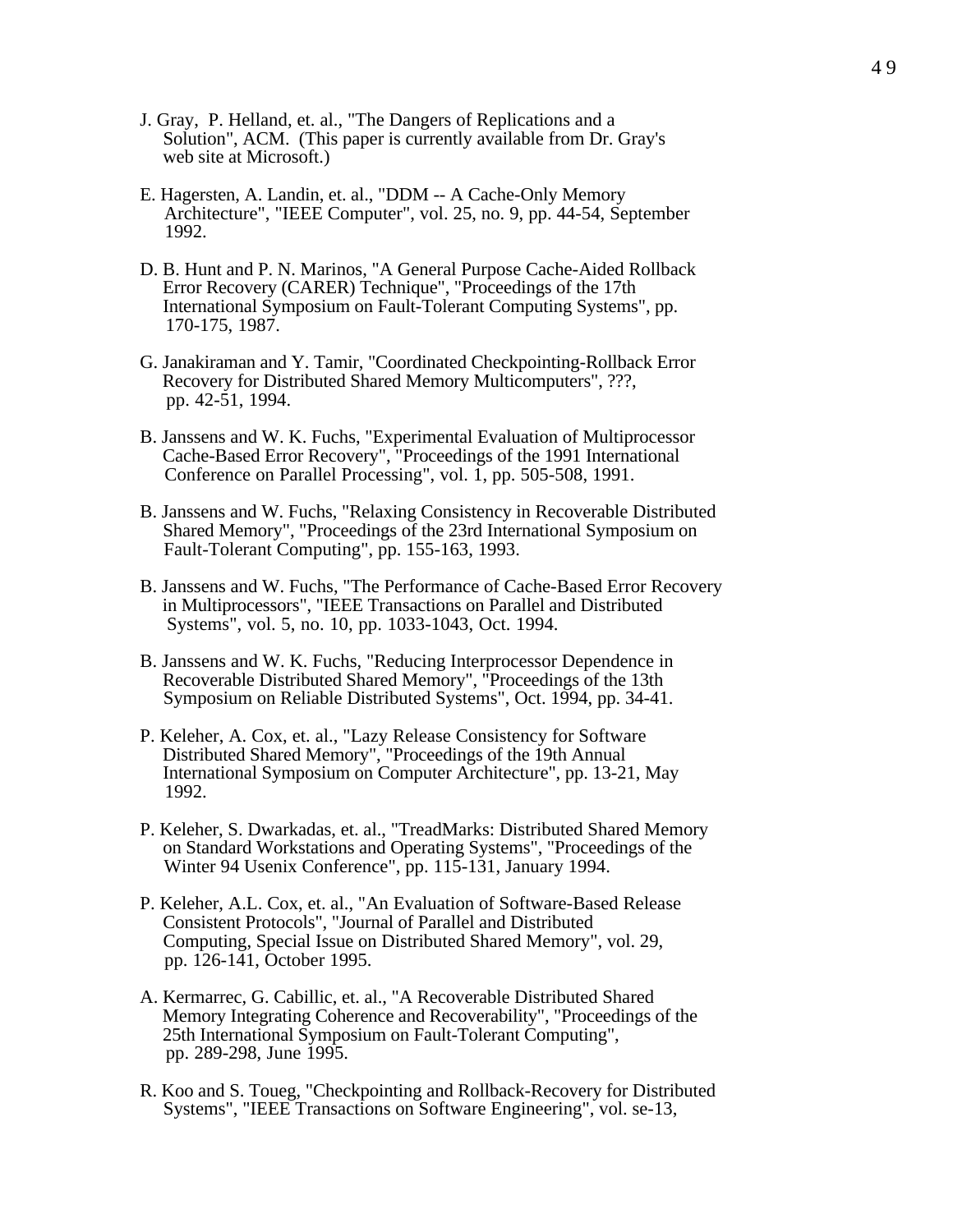J. Gray, P. Helland, et. al., "The Dangers of Replications and a Solution", ACM. (This paper is currently available from Dr. Gray's web site at Microsoft.)

E. Hagersten, A. Landin, et. al., "DDM -- A Cache-Only Memory Architecture", "IEEE Computer", vol. 25, no. 9, pp. 44-54, September 1992.

D. B. Hunt and P. N. Marinos, "A General Purpose Cache-Aided Rollback Error Recovery (CARER) Technique", "Proceedings of the 17th International Symposium on Fault-Tolerant Computing Systems", pp. 170-175, 1987.

G. Janakiraman and Y. Tamir, "Coordinated Checkpointing-Rollback Error Recovery for Distributed Shared Memory Multicomputers", ???, pp. 42-51, 1994.

B. Janssens and W. K. Fuchs, "Experimental Evaluation of Multiprocessor Cache-Based Error Recovery", "Proceedings of the 1991 International Conference on Parallel Processing", vol. 1, pp. 505-508, 1991.

B. Janssens and W. Fuchs, "Relaxing Consistency in Recoverable Distributed Shared Memory", "Proceedings of the 23rd International Symposium on Fault-Tolerant Computing", pp. 155-163, 1993.

B. Janssens and W. Fuchs, "The Performance of Cache-Based Error Recovery in Multiprocessors", "IEEE Transactions on Parallel and Distributed Systems", vol. 5, no. 10, pp. 1033-1043, Oct. 1994.

B. Janssens and W. K. Fuchs, "Reducing Interprocessor Dependence in Recoverable Distributed Shared Memory", "Proceedings of the 13th Symposium on Reliable Distributed Systems", Oct. 1994, pp. 34-41.

P. Keleher, A. Cox, et. al., "Lazy Release Consistency for Software Distributed Shared Memory", "Proceedings of the 19th Annual International Symposium on Computer Architecture", pp. 13-21, May 1992.

P. Keleher, S. Dwarkadas, et. al., "TreadMarks: Distributed Shared Memory on Standard Workstations and Operating Systems", "Proceedings of the Winter 94 Usenix Conference", pp. 115-131, January 1994.

P. Keleher, A.L. Cox, et. al., "An Evaluation of Software-Based Release Consistent Protocols", "Journal of Parallel and Distributed Computing, Special Issue on Distributed Shared Memory", vol. 29, pp. 126-141, October 1995.

A. Kermarrec, G. Cabillic, et. al., "A Recoverable Distributed Shared Memory Integrating Coherence and Recoverability", "Proceedings of the 25th International Symposium on Fault-Tolerant Computing", pp. 289-298, June 1995.

R. Koo and S. Toueg, "Checkpointing and Rollback-Recovery for Distributed Systems", "IEEE Transactions on Software Engineering", vol. se-13,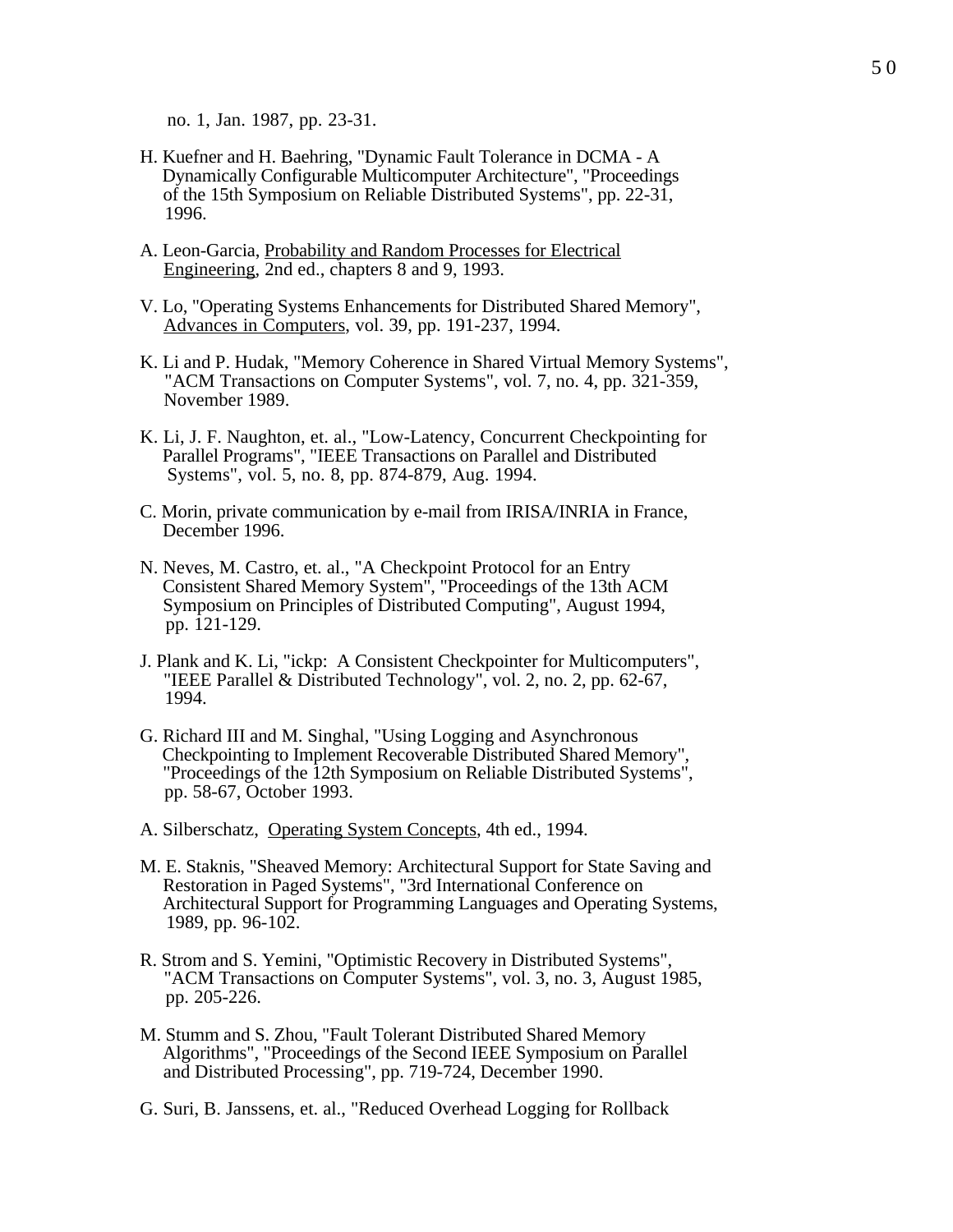no. 1, Jan. 1987, pp. 23-31.

H. Kuefner and H. Baehring, "Dynamic Fault Tolerance in DCMA - A Dynamically Configurable Multicomputer Architecture", "Proceedings of the 15th Symposium on Reliable Distributed Systems", pp. 22-31, 1996.

A. Leon-Garcia, Probability and Random Processes for Electrical Engineering, 2nd ed., chapters 8 and 9, 1993.

V. Lo, "Operating Systems Enhancements for Distributed Shared Memory", Advances in Computers, vol. 39, pp. 191-237, 1994.

K. Li and P. Hudak, "Memory Coherence in Shared Virtual Memory Systems", "ACM Transactions on Computer Systems", vol. 7, no. 4, pp. 321-359, November 1989.

K. Li, J. F. Naughton, et. al., "Low-Latency, Concurrent Checkpointing for Parallel Programs", "IEEE Transactions on Parallel and Distributed Systems", vol. 5, no. 8, pp. 874-879, Aug. 1994.

C. Morin, private communication by e-mail from IRISA/INRIA in France, December 1996.

N. Neves, M. Castro, et. al., "A Checkpoint Protocol for an Entry Consistent Shared Memory System", "Proceedings of the 13th ACM Symposium on Principles of Distributed Computing", August 1994, pp. 121-129.

J. Plank and K. Li, "ickp: A Consistent Checkpointer for Multicomputers", "IEEE Parallel & Distributed Technology", vol. 2, no. 2, pp. 62-67, 1994.

G. Richard III and M. Singhal, "Using Logging and Asynchronous Checkpointing to Implement Recoverable Distributed Shared Memory", "Proceedings of the 12th Symposium on Reliable Distributed Systems", pp. 58-67, October 1993.

A. Silberschatz, Operating System Concepts, 4th ed., 1994.

M. E. Staknis, "Sheaved Memory: Architectural Support for State Saving and Restoration in Paged Systems", "3rd International Conference on Architectural Support for Programming Languages and Operating Systems, 1989, pp. 96-102.

R. Strom and S. Yemini, "Optimistic Recovery in Distributed Systems", "ACM Transactions on Computer Systems", vol. 3, no. 3, August 1985, pp. 205-226.

M. Stumm and S. Zhou, "Fault Tolerant Distributed Shared Memory Algorithms", "Proceedings of the Second IEEE Symposium on Parallel and Distributed Processing", pp. 719-724, December 1990.

G. Suri, B. Janssens, et. al., "Reduced Overhead Logging for Rollback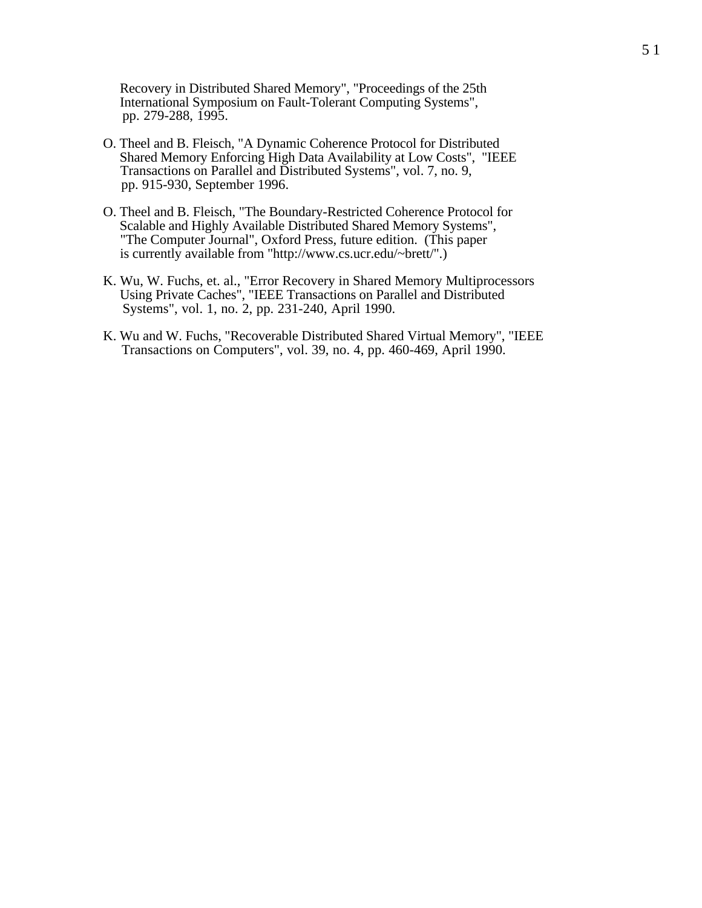Recovery in Distributed Shared Memory", "Proceedings of the 25th International Symposium on Fault-Tolerant Computing Systems", pp. 279-288, 1995.

O. Theel and B. Fleisch, "A Dynamic Coherence Protocol for Distributed Shared Memory Enforcing High Data Availability at Low Costs", "IEEE Transactions on Parallel and Distributed Systems", vol. 7, no. 9, pp. 915-930, September 1996.

O. Theel and B. Fleisch, "The Boundary-Restricted Coherence Protocol for Scalable and Highly Available Distributed Shared Memory Systems", "The Computer Journal", Oxford Press, future edition. (This paper is currently available from "http://www.cs.ucr.edu/~brett/".)

K. Wu, W. Fuchs, et. al., "Error Recovery in Shared Memory Multiprocessors Using Private Caches", "IEEE Transactions on Parallel and Distributed Systems", vol. 1, no. 2, pp. 231-240, April 1990.

K. Wu and W. Fuchs, "Recoverable Distributed Shared Virtual Memory", "IEEE Transactions on Computers", vol. 39, no. 4, pp. 460-469, April 1990.